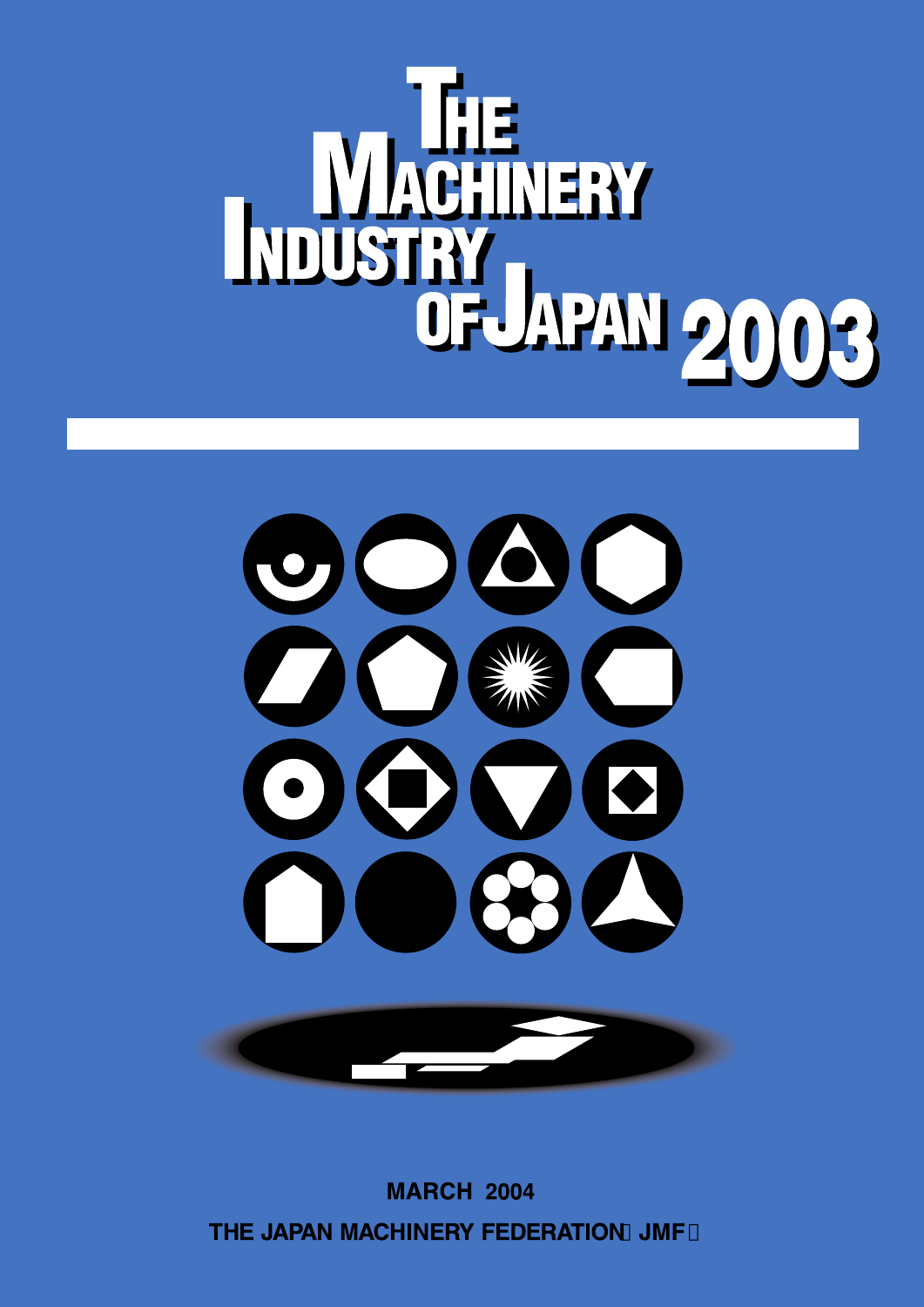# THE MACHINERY INDUSTRY OF JAPAN 2003

**MARCH 2004**

**THE JAPAN MACHINERY FEDERATION（JMF）**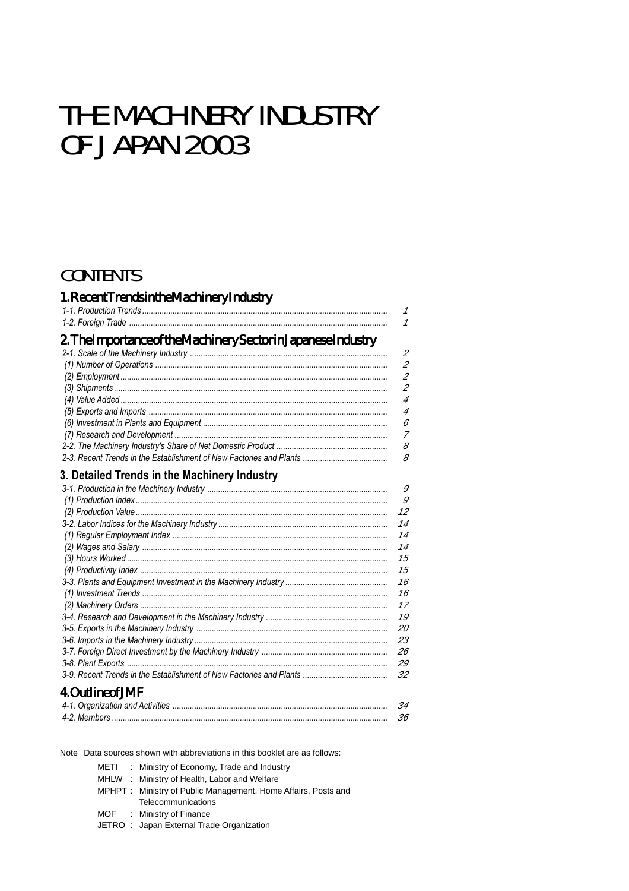# THE MACHINERY INDUSTRY OF JAPAN 2003

## CONTENTS

### 1. Recent Trends in the Machinery Industry

| | |
|---|---|
| *1-1. Production Trends* | 1 |
| *1-2. Foreign Trade* | 1 |

### 2. The Importance of the Machinery Sector in Japanese Industry

| | |
|---|---|
| *2-1. Scale of the Machinery Industry* | 2 |
| *(1) Number of Operations* | 2 |
| *(2) Employment* | 2 |
| *(3) Shipments* | 2 |
| *(4) Value Added* | 4 |
| *(5) Exports and Imports* | 4 |
| *(6) Investment in Plants and Equipment* | 6 |
| *(7) Research and Development* | 7 |
| *2-2. The Machinery Industry's Share of Net Domestic Product* | 8 |
| *2-3. Recent Trends in the Establishment of New Factories and Plants* | 8 |

### 3. Detailed Trends in the Machinery Industry

| | |
|---|---|
| *3-1. Production in the Machinery Industry* | 9 |
| *(1) Production Index* | 9 |
| *(2) Production Value* | 12 |
| *3-2. Labor Indices for the Machinery Industry* | 14 |
| *(1) Regular Employment Index* | 14 |
| *(2) Wages and Salary* | 14 |
| *(3) Hours Worked* | 15 |
| *(4) Productivity Index* | 15 |
| *3-3. Plants and Equipment Investment in the Machinery Industry* | 16 |
| *(1) Investment Trends* | 16 |
| *(2) Machinery Orders* | 17 |
| *3-4. Research and Development in the Machinery Industry* | 19 |
| *3-5. Exports in the Machinery Industry* | 20 |
| *3-6. Imports in the Machinery Industry* | 23 |
| *3-7. Foreign Direct Investment by the Machinery Industry* | 26 |
| *3-8. Plant Exports* | 29 |
| *3-9. Recent Trends in the Establishment of New Factories and Plants* | 32 |

### 4. Outline of JMF

| | |
|---|---|
| *4-1. Organization and Activities* | 34 |
| *4-2. Members* | 36 |

Note Data sources shown with abbreviations in this booklet are as follows:

- METI : Ministry of Economy, Trade and Industry
- MHLW : Ministry of Health, Labor and Welfare
- MPHPT : Ministry of Public Management, Home Affairs, Posts and Telecommunications
- MOF : Ministry of Finance
- JETRO : Japan External Trade Organization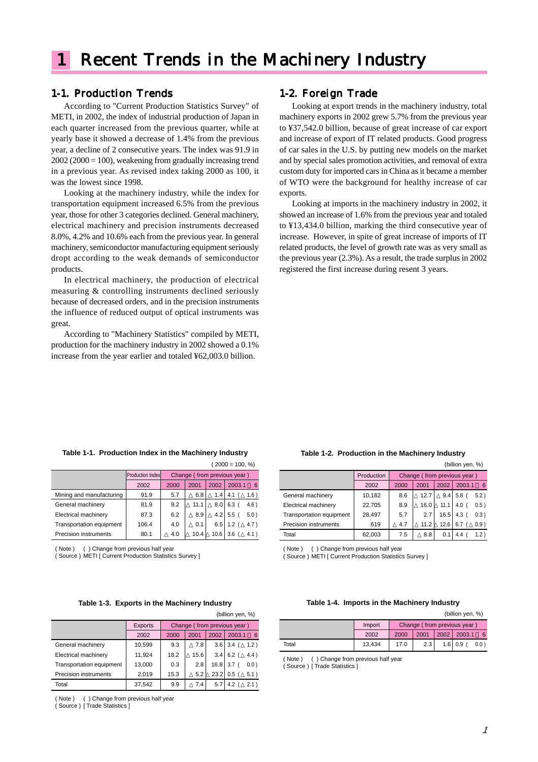# 1 Recent Trends in the Machinery Industry

## 1-1. Production Trends

According to "Current Production Statistics Survey" of METI, in 2002, the index of industrial production of Japan in each quarter increased from the previous quarter, while at yearly base it showed a decrease of 1.4% from the previous year, a decline of 2 consecutive years. The index was 91.9 in 2002 (2000 = 100), weakening from gradually increasing trend in a previous year. As revised index taking 2000 as 100, it was the lowest since 1998.

Looking at the machinery industry, while the index for transportation equipment increased 6.5% from the previous year, those for other 3 categories declined. General machinery, electrical machinery and precision instruments decreased 8.0%, 4.2% and 10.6% each from the previous year. In general machinery, semiconductor manufacturing equipment seriously dropt according to the weak demands of semiconductor products.

In electrical machinery, the production of electrical measuring & controlling instruments declined seriously because of decreased orders, and in the precision instruments the influence of reduced output of optical instruments was great.

According to "Machinery Statistics" compiled by METI, production for the machinery industry in 2002 showed a 0.1% increase from the year earlier and totaled ¥62,003.0 billion.

## 1-2. Foreign Trade

Looking at export trends in the machinery industry, total machinery exports in 2002 grew 5.7% from the previous year to ¥37,542.0 billion, because of great increase of car export and increase of export of IT related products. Good progress of car sales in the U.S. by putting new models on the market and by special sales promotion activities, and removal of extra custom duty for imported cars in China as it became a member of WTO were the background for healthy increase of car exports.

Looking at imports in the machinery industry in 2002, it showed an increase of 1.6% from the previous year and totaled to ¥13,434.0 billion, marking the third consecutive year of increase. However, in spite of great increase of imports of IT related products, the level of growth rate was as very small as the previous year (2.3%). As a result, the trade surplus in 2002 registered the first increase during resent 3 years.

**Table 1-1. Production Index in the Machinery Industry**

( 2000 = 100, %)

| | Production Index | Change ( from previous year ) | | | |
|---|---|---|---|---|---|
| | 2002 | 2000 | 2001 | 2002 | 2003.1 ～ 6 |
| Mining and manufacturing | 91.9 | 5.7 | △ 6.8 | △ 1.4 | 4.1 ( △ 1.6 ) |
| General machinery | 81.9 | 9.2 | △ 11.1 | △ 8.0 | 6.3 ( 4.6 ) |
| Electrical machinery | 87.3 | 6.2 | △ 8.9 | △ 4.2 | 5.5 ( 5.0 ) |
| Transportation equipment | 106.4 | 4.0 | △ 0.1 | 6.5 | 1.2 ( △ 4.7 ) |
| Precision instruments | 80.1 | △ 4.0 | △ 10.4 | △ 10.6 | 3.6 ( △ 4.1 ) |

( Note ) ( ) Change from previous half year
( Source ) METI [ Current Production Statistics Survey ]

**Table 1-2. Production in the Machinery Industry**

(billion yen, %)

| | Production | Change ( from previous year ) | | | |
|---|---|---|---|---|---|
| | 2002 | 2000 | 2001 | 2002 | 2003.1 ～ 6 |
| General machinery | 10,182 | 8.6 | △ 12.7 | △ 9.4 | 5.8 ( 5.2 ) |
| Electrical machinery | 22,705 | 8.9 | △ 16.0 | △ 11.1 | 4.0 ( 0.5 ) |
| Transportation equipment | 28,497 | 5.7 | 2.7 | 16.5 | 4.3 ( 0.3 ) |
| Precision instruments | 619 | △ 4.7 | △ 11.2 | △ 12.6 | 6.7 ( △ 0.9 ) |
| Total | 62,003 | 7.5 | △ 8.8 | 0.1 | 4.4 ( 1.2 ) |

( Note ) ( ) Change from previous half year
( Source ) METI [ Current Production Statistics Survey ]

**Table 1-3. Exports in the Machinery Industry**

(billion yen, %)

| | Exports | Change ( from previous year ) | | | |
|---|---|---|---|---|---|
| | 2002 | 2000 | 2001 | 2002 | 2003.1 ～ 6 |
| General machinery | 10,599 | 9.3 | △ 7.8 | 3.6 | 3.4 ( △ 1.2 ) |
| Electrical machinery | 11,924 | 18.2 | △ 15.6 | 3.4 | 6.2 ( △ 4.4 ) |
| Transportation equipment | 13,000 | 0.3 | 2.8 | 16.8 | 3.7 ( 0.0 ) |
| Precision instruments | 2,019 | 15.3 | △ 5.2 | △ 23.2 | 0.5 ( △ 5.1 ) |
| Total | 37,542 | 9.9 | △ 7.4 | 5.7 | 4.2 ( △ 2.1 ) |

( Note ) ( ) Change from previous half year
( Source ) [ Trade Statistics ]

**Table 1-4. Imports in the Machinery Industry**

(billion yen, %)

| | Import | Change ( from previous year ) | | | |
|---|---|---|---|---|---|
| | 2002 | 2000 | 2001 | 2002 | 2003.1 ～ 6 |
| Total | 13,434 | 17.0 | 2.3 | 1.6 | 0.9 ( 0.0 ) |

( Note ) ( ) Change from previous half year
( Source ) [ Trade Statistics ]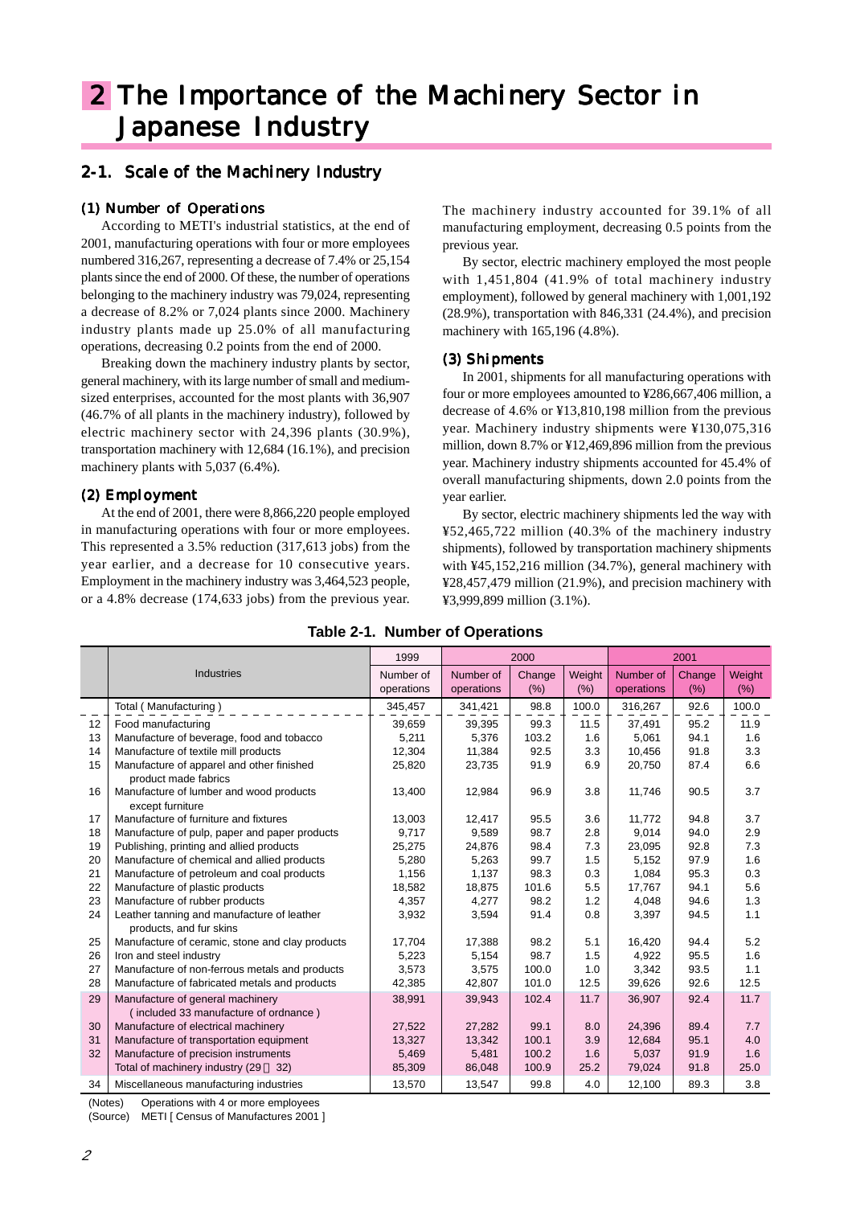# 2 The Importance of the Machinery Sector in Japanese Industry

## 2-1. Scale of the Machinery Industry

### (1) Number of Operations

According to METI's industrial statistics, at the end of 2001, manufacturing operations with four or more employees numbered 316,267, representing a decrease of 7.4% or 25,154 plants since the end of 2000. Of these, the number of operations belonging to the machinery industry was 79,024, representing a decrease of 8.2% or 7,024 plants since 2000. Machinery industry plants made up 25.0% of all manufacturing operations, decreasing 0.2 points from the end of 2000.

Breaking down the machinery industry plants by sector, general machinery, with its large number of small and medium-sized enterprises, accounted for the most plants with 36,907 (46.7% of all plants in the machinery industry), followed by electric machinery sector with 24,396 plants (30.9%), transportation machinery with 12,684 (16.1%), and precision machinery plants with 5,037 (6.4%).

### (2) Employment

At the end of 2001, there were 8,866,220 people employed in manufacturing operations with four or more employees. This represented a 3.5% reduction (317,613 jobs) from the year earlier, and a decrease for 10 consecutive years. Employment in the machinery industry was 3,464,523 people, or a 4.8% decrease (174,633 jobs) from the previous year. The machinery industry accounted for 39.1% of all manufacturing employment, decreasing 0.5 points from the previous year.

By sector, electric machinery employed the most people with 1,451,804 (41.9% of total machinery industry employment), followed by general machinery with 1,001,192 (28.9%), transportation with 846,331 (24.4%), and precision machinery with 165,196 (4.8%).

### (3) Shipments

In 2001, shipments for all manufacturing operations with four or more employees amounted to ¥286,667,406 million, a decrease of 4.6% or ¥13,810,198 million from the previous year. Machinery industry shipments were ¥130,075,316 million, down 8.7% or ¥12,469,896 million from the previous year. Machinery industry shipments accounted for 45.4% of overall manufacturing shipments, down 2.0 points from the year earlier.

By sector, electric machinery shipments led the way with ¥52,465,722 million (40.3% of the machinery industry shipments), followed by transportation machinery shipments with ¥45,152,216 million (34.7%), general machinery with ¥28,457,479 million (21.9%), and precision machinery with ¥3,999,899 million (3.1%).

**Table 2-1. Number of Operations**

| | Industries | 1999 | 2000 | | | 2001 | | |
|---|---|---|---|---|---|---|---|---|
| | | Number of operations | Number of operations | Change (%) | Weight (%) | Number of operations | Change (%) | Weight (%) |
| | Total ( Manufacturing ) | 345,457 | 341,421 | 98.8 | 100.0 | 316,267 | 92.6 | 100.0 |
| 12 | Food manufacturing | 39,659 | 39,395 | 99.3 | 11.5 | 37,491 | 95.2 | 11.9 |
| 13 | Manufacture of beverage, food and tobacco | 5,211 | 5,376 | 103.2 | 1.6 | 5,061 | 94.1 | 1.6 |
| 14 | Manufacture of textile mill products | 12,304 | 11,384 | 92.5 | 3.3 | 10,456 | 91.8 | 3.3 |
| 15 | Manufacture of apparel and other finished product made fabrics | 25,820 | 23,735 | 91.9 | 6.9 | 20,750 | 87.4 | 6.6 |
| 16 | Manufacture of lumber and wood products except furniture | 13,400 | 12,984 | 96.9 | 3.8 | 11,746 | 90.5 | 3.7 |
| 17 | Manufacture of furniture and fixtures | 13,003 | 12,417 | 95.5 | 3.6 | 11,772 | 94.8 | 3.7 |
| 18 | Manufacture of pulp, paper and paper products | 9,717 | 9,589 | 98.7 | 2.8 | 9,014 | 94.0 | 2.9 |
| 19 | Publishing, printing and allied products | 25,275 | 24,876 | 98.4 | 7.3 | 23,095 | 92.8 | 7.3 |
| 20 | Manufacture of chemical and allied products | 5,280 | 5,263 | 99.7 | 1.5 | 5,152 | 97.9 | 1.6 |
| 21 | Manufacture of petroleum and coal products | 1,156 | 1,137 | 98.3 | 0.3 | 1,084 | 95.3 | 0.3 |
| 22 | Manufacture of plastic products | 18,582 | 18,875 | 101.6 | 5.5 | 17,767 | 94.1 | 5.6 |
| 23 | Manufacture of rubber products | 4,357 | 4,277 | 98.2 | 1.2 | 4,048 | 94.6 | 1.3 |
| 24 | Leather tanning and manufacture of leather products, and fur skins | 3,932 | 3,594 | 91.4 | 0.8 | 3,397 | 94.5 | 1.1 |
| 25 | Manufacture of ceramic, stone and clay products | 17,704 | 17,388 | 98.2 | 5.1 | 16,420 | 94.4 | 5.2 |
| 26 | Iron and steel industry | 5,223 | 5,154 | 98.7 | 1.5 | 4,922 | 95.5 | 1.6 |
| 27 | Manufacture of non-ferrous metals and products | 3,573 | 3,575 | 100.0 | 1.0 | 3,342 | 93.5 | 1.1 |
| 28 | Manufacture of fabricated metals and products | 42,385 | 42,807 | 101.0 | 12.5 | 39,626 | 92.6 | 12.5 |
| 29 | Manufacture of general machinery ( included 33 manufacture of ordnance ) | 38,991 | 39,943 | 102.4 | 11.7 | 36,907 | 92.4 | 11.7 |
| 30 | Manufacture of electrical machinery | 27,522 | 27,282 | 99.1 | 8.0 | 24,396 | 89.4 | 7.7 |
| 31 | Manufacture of transportation equipment | 13,327 | 13,342 | 100.1 | 3.9 | 12,684 | 95.1 | 4.0 |
| 32 | Manufacture of precision instruments | 5,469 | 5,481 | 100.2 | 1.6 | 5,037 | 91.9 | 1.6 |
| | Total of machinery industry (29～32) | 85,309 | 86,048 | 100.9 | 25.2 | 79,024 | 91.8 | 25.0 |
| 34 | Miscellaneous manufacturing industries | 13,570 | 13,547 | 99.8 | 4.0 | 12,100 | 89.3 | 3.8 |

(Notes) Operations with 4 or more employees

(Source) METI [ Census of Manufactures 2001 ]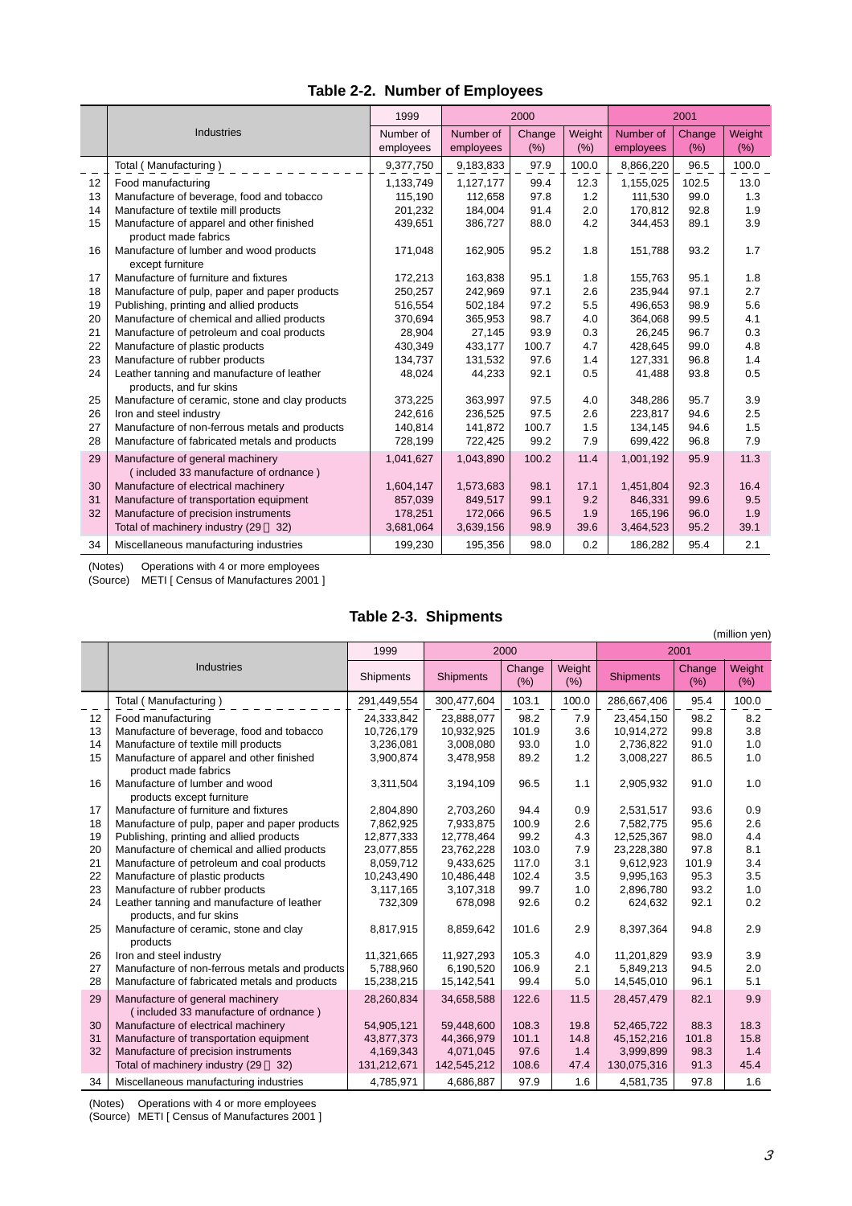## Table 2-2. Number of Employees

| | Industries | 1999 | 2000 | | | 2001 | | |
|---|---|---|---|---|---|---|---|---|
| | | Number of employees | Number of employees | Change (%) | Weight (%) | Number of employees | Change (%) | Weight (%) |
| | Total ( Manufacturing ) | 9,377,750 | 9,183,833 | 97.9 | 100.0 | 8,866,220 | 96.5 | 100.0 |
| 12 | Food manufacturing | 1,133,749 | 1,127,177 | 99.4 | 12.3 | 1,155,025 | 102.5 | 13.0 |
| 13 | Manufacture of beverage, food and tobacco | 115,190 | 112,658 | 97.8 | 1.2 | 111,530 | 99.0 | 1.3 |
| 14 | Manufacture of textile mill products | 201,232 | 184,004 | 91.4 | 2.0 | 170,812 | 92.8 | 1.9 |
| 15 | Manufacture of apparel and other finished product made fabrics | 439,651 | 386,727 | 88.0 | 4.2 | 344,453 | 89.1 | 3.9 |
| 16 | Manufacture of lumber and wood products except furniture | 171,048 | 162,905 | 95.2 | 1.8 | 151,788 | 93.2 | 1.7 |
| 17 | Manufacture of furniture and fixtures | 172,213 | 163,838 | 95.1 | 1.8 | 155,763 | 95.1 | 1.8 |
| 18 | Manufacture of pulp, paper and paper products | 250,257 | 242,969 | 97.1 | 2.6 | 235,944 | 97.1 | 2.7 |
| 19 | Publishing, printing and allied products | 516,554 | 502,184 | 97.2 | 5.5 | 496,653 | 98.9 | 5.6 |
| 20 | Manufacture of chemical and allied products | 370,694 | 365,953 | 98.7 | 4.0 | 364,068 | 99.5 | 4.1 |
| 21 | Manufacture of petroleum and coal products | 28,904 | 27,145 | 93.9 | 0.3 | 26,245 | 96.7 | 0.3 |
| 22 | Manufacture of plastic products | 430,349 | 433,177 | 100.7 | 4.7 | 428,645 | 99.0 | 4.8 |
| 23 | Manufacture of rubber products | 134,737 | 131,532 | 97.6 | 1.4 | 127,331 | 96.8 | 1.4 |
| 24 | Leather tanning and manufacture of leather products, and fur skins | 48,024 | 44,233 | 92.1 | 0.5 | 41,488 | 93.8 | 0.5 |
| 25 | Manufacture of ceramic, stone and clay products | 373,225 | 363,997 | 97.5 | 4.0 | 348,286 | 95.7 | 3.9 |
| 26 | Iron and steel industry | 242,616 | 236,525 | 97.5 | 2.6 | 223,817 | 94.6 | 2.5 |
| 27 | Manufacture of non-ferrous metals and products | 140,814 | 141,872 | 100.7 | 1.5 | 134,145 | 94.6 | 1.5 |
| 28 | Manufacture of fabricated metals and products | 728,199 | 722,425 | 99.2 | 7.9 | 699,422 | 96.8 | 7.9 |
| 29 | Manufacture of general machinery ( included 33 manufacture of ordnance ) | 1,041,627 | 1,043,890 | 100.2 | 11.4 | 1,001,192 | 95.9 | 11.3 |
| 30 | Manufacture of electrical machinery | 1,604,147 | 1,573,683 | 98.1 | 17.1 | 1,451,804 | 92.3 | 16.4 |
| 31 | Manufacture of transportation equipment | 857,039 | 849,517 | 99.1 | 9.2 | 846,331 | 99.6 | 9.5 |
| 32 | Manufacture of precision instruments | 178,251 | 172,066 | 96.5 | 1.9 | 165,196 | 96.0 | 1.9 |
| | Total of machinery industry (29～32) | 3,681,064 | 3,639,156 | 98.9 | 39.6 | 3,464,523 | 95.2 | 39.1 |
| 34 | Miscellaneous manufacturing industries | 199,230 | 195,356 | 98.0 | 0.2 | 186,282 | 95.4 | 2.1 |

(Notes) Operations with 4 or more employees
(Source) METI [ Census of Manufactures 2001 ]

## Table 2-3. Shipments

(million yen)

| | Industries | 1999 | 2000 | | | 2001 | | |
|---|---|---|---|---|---|---|---|---|
| | | Shipments | Shipments | Change (%) | Weight (%) | Shipments | Change (%) | Weight (%) |
| | Total ( Manufacturing ) | 291,449,554 | 300,477,604 | 103.1 | 100.0 | 286,667,406 | 95.4 | 100.0 |
| 12 | Food manufacturing | 24,333,842 | 23,888,077 | 98.2 | 7.9 | 23,454,150 | 98.2 | 8.2 |
| 13 | Manufacture of beverage, food and tobacco | 10,726,179 | 10,932,925 | 101.9 | 3.6 | 10,914,272 | 99.8 | 3.8 |
| 14 | Manufacture of textile mill products | 3,236,081 | 3,008,080 | 93.0 | 1.0 | 2,736,822 | 91.0 | 1.0 |
| 15 | Manufacture of apparel and other finished product made fabrics | 3,900,874 | 3,478,958 | 89.2 | 1.2 | 3,008,227 | 86.5 | 1.0 |
| 16 | Manufacture of lumber and wood products except furniture | 3,311,504 | 3,194,109 | 96.5 | 1.1 | 2,905,932 | 91.0 | 1.0 |
| 17 | Manufacture of furniture and fixtures | 2,804,890 | 2,703,260 | 94.4 | 0.9 | 2,531,517 | 93.6 | 0.9 |
| 18 | Manufacture of pulp, paper and paper products | 7,862,925 | 7,933,875 | 100.9 | 2.6 | 7,582,775 | 95.6 | 2.6 |
| 19 | Publishing, printing and allied products | 12,877,333 | 12,778,464 | 99.2 | 4.3 | 12,525,367 | 98.0 | 4.4 |
| 20 | Manufacture of chemical and allied products | 23,077,855 | 23,762,228 | 103.0 | 7.9 | 23,228,380 | 97.8 | 8.1 |
| 21 | Manufacture of petroleum and coal products | 8,059,712 | 9,433,625 | 117.0 | 3.1 | 9,612,923 | 101.9 | 3.4 |
| 22 | Manufacture of plastic products | 10,243,490 | 10,486,448 | 102.4 | 3.5 | 9,995,163 | 95.3 | 3.5 |
| 23 | Manufacture of rubber products | 3,117,165 | 3,107,318 | 99.7 | 1.0 | 2,896,780 | 93.2 | 1.0 |
| 24 | Leather tanning and manufacture of leather products, and fur skins | 732,309 | 678,098 | 92.6 | 0.2 | 624,632 | 92.1 | 0.2 |
| 25 | Manufacture of ceramic, stone and clay products | 8,817,915 | 8,859,642 | 101.6 | 2.9 | 8,397,364 | 94.8 | 2.9 |
| 26 | Iron and steel industry | 11,321,665 | 11,927,293 | 105.3 | 4.0 | 11,201,829 | 93.9 | 3.9 |
| 27 | Manufacture of non-ferrous metals and products | 5,788,960 | 6,190,520 | 106.9 | 2.1 | 5,849,213 | 94.5 | 2.0 |
| 28 | Manufacture of fabricated metals and products | 15,238,215 | 15,142,541 | 99.4 | 5.0 | 14,545,010 | 96.1 | 5.1 |
| 29 | Manufacture of general machinery ( included 33 manufacture of ordnance ) | 28,260,834 | 34,658,588 | 122.6 | 11.5 | 28,457,479 | 82.1 | 9.9 |
| 30 | Manufacture of electrical machinery | 54,905,121 | 59,448,600 | 108.3 | 19.8 | 52,465,722 | 88.3 | 18.3 |
| 31 | Manufacture of transportation equipment | 43,877,373 | 44,366,979 | 101.1 | 14.8 | 45,152,216 | 101.8 | 15.8 |
| 32 | Manufacture of precision instruments | 4,169,343 | 4,071,045 | 97.6 | 1.4 | 3,999,899 | 98.3 | 1.4 |
| | Total of machinery industry (29～32) | 131,212,671 | 142,545,212 | 108.6 | 47.4 | 130,075,316 | 91.3 | 45.4 |
| 34 | Miscellaneous manufacturing industries | 4,785,971 | 4,686,887 | 97.9 | 1.6 | 4,581,735 | 97.8 | 1.6 |

(Notes) Operations with 4 or more employees
(Source) METI [ Census of Manufactures 2001 ]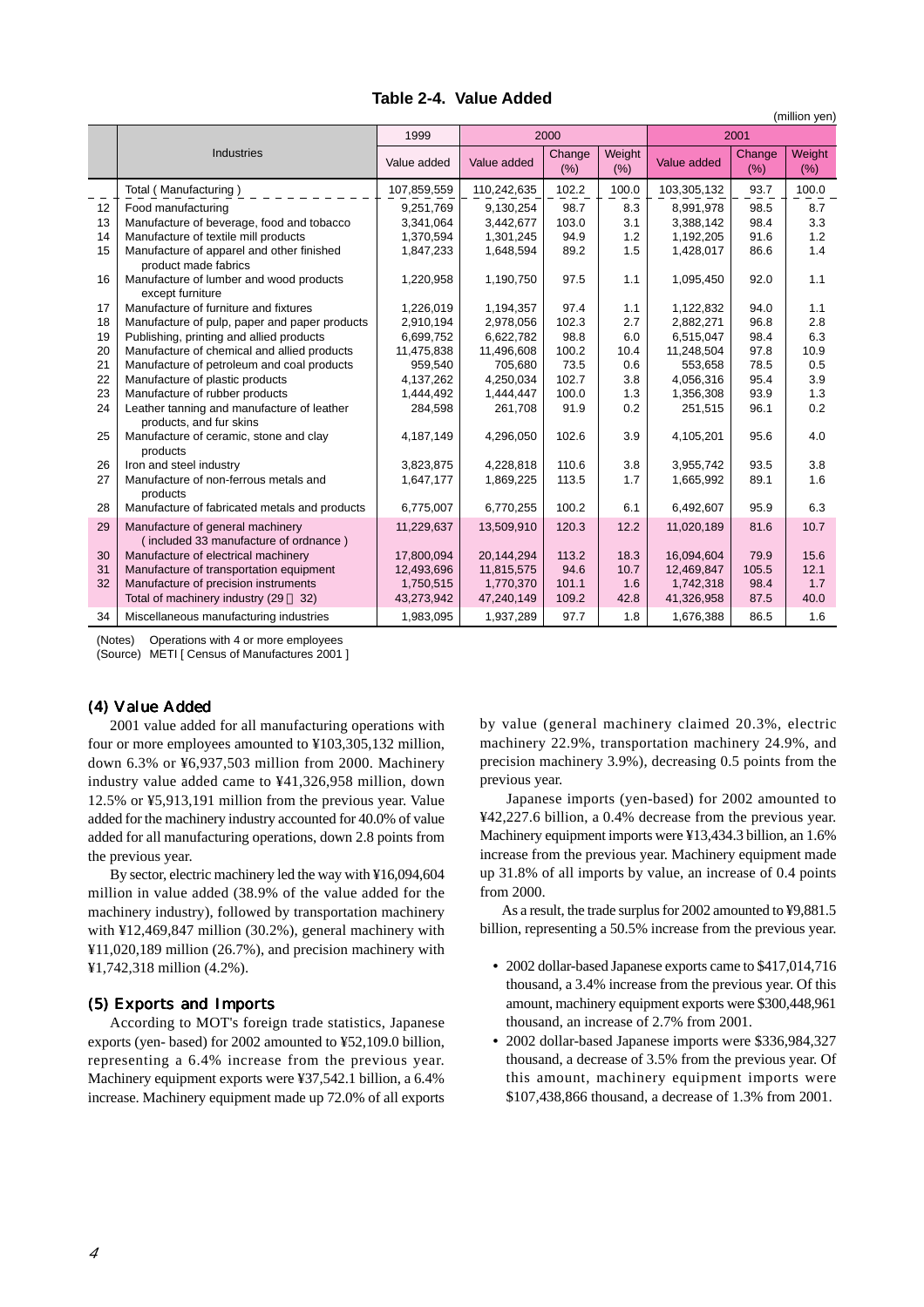# Table 2-4. Value Added

(million yen)

| | Industries | 1999 | 2000 | | | 2001 | | |
|---|---|---|---|---|---|---|---|---|
| | | Value added | Value added | Change (%) | Weight (%) | Value added | Change (%) | Weight (%) |
| | Total ( Manufacturing ) | 107,859,559 | 110,242,635 | 102.2 | 100.0 | 103,305,132 | 93.7 | 100.0 |
| 12 | Food manufacturing | 9,251,769 | 9,130,254 | 98.7 | 8.3 | 8,991,978 | 98.5 | 8.7 |
| 13 | Manufacture of beverage, food and tobacco | 3,341,064 | 3,442,677 | 103.0 | 3.1 | 3,388,142 | 98.4 | 3.3 |
| 14 | Manufacture of textile mill products | 1,370,594 | 1,301,245 | 94.9 | 1.2 | 1,192,205 | 91.6 | 1.2 |
| 15 | Manufacture of apparel and other finished product made fabrics | 1,847,233 | 1,648,594 | 89.2 | 1.5 | 1,428,017 | 86.6 | 1.4 |
| 16 | Manufacture of lumber and wood products except furniture | 1,220,958 | 1,190,750 | 97.5 | 1.1 | 1,095,450 | 92.0 | 1.1 |
| 17 | Manufacture of furniture and fixtures | 1,226,019 | 1,194,357 | 97.4 | 1.1 | 1,122,832 | 94.0 | 1.1 |
| 18 | Manufacture of pulp, paper and paper products | 2,910,194 | 2,978,056 | 102.3 | 2.7 | 2,882,271 | 96.8 | 2.8 |
| 19 | Publishing, printing and allied products | 6,699,752 | 6,622,782 | 98.8 | 6.0 | 6,515,047 | 98.4 | 6.3 |
| 20 | Manufacture of chemical and allied products | 11,475,838 | 11,496,608 | 100.2 | 10.4 | 11,248,504 | 97.8 | 10.9 |
| 21 | Manufacture of petroleum and coal products | 959,540 | 705,680 | 73.5 | 0.6 | 553,658 | 78.5 | 0.5 |
| 22 | Manufacture of plastic products | 4,137,262 | 4,250,034 | 102.7 | 3.8 | 4,056,316 | 95.4 | 3.9 |
| 23 | Manufacture of rubber products | 1,444,492 | 1,444,447 | 100.0 | 1.3 | 1,356,308 | 93.9 | 1.3 |
| 24 | Leather tanning and manufacture of leather products, and fur skins | 284,598 | 261,708 | 91.9 | 0.2 | 251,515 | 96.1 | 0.2 |
| 25 | Manufacture of ceramic, stone and clay products | 4,187,149 | 4,296,050 | 102.6 | 3.9 | 4,105,201 | 95.6 | 4.0 |
| 26 | Iron and steel industry | 3,823,875 | 4,228,818 | 110.6 | 3.8 | 3,955,742 | 93.5 | 3.8 |
| 27 | Manufacture of non-ferrous metals and products | 1,647,177 | 1,869,225 | 113.5 | 1.7 | 1,665,992 | 89.1 | 1.6 |
| 28 | Manufacture of fabricated metals and products | 6,775,007 | 6,770,255 | 100.2 | 6.1 | 6,492,607 | 95.9 | 6.3 |
| 29 | Manufacture of general machinery ( included 33 manufacture of ordnance ) | 11,229,637 | 13,509,910 | 120.3 | 12.2 | 11,020,189 | 81.6 | 10.7 |
| 30 | Manufacture of electrical machinery | 17,800,094 | 20,144,294 | 113.2 | 18.3 | 16,094,604 | 79.9 | 15.6 |
| 31 | Manufacture of transportation equipment | 12,493,696 | 11,815,575 | 94.6 | 10.7 | 12,469,847 | 105.5 | 12.1 |
| 32 | Manufacture of precision instruments | 1,750,515 | 1,770,370 | 101.1 | 1.6 | 1,742,318 | 98.4 | 1.7 |
| | Total of machinery industry (29～32) | 43,273,942 | 47,240,149 | 109.2 | 42.8 | 41,326,958 | 87.5 | 40.0 |
| 34 | Miscellaneous manufacturing industries | 1,983,095 | 1,937,289 | 97.7 | 1.8 | 1,676,388 | 86.5 | 1.6 |

(Notes) Operations with 4 or more employees
(Source) METI [ Census of Manufactures 2001 ]

### (4) Value Added

2001 value added for all manufacturing operations with four or more employees amounted to ¥103,305,132 million, down 6.3% or ¥6,937,503 million from 2000. Machinery industry value added came to ¥41,326,958 million, down 12.5% or ¥5,913,191 million from the previous year. Value added for the machinery industry accounted for 40.0% of value added for all manufacturing operations, down 2.8 points from the previous year.

By sector, electric machinery led the way with ¥16,094,604 million in value added (38.9% of the value added for the machinery industry), followed by transportation machinery with ¥12,469,847 million (30.2%), general machinery with ¥11,020,189 million (26.7%), and precision machinery with ¥1,742,318 million (4.2%).

### (5) Exports and Imports

According to MOT's foreign trade statistics, Japanese exports (yen- based) for 2002 amounted to ¥52,109.0 billion, representing a 6.4% increase from the previous year. Machinery equipment exports were ¥37,542.1 billion, a 6.4% increase. Machinery equipment made up 72.0% of all exports by value (general machinery claimed 20.3%, electric machinery 22.9%, transportation machinery 24.9%, and precision machinery 3.9%), decreasing 0.5 points from the previous year.

Japanese imports (yen-based) for 2002 amounted to ¥42,227.6 billion, a 0.4% decrease from the previous year. Machinery equipment imports were ¥13,434.3 billion, an 1.6% increase from the previous year. Machinery equipment made up 31.8% of all imports by value, an increase of 0.4 points from 2000.

As a result, the trade surplus for 2002 amounted to ¥9,881.5 billion, representing a 50.5% increase from the previous year.

- 2002 dollar-based Japanese exports came to $417,014,716 thousand, a 3.4% increase from the previous year. Of this amount, machinery equipment exports were $300,448,961 thousand, an increase of 2.7% from 2001.
- 2002 dollar-based Japanese imports were $336,984,327 thousand, a decrease of 3.5% from the previous year. Of this amount, machinery equipment imports were $107,438,866 thousand, a decrease of 1.3% from 2001.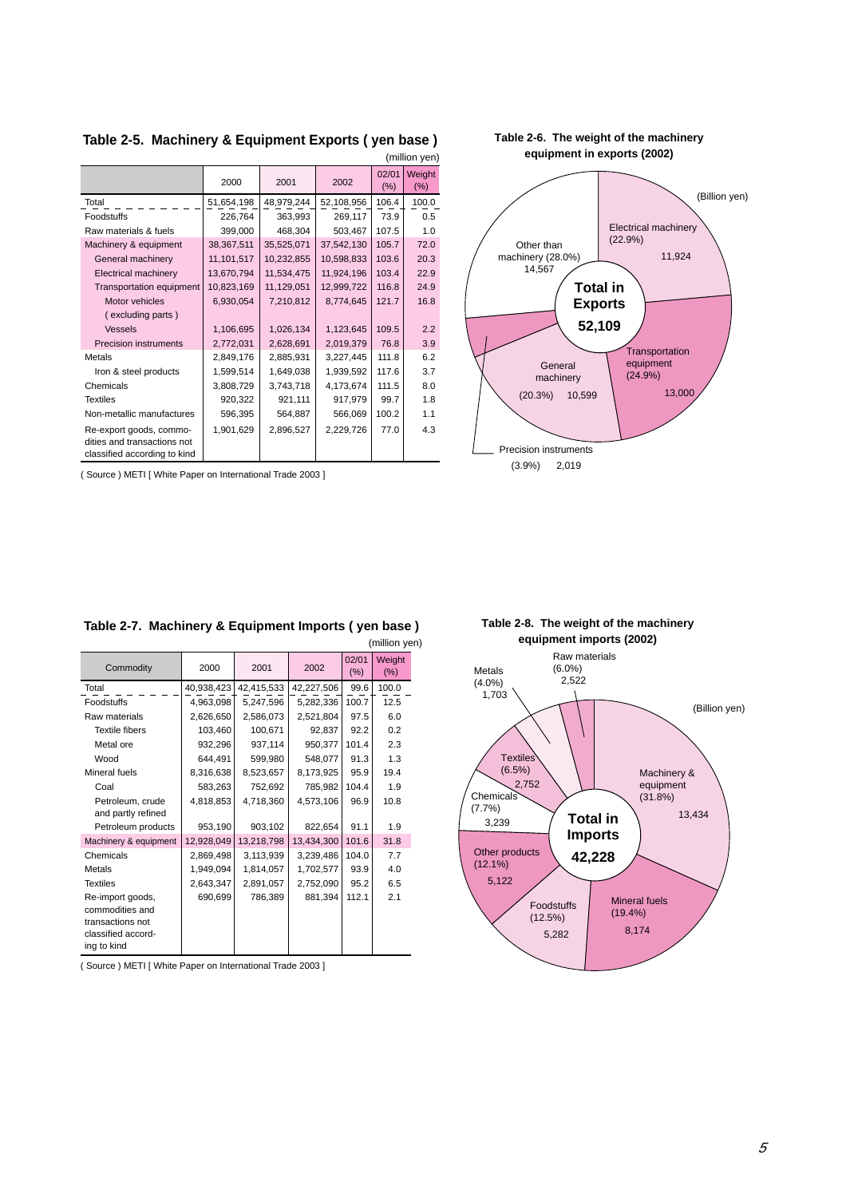### Table 2-5. Machinery & Equipment Exports ( yen base )

(million yen)

| | 2000 | 2001 | 2002 | 02/01 (%) | Weight (%) |
|---|---|---|---|---|---|
| Total | 51,654,198 | 48,979,244 | 52,108,956 | 106.4 | 100.0 |
| Foodstuffs | 226,764 | 363,993 | 269,117 | 73.9 | 0.5 |
| Raw materials & fuels | 399,000 | 468,304 | 503,467 | 107.5 | 1.0 |
| Machinery & equipment | 38,367,511 | 35,525,071 | 37,542,130 | 105.7 | 72.0 |
| General machinery | 11,101,517 | 10,232,855 | 10,598,833 | 103.6 | 20.3 |
| Electrical machinery | 13,670,794 | 11,534,475 | 11,924,196 | 103.4 | 22.9 |
| Transportation equipment | 10,823,169 | 11,129,051 | 12,999,722 | 116.8 | 24.9 |
| Motor vehicles ( excluding parts ) | 6,930,054 | 7,210,812 | 8,774,645 | 121.7 | 16.8 |
| Vessels | 1,106,695 | 1,026,134 | 1,123,645 | 109.5 | 2.2 |
| Precision instruments | 2,772,031 | 2,628,691 | 2,019,379 | 76.8 | 3.9 |
| Metals | 2,849,176 | 2,885,931 | 3,227,445 | 111.8 | 6.2 |
| Iron & steel products | 1,599,514 | 1,649,038 | 1,939,592 | 117.6 | 3.7 |
| Chemicals | 3,808,729 | 3,743,718 | 4,173,674 | 111.5 | 8.0 |
| Textiles | 920,322 | 921,111 | 917,979 | 99.7 | 1.8 |
| Non-metallic manufactures | 596,395 | 564,887 | 566,069 | 100.2 | 1.1 |
| Re-export goods, commodities and transactions not classified according to kind | 1,901,629 | 2,896,527 | 2,229,726 | 77.0 | 4.3 |

( Source ) METI [ White Paper on International Trade 2003 ]

### Table 2-6. The weight of the machinery equipment in exports (2002)

(Billion yen)

Total in Exports 52,109

- Electrical machinery (22.9%) 11,924
- Transportation equipment (24.9%) 13,000
- Precision instruments (3.9%) 2,019
- General machinery (20.3%) 10,599
- Other than machinery (28.0%) 14,567

### Table 2-7. Machinery & Equipment Imports ( yen base )

(million yen)

| Commodity | 2000 | 2001 | 2002 | 02/01 (%) | Weight (%) |
|---|---|---|---|---|---|
| Total | 40,938,423 | 42,415,533 | 42,227,506 | 99.6 | 100.0 |
| Foodstuffs | 4,963,098 | 5,247,596 | 5,282,336 | 100.7 | 12.5 |
| Raw materials | 2,626,650 | 2,586,073 | 2,521,804 | 97.5 | 6.0 |
| Textile fibers | 103,460 | 100,671 | 92,837 | 92.2 | 0.2 |
| Metal ore | 932,296 | 937,114 | 950,377 | 101.4 | 2.3 |
| Wood | 644,491 | 599,980 | 548,077 | 91.3 | 1.3 |
| Mineral fuels | 8,316,638 | 8,523,657 | 8,173,925 | 95.9 | 19.4 |
| Coal | 583,263 | 752,692 | 785,982 | 104.4 | 1.9 |
| Petroleum, crude and partly refined | 4,818,853 | 4,718,360 | 4,573,106 | 96.9 | 10.8 |
| Petroleum products | 953,190 | 903,102 | 822,654 | 91.1 | 1.9 |
| Machinery & equipment | 12,928,049 | 13,218,798 | 13,434,300 | 101.6 | 31.8 |
| Chemicals | 2,869,498 | 3,113,939 | 3,239,486 | 104.0 | 7.7 |
| Metals | 1,949,094 | 1,814,057 | 1,702,577 | 93.9 | 4.0 |
| Textiles | 2,643,347 | 2,891,057 | 2,752,090 | 95.2 | 6.5 |
| Re-import goods, commodities and transactions not classified according to kind | 690,699 | 786,389 | 881,394 | 112.1 | 2.1 |

( Source ) METI [ White Paper on International Trade 2003 ]

### Table 2-8. The weight of the machinery equipment imports (2002)

(Billion yen)

Total in Imports 42,228

- Machinery & equipment (31.8%) 13,434
- Mineral fuels (19.4%) 8,174
- Foodstuffs (12.5%) 5,282
- Other products (12.1%) 5,122
- Chemicals (7.7%) 3,239
- Textiles (6.5%) 2,752
- Metals (4.0%) 1,703
- Raw materials (6.0%) 2,522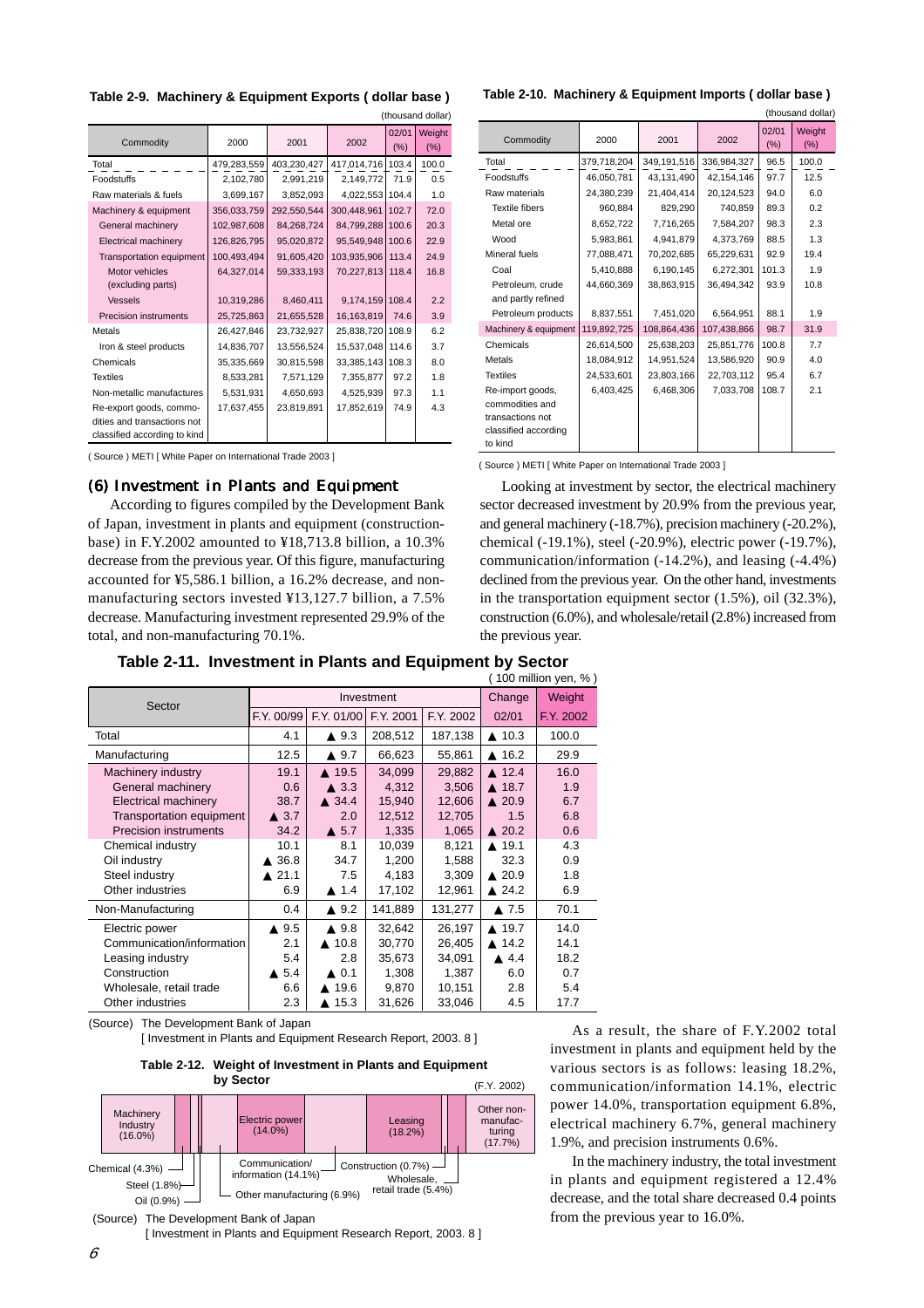**Table 2-9. Machinery & Equipment Exports ( dollar base )**

(thousand dollar)

| Commodity | 2000 | 2001 | 2002 | 02/01 (%) | Weight (%) |
|---|---|---|---|---|---|
| Total | 479,283,559 | 403,230,427 | 417,014,716 | 103.4 | 100.0 |
| Foodstuffs | 2,102,780 | 2,991,219 | 2,149,772 | 71.9 | 0.5 |
| Raw materials & fuels | 3,699,167 | 3,852,093 | 4,022,553 | 104.4 | 1.0 |
| Machinery & equipment | 356,033,759 | 292,550,544 | 300,448,961 | 102.7 | 72.0 |
| General machinery | 102,987,608 | 84,268,724 | 84,799,288 | 100.6 | 20.3 |
| Electrical machinery | 126,826,795 | 95,020,872 | 95,549,948 | 100.6 | 22.9 |
| Transportation equipment | 100,493,494 | 91,605,420 | 103,935,906 | 113.4 | 24.9 |
| Motor vehicles (excluding parts) | 64,327,014 | 59,333,193 | 70,227,813 | 118.4 | 16.8 |
| Vessels | 10,319,286 | 8,460,411 | 9,174,159 | 108.4 | 2.2 |
| Precision instruments | 25,725,863 | 21,655,528 | 16,163,819 | 74.6 | 3.9 |
| Metals | 26,427,846 | 23,732,927 | 25,838,720 | 108.9 | 6.2 |
| Iron & steel products | 14,836,707 | 13,556,524 | 15,537,048 | 114.6 | 3.7 |
| Chemicals | 35,335,669 | 30,815,598 | 33,385,143 | 108.3 | 8.0 |
| Textiles | 8,533,281 | 7,571,129 | 7,355,877 | 97.2 | 1.8 |
| Non-metallic manufactures | 5,531,931 | 4,650,693 | 4,525,939 | 97.3 | 1.1 |
| Re-export goods, commodities and transactions not classified according to kind | 17,637,455 | 23,819,891 | 17,852,619 | 74.9 | 4.3 |

( Source ) METI [ White Paper on International Trade 2003 ]

**Table 2-10. Machinery & Equipment Imports ( dollar base )**

(thousand dollar)

| Commodity | 2000 | 2001 | 2002 | 02/01 (%) | Weight (%) |
|---|---|---|---|---|---|
| Total | 379,718,204 | 349,191,516 | 336,984,327 | 96.5 | 100.0 |
| Foodstuffs | 46,050,781 | 43,131,490 | 42,154,146 | 97.7 | 12.5 |
| Raw materials | 24,380,239 | 21,404,414 | 20,124,523 | 94.0 | 6.0 |
| Textile fibers | 960,884 | 829,290 | 740,859 | 89.3 | 0.2 |
| Metal ore | 8,652,722 | 7,716,265 | 7,584,207 | 98.3 | 2.3 |
| Wood | 5,983,861 | 4,941,879 | 4,373,769 | 88.5 | 1.3 |
| Mineral fuels | 77,088,471 | 70,202,685 | 65,229,631 | 92.9 | 19.4 |
| Coal | 5,410,888 | 6,190,145 | 6,272,301 | 101.3 | 1.9 |
| Petroleum, crude and partly refined | 44,660,369 | 38,863,915 | 36,494,342 | 93.9 | 10.8 |
| Petroleum products | 8,837,551 | 7,451,020 | 6,564,951 | 88.1 | 1.9 |
| Machinery & equipment | 119,892,725 | 108,864,436 | 107,438,866 | 98.7 | 31.9 |
| Chemicals | 26,614,500 | 25,638,203 | 25,851,776 | 100.8 | 7.7 |
| Metals | 18,084,912 | 14,951,524 | 13,586,920 | 90.9 | 4.0 |
| Textiles | 24,533,601 | 23,803,166 | 22,703,112 | 95.4 | 6.7 |
| Re-import goods, commodities and transactions not classified according to kind | 6,403,425 | 6,468,306 | 7,033,708 | 108.7 | 2.1 |

( Source ) METI [ White Paper on International Trade 2003 ]

## (6) Investment in Plants and Equipment

According to figures compiled by the Development Bank of Japan, investment in plants and equipment (construction-base) in F.Y.2002 amounted to ¥18,713.8 billion, a 10.3% decrease from the previous year. Of this figure, manufacturing accounted for ¥5,586.1 billion, a 16.2% decrease, and non-manufacturing sectors invested ¥13,127.7 billion, a 7.5% decrease. Manufacturing investment represented 29.9% of the total, and non-manufacturing 70.1%.

Looking at investment by sector, the electrical machinery sector decreased investment by 20.9% from the previous year, and general machinery (-18.7%), precision machinery (-20.2%), chemical (-19.1%), steel (-20.9%), electric power (-19.7%), communication/information (-14.2%), and leasing (-4.4%) declined from the previous year. On the other hand, investments in the transportation equipment sector (1.5%), oil (32.3%), construction (6.0%), and wholesale/retail (2.8%) increased from the previous year.

**Table 2-11. Investment in Plants and Equipment by Sector**

( 100 million yen, % )

| Sector | Investment | | | | Change | Weight |
|---|---|---|---|---|---|---|
| | F.Y. 00/99 | F.Y. 01/00 | F.Y. 2001 | F.Y. 2002 | 02/01 | F.Y. 2002 |
| Total | 4.1 | ▲ 9.3 | 208,512 | 187,138 | ▲ 10.3 | 100.0 |
| Manufacturing | 12.5 | ▲ 9.7 | 66,623 | 55,861 | ▲ 16.2 | 29.9 |
| Machinery industry | 19.1 | ▲ 19.5 | 34,099 | 29,882 | ▲ 12.4 | 16.0 |
| General machinery | 0.6 | ▲ 3.3 | 4,312 | 3,506 | ▲ 18.7 | 1.9 |
| Electrical machinery | 38.7 | ▲ 34.4 | 15,940 | 12,606 | ▲ 20.9 | 6.7 |
| Transportation equipment | ▲ 3.7 | 2.0 | 12,512 | 12,705 | 1.5 | 6.8 |
| Precision instruments | 34.2 | ▲ 5.7 | 1,335 | 1,065 | ▲ 20.2 | 0.6 |
| Chemical industry | 10.1 | 8.1 | 10,039 | 8,121 | ▲ 19.1 | 4.3 |
| Oil industry | ▲ 36.8 | 34.7 | 1,200 | 1,588 | 32.3 | 0.9 |
| Steel industry | ▲ 21.1 | 7.5 | 4,183 | 3,309 | ▲ 20.9 | 1.8 |
| Other industries | 6.9 | ▲ 1.4 | 17,102 | 12,961 | ▲ 24.2 | 6.9 |
| Non-Manufacturing | 0.4 | ▲ 9.2 | 141,889 | 131,277 | ▲ 7.5 | 70.1 |
| Electric power | ▲ 9.5 | ▲ 9.8 | 32,642 | 26,197 | ▲ 19.7 | 14.0 |
| Communication/information | 2.1 | ▲ 10.8 | 30,770 | 26,405 | ▲ 14.2 | 14.1 |
| Leasing industry | 5.4 | 2.8 | 35,673 | 34,091 | ▲ 4.4 | 18.2 |
| Construction | ▲ 5.4 | ▲ 0.1 | 1,308 | 1,387 | 6.0 | 0.7 |
| Wholesale, retail trade | 6.6 | ▲ 19.6 | 9,870 | 10,151 | 2.8 | 5.4 |
| Other industries | 2.3 | ▲ 15.3 | 31,626 | 33,046 | 4.5 | 17.7 |

(Source) The Development Bank of Japan
[ Investment in Plants and Equipment Research Report, 2003. 8 ]

**Table 2-12. Weight of Investment in Plants and Equipment by Sector**

(F.Y. 2002)

| Sector | Weight |
|---|---|
| Machinery Industry | 16.0% |
| Chemical | 4.3% |
| Steel | 1.8% |
| Oil | 0.9% |
| Other manufacturing | 6.9% |
| Electric power | 14.0% |
| Communication/information | 14.1% |
| Construction | 0.7% |
| Leasing | 18.2% |
| Wholesale, retail trade | 5.4% |
| Other non-manufacturing | 17.7% |

(Source) The Development Bank of Japan
[ Investment in Plants and Equipment Research Report, 2003. 8 ]

As a result, the share of F.Y.2002 total investment in plants and equipment held by the various sectors is as follows: leasing 18.2%, communication/information 14.1%, electric power 14.0%, transportation equipment 6.8%, electrical machinery 6.7%, general machinery 1.9%, and precision instruments 0.6%.

In the machinery industry, the total investment in plants and equipment registered a 12.4% decrease, and the total share decreased 0.4 points from the previous year to 16.0%.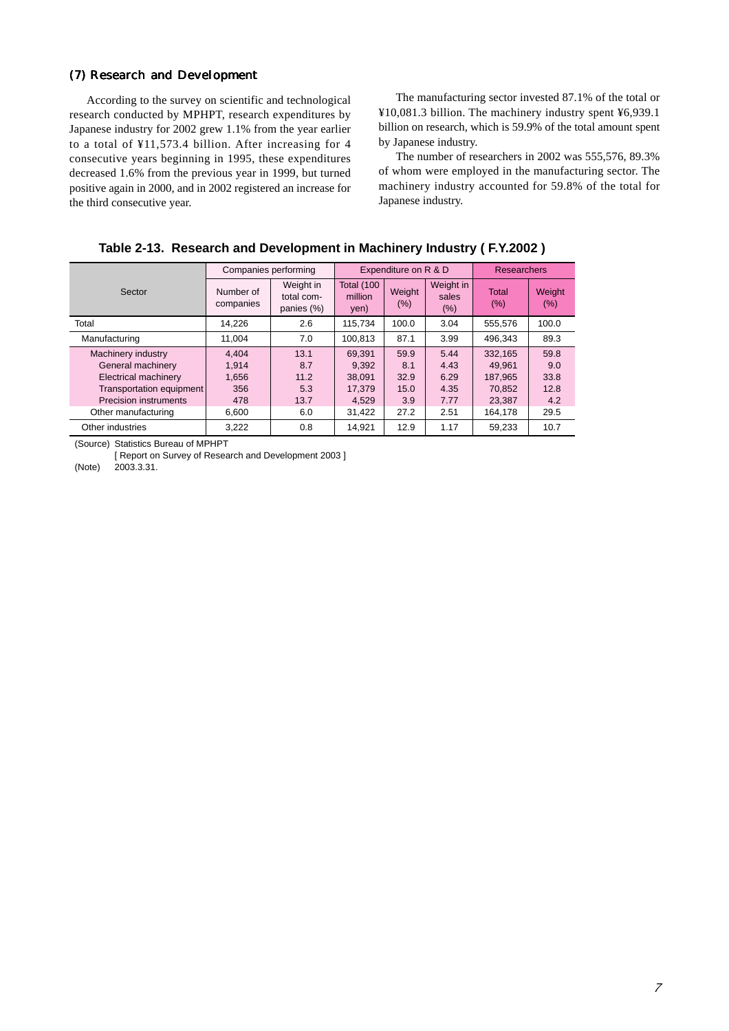### (7) Research and Development

According to the survey on scientific and technological research conducted by MPHPT, research expenditures by Japanese industry for 2002 grew 1.1% from the year earlier to a total of ¥11,573.4 billion. After increasing for 4 consecutive years beginning in 1995, these expenditures decreased 1.6% from the previous year in 1999, but turned positive again in 2000, and in 2002 registered an increase for the third consecutive year.

The manufacturing sector invested 87.1% of the total or ¥10,081.3 billion. The machinery industry spent ¥6,939.1 billion on research, which is 59.9% of the total amount spent by Japanese industry.

The number of researchers in 2002 was 555,576, 89.3% of whom were employed in the manufacturing sector. The machinery industry accounted for 59.8% of the total for Japanese industry.

**Table 2-13. Research and Development in Machinery Industry ( F.Y.2002 )**

| Sector | Companies performing | | Expenditure on R & D | | | Researchers | |
|---|---|---|---|---|---|---|---|
| | Number of companies | Weight in total com-panies (%) | Total (100 million yen) | Weight (%) | Weight in sales (%) | Total (%) | Weight (%) |
| Total | 14,226 | 2.6 | 115,734 | 100.0 | 3.04 | 555,576 | 100.0 |
| Manufacturing | 11,004 | 7.0 | 100,813 | 87.1 | 3.99 | 496,343 | 89.3 |
| Machinery industry | 4,404 | 13.1 | 69,391 | 59.9 | 5.44 | 332,165 | 59.8 |
| General machinery | 1,914 | 8.7 | 9,392 | 8.1 | 4.43 | 49,961 | 9.0 |
| Electrical machinery | 1,656 | 11.2 | 38,091 | 32.9 | 6.29 | 187,965 | 33.8 |
| Transportation equipment | 356 | 5.3 | 17,379 | 15.0 | 4.35 | 70,852 | 12.8 |
| Precision instruments | 478 | 13.7 | 4,529 | 3.9 | 7.77 | 23,387 | 4.2 |
| Other manufacturing | 6,600 | 6.0 | 31,422 | 27.2 | 2.51 | 164,178 | 29.5 |
| Other industries | 3,222 | 0.8 | 14,921 | 12.9 | 1.17 | 59,233 | 10.7 |

(Source) Statistics Bureau of MPHPT
[ Report on Survey of Research and Development 2003 ]
(Note) 2003.3.31.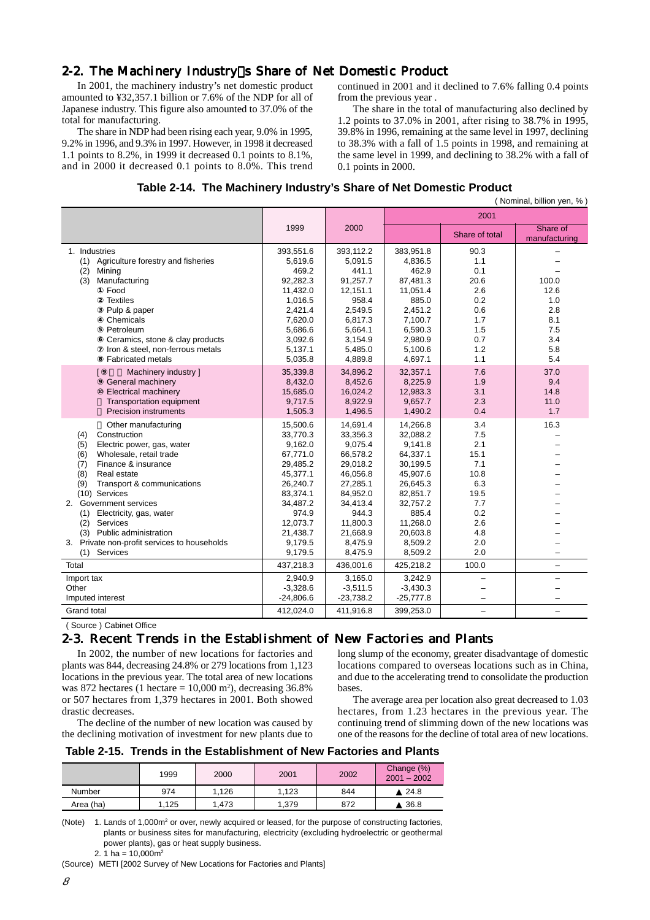## 2-2. The Machinery Industry's Share of Net Domestic Product

In 2001, the machinery industry's net domestic product amounted to ¥32,357.1 billion or 7.6% of the NDP for all of Japanese industry. This figure also amounted to 37.0% of the total for manufacturing.

The share in NDP had been rising each year, 9.0% in 1995, 9.2% in 1996, and 9.3% in 1997. However, in 1998 it decreased 1.1 points to 8.2%, in 1999 it decreased 0.1 points to 8.1%, and in 2000 it decreased 0.1 points to 8.0%. This trend continued in 2001 and it declined to 7.6% falling 0.4 points from the previous year .

The share in the total of manufacturing also declined by 1.2 points to 37.0% in 2001, after rising to 38.7% in 1995, 39.8% in 1996, remaining at the same level in 1997, declining to 38.3% with a fall of 1.5 points in 1998, and remaining at the same level in 1999, and declining to 38.2% with a fall of 0.1 points in 2000.

**Table 2-14. The Machinery Industry's Share of Net Domestic Product**

( Nominal, billion yen, % )

| | 1999 | 2000 | 2001 | | |
|---|---|---|---|---|---|
| | | | | Share of total | Share of manufacturing |
| 1. Industries | 393,551.6 | 393,112.2 | 383,951.8 | 90.3 | – |
| (1) Agriculture forestry and fisheries | 5,619.6 | 5,091.5 | 4,836.5 | 1.1 | – |
| (2) Mining | 469.2 | 441.1 | 462.9 | 0.1 | – |
| (3) Manufacturing | 92,282.3 | 91,257.7 | 87,481.3 | 20.6 | 100.0 |
| ① Food | 11,432.0 | 12,151.1 | 11,051.4 | 2.6 | 12.6 |
| ② Textiles | 1,016.5 | 958.4 | 885.0 | 0.2 | 1.0 |
| ③ Pulp & paper | 2,421.4 | 2,549.5 | 2,451.2 | 0.6 | 2.8 |
| ④ Chemicals | 7,620.0 | 6,817.3 | 7,100.7 | 1.7 | 8.1 |
| ⑤ Petroleum | 5,686.6 | 5,664.1 | 6,590.3 | 1.5 | 7.5 |
| ⑥ Ceramics, stone & clay products | 3,092.6 | 3,154.9 | 2,980.9 | 0.7 | 3.4 |
| ⑦ Iron & steel, non-ferrous metals | 5,137.1 | 5,485.0 | 5,100.6 | 1.2 | 5.8 |
| ⑧ Fabricated metals | 5,035.8 | 4,889.8 | 4,697.1 | 1.1 | 5.4 |
| [ ⑨～⑫ Machinery industry ] | 35,339.8 | 34,896.2 | 32,357.1 | 7.6 | 37.0 |
| ⑨ General machinery | 8,432.0 | 8,452.6 | 8,225.9 | 1.9 | 9.4 |
| ⑩ Electrical machinery | 15,685.0 | 16,024.2 | 12,983.3 | 3.1 | 14.8 |
| ⑪ Transportation equipment | 9,717.5 | 8,922.9 | 9,657.7 | 2.3 | 11.0 |
| ⑫ Precision instruments | 1,505.3 | 1,496.5 | 1,490.2 | 0.4 | 1.7 |
| ⑬ Other manufacturing | 15,500.6 | 14,691.4 | 14,266.8 | 3.4 | 16.3 |
| (4) Construction | 33,770.3 | 33,356.3 | 32,088.2 | 7.5 | – |
| (5) Electric power, gas, water | 9,162.0 | 9,075.4 | 9,141.8 | 2.1 | – |
| (6) Wholesale, retail trade | 67,771.0 | 66,578.2 | 64,337.1 | 15.1 | – |
| (7) Finance & insurance | 29,485.2 | 29,018.2 | 30,199.5 | 7.1 | – |
| (8) Real estate | 45,377.1 | 46,056.8 | 45,907.6 | 10.8 | – |
| (9) Transport & communications | 26,240.7 | 27,285.1 | 26,645.3 | 6.3 | – |
| (10) Services | 83,374.1 | 84,952.0 | 82,851.7 | 19.5 | – |
| 2. Government services | 34,487.2 | 34,413.4 | 32,757.2 | 7.7 | – |
| (1) Electricity, gas, water | 974.9 | 944.3 | 885.4 | 0.2 | – |
| (2) Services | 12,073.7 | 11,800.3 | 11,268.0 | 2.6 | – |
| (3) Public administration | 21,438.7 | 21,668.9 | 20,603.8 | 4.8 | – |
| 3. Private non-profit services to households | 9,179.5 | 8,475.9 | 8,509.2 | 2.0 | – |
| (1) Services | 9,179.5 | 8,475.9 | 8,509.2 | 2.0 | – |
| Total | 437,218.3 | 436,001.6 | 425,218.2 | 100.0 | – |
| Import tax | 2,940.9 | 3,165.0 | 3,242.9 | – | – |
| Other | -3,328.6 | -3,511.5 | -3,430.3 | – | – |
| Imputed interest | -24,806.6 | -23,738.2 | -25,777.8 | – | – |
| Grand total | 412,024.0 | 411,916.8 | 399,253.0 | – | – |

( Source ) Cabinet Office

## 2-3. Recent Trends in the Establishment of New Factories and Plants

In 2002, the number of new locations for factories and plants was 844, decreasing 24.8% or 279 locations from 1,123 locations in the previous year. The total area of new locations was 872 hectares (1 hectare = 10,000 m²), decreasing 36.8% or 507 hectares from 1,379 hectares in 2001. Both showed drastic decreases.

The decline of the number of new location was caused by the declining motivation of investment for new plants due to long slump of the economy, greater disadvantage of domestic locations compared to overseas locations such as in China, and due to the accelerating trend to consolidate the production bases.

The average area per location also great decreased to 1.03 hectares, from 1.23 hectares in the previous year. The continuing trend of slimming down of the new locations was one of the reasons for the decline of total area of new locations.

**Table 2-15. Trends in the Establishment of New Factories and Plants**

| | 1999 | 2000 | 2001 | 2002 | Change (%) 2001 – 2002 |
|---|---|---|---|---|---|
| Number | 974 | 1,126 | 1,123 | 844 | ▲ 24.8 |
| Area (ha) | 1,125 | 1,473 | 1,379 | 872 | ▲ 36.8 |

(Note) 1. Lands of 1,000m² or over, newly acquired or leased, for the purpose of constructing factories, plants or business sites for manufacturing, electricity (excluding hydroelectric or geothermal power plants), gas or heat supply business.

2. 1 ha = 10,000m²

(Source) METI [2002 Survey of New Locations for Factories and Plants]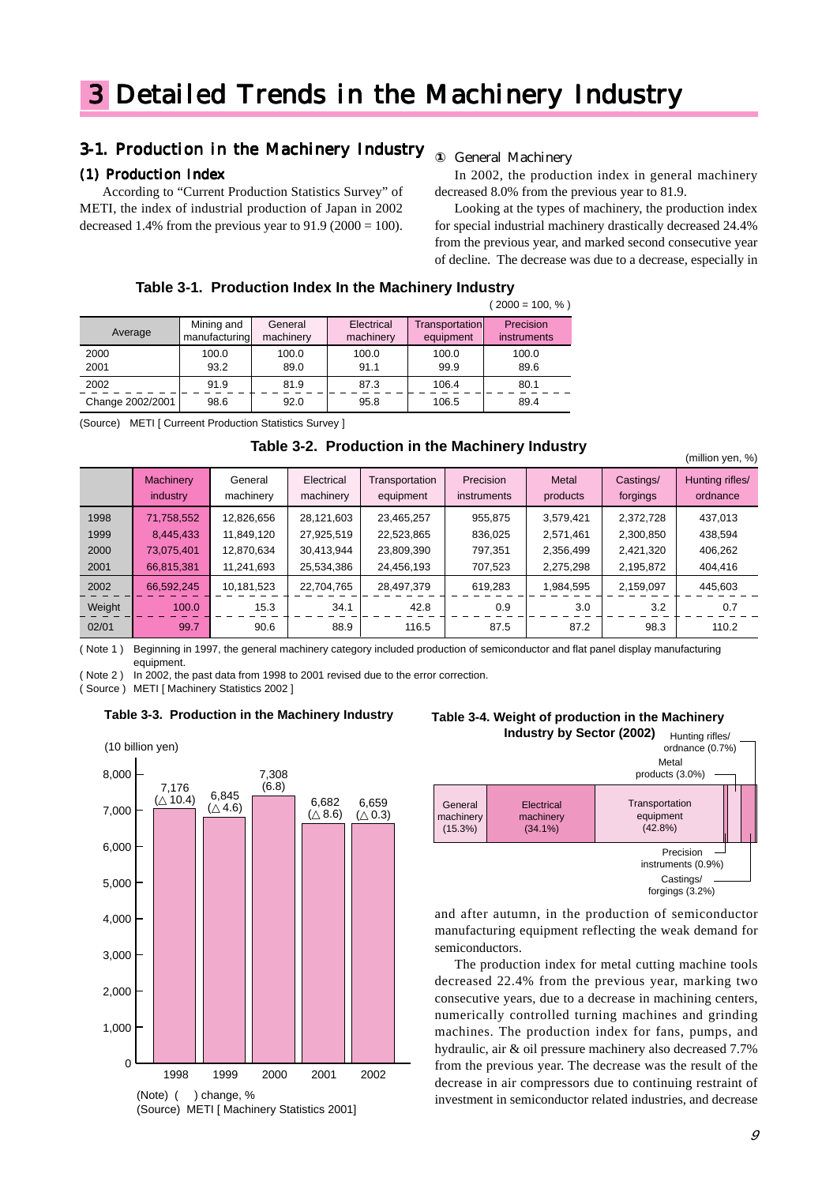# 3 Detailed Trends in the Machinery Industry

## 3-1. Production in the Machinery Industry

### (1) Production Index

According to "Current Production Statistics Survey" of METI, the index of industrial production of Japan in 2002 decreased 1.4% from the previous year to 91.9 (2000 = 100).

① General Machinery

In 2002, the production index in general machinery decreased 8.0% from the previous year to 81.9.

Looking at the types of machinery, the production index for special industrial machinery drastically decreased 24.4% from the previous year, and marked second consecutive year of decline. The decrease was due to a decrease, especially in and after autumn, in the production of semiconductor manufacturing equipment reflecting the weak demand for semiconductors.

The production index for metal cutting machine tools decreased 22.4% from the previous year, marking two consecutive years, due to a decrease in machining centers, numerically controlled turning machines and grinding machines. The production index for fans, pumps, and hydraulic, air & oil pressure machinery also decreased 7.7% from the previous year. The decrease was the result of the decrease in air compressors due to continuing restraint of investment in semiconductor related industries, and decrease

**Table 3-1. Production Index In the Machinery Industry**

( 2000 = 100, % )

| Average | Mining and manufacturing | General machinery | Electrical machinery | Transportation equipment | Precision instruments |
|---|---|---|---|---|---|
| 2000 | 100.0 | 100.0 | 100.0 | 100.0 | 100.0 |
| 2001 | 93.2 | 89.0 | 91.1 | 99.9 | 89.6 |
| 2002 | 91.9 | 81.9 | 87.3 | 106.4 | 80.1 |
| Change 2002/2001 | 98.6 | 92.0 | 95.8 | 106.5 | 89.4 |

(Source) METI [ Curreent Production Statistics Survey ]

**Table 3-2. Production in the Machinery Industry**

(million yen, %)

| | Machinery industry | General machinery | Electrical machinery | Transportation equipment | Precision instruments | Metal products | Castings/ forgings | Hunting rifles/ ordnance |
|---|---|---|---|---|---|---|---|---|
| 1998 | 71,758,552 | 12,826,656 | 28,121,603 | 23,465,257 | 955,875 | 3,579,421 | 2,372,728 | 437,013 |
| 1999 | 8,445,433 | 11,849,120 | 27,925,519 | 22,523,865 | 836,025 | 2,571,461 | 2,300,850 | 438,594 |
| 2000 | 73,075,401 | 12,870,634 | 30,413,944 | 23,809,390 | 797,351 | 2,356,499 | 2,421,320 | 406,262 |
| 2001 | 66,815,381 | 11,241,693 | 25,534,386 | 24,456,193 | 707,523 | 2,275,298 | 2,195,872 | 404,416 |
| 2002 | 66,592,245 | 10,181,523 | 22,704,765 | 28,497,379 | 619,283 | 1,984,595 | 2,159,097 | 445,603 |
| Weight | 100.0 | 15.3 | 34.1 | 42.8 | 0.9 | 3.0 | 3.2 | 0.7 |
| 02/01 | 99.7 | 90.6 | 88.9 | 116.5 | 87.5 | 87.2 | 98.3 | 110.2 |

( Note 1 ) Beginning in 1997, the general machinery category included production of semiconductor and flat panel display manufacturing equipment.
( Note 2 ) In 2002, the past data from 1998 to 2001 revised due to the error correction.
( Source ) METI [ Machinery Statistics 2002 ]

**Table 3-3. Production in the Machinery Industry**

(10 billion yen)

| Year | Production | Change (%) |
|---|---|---|
| 1998 | 7,176 | △ 10.4 |
| 1999 | 6,845 | △ 4.6 |
| 2000 | 7,308 | 6.8 |
| 2001 | 6,682 | △ 8.6 |
| 2002 | 6,659 | △ 0.3 |

(Note) ( ) change, %
(Source) METI [ Machinery Statistics 2001]

**Table 3-4. Weight of production in the Machinery Industry by Sector (2002)**

| Sector | Weight |
|---|---|
| General machinery | 15.3% |
| Electrical machinery | 34.1% |
| Transportation equipment | 42.8% |
| Precision instruments | 0.9% |
| Castings/ forgings | 3.2% |
| Metal products | 3.0% |
| Hunting rifles/ ordnance | 0.7% |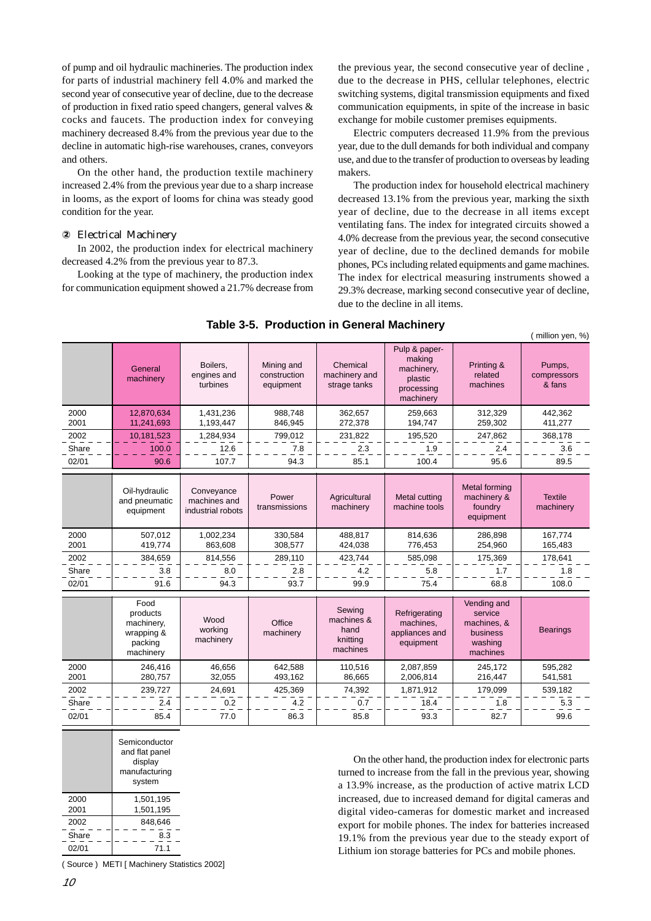of pump and oil hydraulic machineries. The production index for parts of industrial machinery fell 4.0% and marked the second year of consecutive year of decline, due to the decrease of production in fixed ratio speed changers, general valves & cocks and faucets. The production index for conveying machinery decreased 8.4% from the previous year due to the decline in automatic high-rise warehouses, cranes, conveyors and others.

On the other hand, the production textile machinery increased 2.4% from the previous year due to a sharp increase in looms, as the export of looms for china was steady good condition for the year.

### ② Electrical Machinery

In 2002, the production index for electrical machinery decreased 4.2% from the previous year to 87.3.

Looking at the type of machinery, the production index for communication equipment showed a 21.7% decrease from the previous year, the second consecutive year of decline , due to the decrease in PHS, cellular telephones, electric switching systems, digital transmission equipments and fixed communication equipments, in spite of the increase in basic exchange for mobile customer premises equipments.

Electric computers decreased 11.9% from the previous year, due to the dull demands for both individual and company use, and due to the transfer of production to overseas by leading makers.

The production index for household electrical machinery decreased 13.1% from the previous year, marking the sixth year of decline, due to the decrease in all items except ventilating fans. The index for integrated circuits showed a 4.0% decrease from the previous year, the second consecutive year of decline, due to the declined demands for mobile phones, PCs including related equipments and game machines. The index for electrical measuring instruments showed a 29.3% decrease, marking second consecutive year of decline, due to the decline in all items.

**Table 3-5. Production in General Machinery**

( million yen, %)

| | General machinery | Boilers, engines and turbines | Mining and construction equipment | Chemical machinery and strage tanks | Pulp & paper-making machinery, plastic processing machinery | Printing & related machines | Pumps, compressors & fans |
|---|---|---|---|---|---|---|---|
| 2000 | 12,870,634 | 1,431,236 | 988,748 | 362,657 | 259,663 | 312,329 | 442,362 |
| 2001 | 11,241,693 | 1,193,447 | 846,945 | 272,378 | 194,747 | 259,302 | 411,277 |
| 2002 | 10,181,523 | 1,284,934 | 799,012 | 231,822 | 195,520 | 247,862 | 368,178 |
| Share | 100.0 | 12.6 | 7.8 | 2.3 | 1.9 | 2.4 | 3.6 |
| 02/01 | 90.6 | 107.7 | 94.3 | 85.1 | 100.4 | 95.6 | 89.5 |

| | Oil-hydraulic and pneumatic equipment | Conveyance machines and industrial robots | Power transmissions | Agricultural machinery | Metal cutting machine tools | Metal forming machinery & foundry equipment | Textile machinery |
|---|---|---|---|---|---|---|---|
| 2000 | 507,012 | 1,002,234 | 330,584 | 488,817 | 814,636 | 286,898 | 167,774 |
| 2001 | 419,774 | 863,608 | 308,577 | 424,038 | 776,453 | 254,960 | 165,483 |
| 2002 | 384,659 | 814,556 | 289,110 | 423,744 | 585,098 | 175,369 | 178,641 |
| Share | 3.8 | 8.0 | 2.8 | 4.2 | 5.8 | 1.7 | 1.8 |
| 02/01 | 91.6 | 94.3 | 93.7 | 99.9 | 75.4 | 68.8 | 108.0 |

| | Food products machinery, wrapping & packing machinery | Wood working machinery | Office machinery | Sewing machines & hand knitting machines | Refrigerating machines, appliances and equipment | Vending and service machines, & business washing machines | Bearings |
|---|---|---|---|---|---|---|---|
| 2000 | 246,416 | 46,656 | 642,588 | 110,516 | 2,087,859 | 245,172 | 595,282 |
| 2001 | 280,757 | 32,055 | 493,162 | 86,665 | 2,006,814 | 216,447 | 541,581 |
| 2002 | 239,727 | 24,691 | 425,369 | 74,392 | 1,871,912 | 179,099 | 539,182 |
| Share | 2.4 | 0.2 | 4.2 | 0.7 | 18.4 | 1.8 | 5.3 |
| 02/01 | 85.4 | 77.0 | 86.3 | 85.8 | 93.3 | 82.7 | 99.6 |

| | Semiconductor and flat panel display manufacturing system |
|---|---|
| 2000 | 1,501,195 |
| 2001 | 1,501,195 |
| 2002 | 848,646 |
| Share | 8.3 |
| 02/01 | 71.1 |

( Source ) METI [ Machinery Statistics 2002]

On the other hand, the production index for electronic parts turned to increase from the fall in the previous year, showing a 13.9% increase, as the production of active matrix LCD increased, due to increased demand for digital cameras and digital video-cameras for domestic market and increased export for mobile phones. The index for batteries increased 19.1% from the previous year due to the steady export of Lithium ion storage batteries for PCs and mobile phones.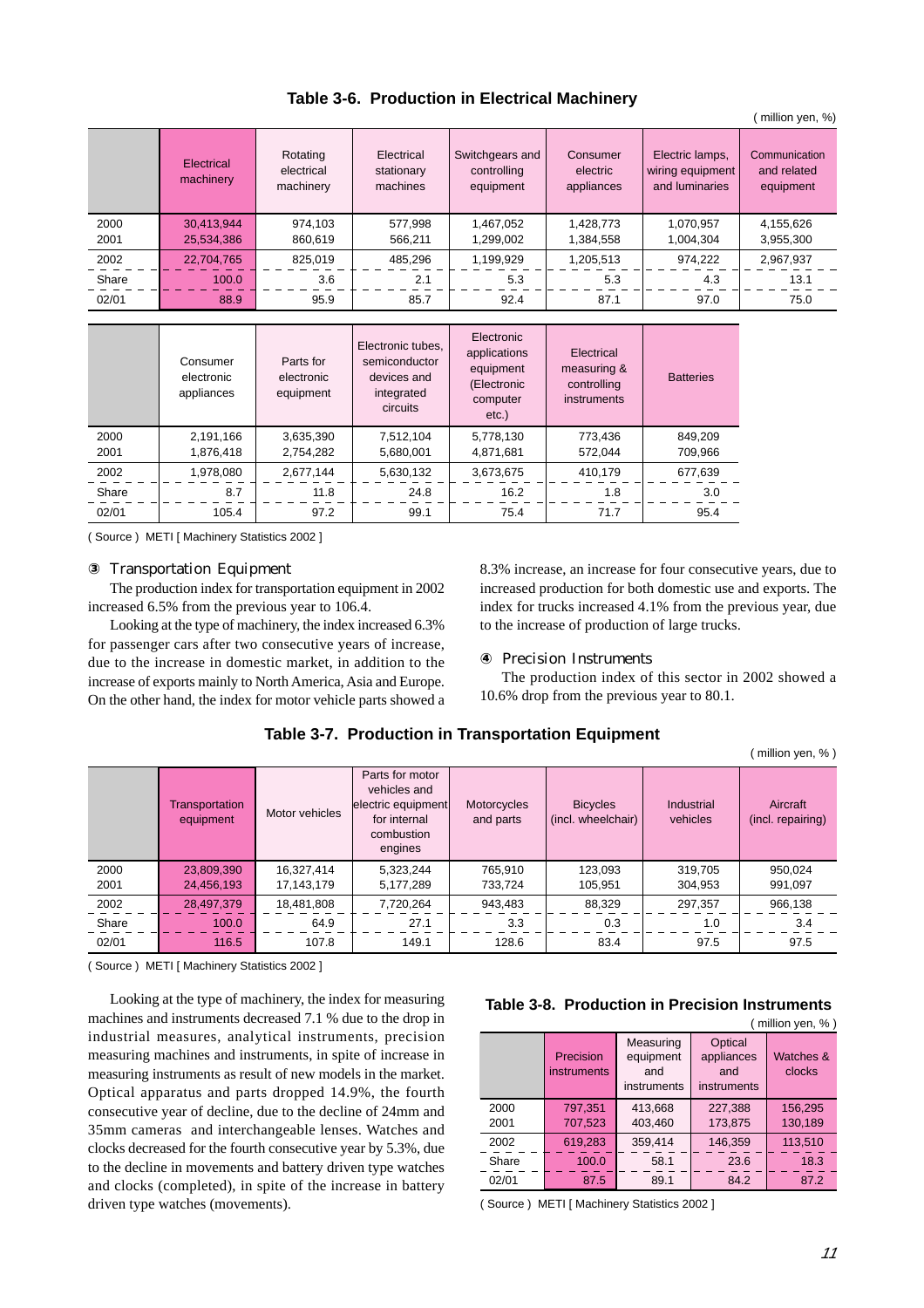**Table 3-6. Production in Electrical Machinery**

( million yen, %)

| | Electrical machinery | Rotating electrical machinery | Electrical stationary machines | Switchgears and controlling equipment | Consumer electric appliances | Electric lamps, wiring equipment and luminaries | Communication and related equipment |
|---|---|---|---|---|---|---|---|
| 2000 | 30,413,944 | 974,103 | 577,998 | 1,467,052 | 1,428,773 | 1,070,957 | 4,155,626 |
| 2001 | 25,534,386 | 860,619 | 566,211 | 1,299,002 | 1,384,558 | 1,004,304 | 3,955,300 |
| 2002 | 22,704,765 | 825,019 | 485,296 | 1,199,929 | 1,205,513 | 974,222 | 2,967,937 |
| Share | 100.0 | 3.6 | 2.1 | 5.3 | 5.3 | 4.3 | 13.1 |
| 02/01 | 88.9 | 95.9 | 85.7 | 92.4 | 87.1 | 97.0 | 75.0 |

| | Consumer electronic appliances | Parts for electronic equipment | Electronic tubes, semiconductor devices and integrated circuits | Electronic applications equipment (Electronic computer etc.) | Electrical measuring & controlling instruments | Batteries |
|---|---|---|---|---|---|---|
| 2000 | 2,191,166 | 3,635,390 | 7,512,104 | 5,778,130 | 773,436 | 849,209 |
| 2001 | 1,876,418 | 2,754,282 | 5,680,001 | 4,871,681 | 572,044 | 709,966 |
| 2002 | 1,978,080 | 2,677,144 | 5,630,132 | 3,673,675 | 410,179 | 677,639 |
| Share | 8.7 | 11.8 | 24.8 | 16.2 | 1.8 | 3.0 |
| 02/01 | 105.4 | 97.2 | 99.1 | 75.4 | 71.7 | 95.4 |

( Source ) METI [ Machinery Statistics 2002 ]

### ③ Transportation Equipment

The production index for transportation equipment in 2002 increased 6.5% from the previous year to 106.4.

Looking at the type of machinery, the index increased 6.3% for passenger cars after two consecutive years of increase, due to the increase in domestic market, in addition to the increase of exports mainly to North America, Asia and Europe. On the other hand, the index for motor vehicle parts showed a 8.3% increase, an increase for four consecutive years, due to increased production for both domestic use and exports. The index for trucks increased 4.1% from the previous year, due to the increase of production of large trucks.

### ④ Precision Instruments

The production index of this sector in 2002 showed a 10.6% drop from the previous year to 80.1.

Looking at the type of machinery, the index for measuring machines and instruments decreased 7.1 % due to the drop in industrial measures, analytical instruments, precision measuring machines and instruments, in spite of increase in measuring instruments as result of new models in the market. Optical apparatus and parts dropped 14.9%, the fourth consecutive year of decline, due to the decline of 24mm and 35mm cameras and interchangeable lenses. Watches and clocks decreased for the fourth consecutive year by 5.3%, due to the decline in movements and battery driven type watches and clocks (completed), in spite of the increase in battery driven type watches (movements).

**Table 3-7. Production in Transportation Equipment**

( million yen, % )

| | Transportation equipment | Motor vehicles | Parts for motor vehicles and electric equipment for internal combustion engines | Motorcycles and parts | Bicycles (incl. wheelchair) | Industrial vehicles | Aircraft (incl. repairing) |
|---|---|---|---|---|---|---|---|
| 2000 | 23,809,390 | 16,327,414 | 5,323,244 | 765,910 | 123,093 | 319,705 | 950,024 |
| 2001 | 24,456,193 | 17,143,179 | 5,177,289 | 733,724 | 105,951 | 304,953 | 991,097 |
| 2002 | 28,497,379 | 18,481,808 | 7,720,264 | 943,483 | 88,329 | 297,357 | 966,138 |
| Share | 100.0 | 64.9 | 27.1 | 3.3 | 0.3 | 1.0 | 3.4 |
| 02/01 | 116.5 | 107.8 | 149.1 | 128.6 | 83.4 | 97.5 | 97.5 |

( Source ) METI [ Machinery Statistics 2002 ]

**Table 3-8. Production in Precision Instruments**

( million yen, % )

| | Precision instruments | Measuring equipment and instruments | Optical appliances and instruments | Watches & clocks |
|---|---|---|---|---|
| 2000 | 797,351 | 413,668 | 227,388 | 156,295 |
| 2001 | 707,523 | 403,460 | 173,875 | 130,189 |
| 2002 | 619,283 | 359,414 | 146,359 | 113,510 |
| Share | 100.0 | 58.1 | 23.6 | 18.3 |
| 02/01 | 87.5 | 89.1 | 84.2 | 87.2 |

( Source ) METI [ Machinery Statistics 2002 ]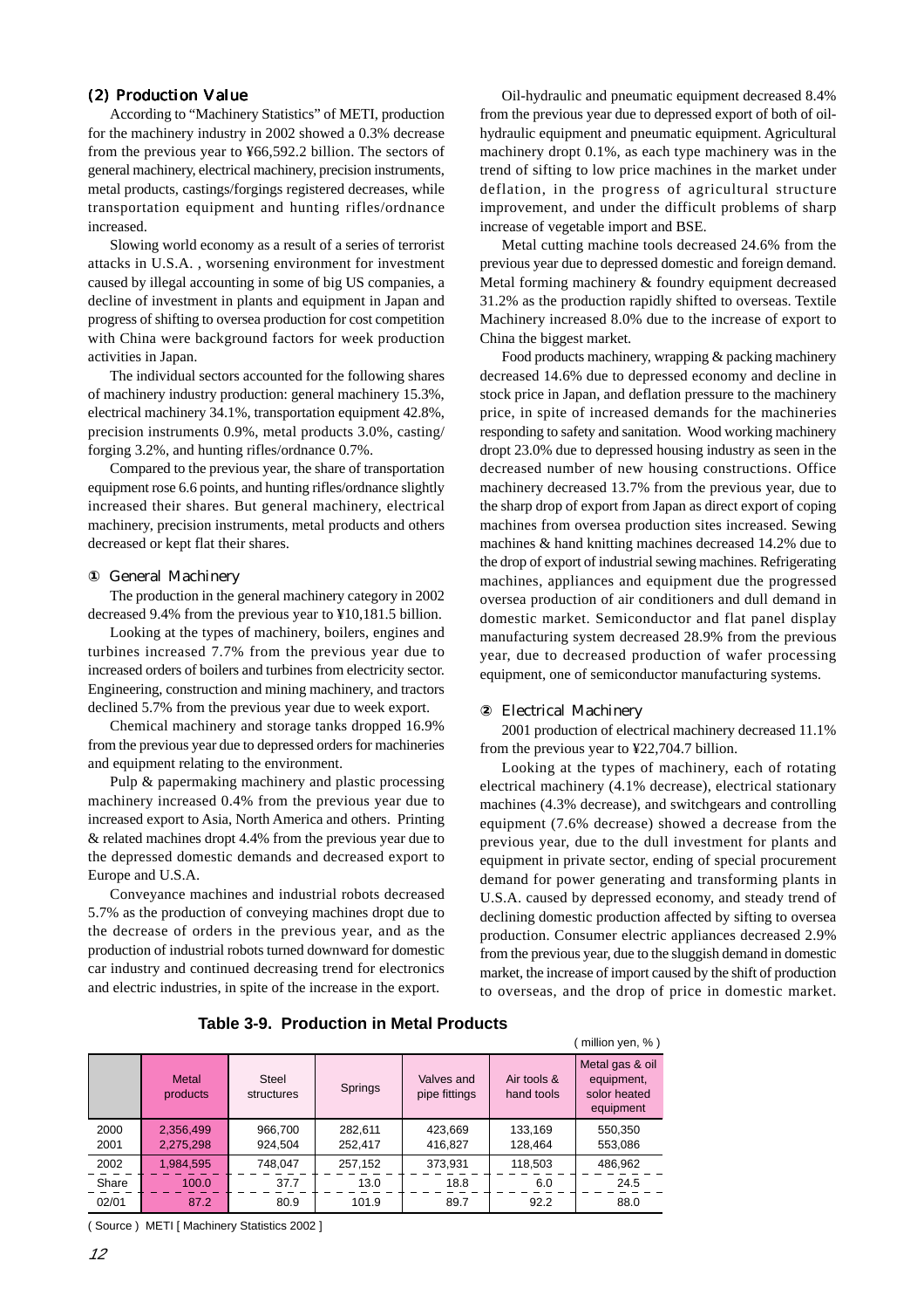### (2) Production Value

According to "Machinery Statistics" of METI, production for the machinery industry in 2002 showed a 0.3% decrease from the previous year to ¥66,592.2 billion. The sectors of general machinery, electrical machinery, precision instruments, metal products, castings/forgings registered decreases, while transportation equipment and hunting rifles/ordnance increased.

Slowing world economy as a result of a series of terrorist attacks in U.S.A. , worsening environment for investment caused by illegal accounting in some of big US companies, a decline of investment in plants and equipment in Japan and progress of shifting to oversea production for cost competition with China were background factors for week production activities in Japan.

The individual sectors accounted for the following shares of machinery industry production: general machinery 15.3%, electrical machinery 34.1%, transportation equipment 42.8%, precision instruments 0.9%, metal products 3.0%, casting/ forging 3.2%, and hunting rifles/ordnance 0.7%.

Compared to the previous year, the share of transportation equipment rose 6.6 points, and hunting rifles/ordnance slightly increased their shares. But general machinery, electrical machinery, precision instruments, metal products and others decreased or kept flat their shares.

#### ① General Machinery

The production in the general machinery category in 2002 decreased 9.4% from the previous year to ¥10,181.5 billion.

Looking at the types of machinery, boilers, engines and turbines increased 7.7% from the previous year due to increased orders of boilers and turbines from electricity sector. Engineering, construction and mining machinery, and tractors declined 5.7% from the previous year due to week export.

Chemical machinery and storage tanks dropped 16.9% from the previous year due to depressed orders for machineries and equipment relating to the environment.

Pulp & papermaking machinery and plastic processing machinery increased 0.4% from the previous year due to increased export to Asia, North America and others. Printing & related machines dropt 4.4% from the previous year due to the depressed domestic demands and decreased export to Europe and U.S.A.

Conveyance machines and industrial robots decreased 5.7% as the production of conveying machines dropt due to the decrease of orders in the previous year, and as the production of industrial robots turned downward for domestic car industry and continued decreasing trend for electronics and electric industries, in spite of the increase in the export.

Oil-hydraulic and pneumatic equipment decreased 8.4% from the previous year due to depressed export of both of oil-hydraulic equipment and pneumatic equipment. Agricultural machinery dropt 0.1%, as each type machinery was in the trend of sifting to low price machines in the market under deflation, in the progress of agricultural structure improvement, and under the difficult problems of sharp increase of vegetable import and BSE.

Metal cutting machine tools decreased 24.6% from the previous year due to depressed domestic and foreign demand. Metal forming machinery & foundry equipment decreased 31.2% as the production rapidly shifted to overseas. Textile Machinery increased 8.0% due to the increase of export to China the biggest market.

Food products machinery, wrapping & packing machinery decreased 14.6% due to depressed economy and decline in stock price in Japan, and deflation pressure to the machinery price, in spite of increased demands for the machineries responding to safety and sanitation. Wood working machinery dropt 23.0% due to depressed housing industry as seen in the decreased number of new housing constructions. Office machinery decreased 13.7% from the previous year, due to the sharp drop of export from Japan as direct export of coping machines from oversea production sites increased. Sewing machines & hand knitting machines decreased 14.2% due to the drop of export of industrial sewing machines. Refrigerating machines, appliances and equipment due the progressed oversea production of air conditioners and dull demand in domestic market. Semiconductor and flat panel display manufacturing system decreased 28.9% from the previous year, due to decreased production of wafer processing equipment, one of semiconductor manufacturing systems.

#### ② Electrical Machinery

2001 production of electrical machinery decreased 11.1% from the previous year to ¥22,704.7 billion.

Looking at the types of machinery, each of rotating electrical machinery (4.1% decrease), electrical stationary machines (4.3% decrease), and switchgears and controlling equipment (7.6% decrease) showed a decrease from the previous year, due to the dull investment for plants and equipment in private sector, ending of special procurement demand for power generating and transforming plants in U.S.A. caused by depressed economy, and steady trend of declining domestic production affected by sifting to oversea production. Consumer electric appliances decreased 2.9% from the previous year, due to the sluggish demand in domestic market, the increase of import caused by the shift of production to overseas, and the drop of price in domestic market.

**Table 3-9. Production in Metal Products**

( million yen, % )

| | Metal products | Steel structures | Springs | Valves and pipe fittings | Air tools & hand tools | Metal gas & oil equipment, solor heated equipment |
|---|---|---|---|---|---|---|
| 2000 | 2,356,499 | 966,700 | 282,611 | 423,669 | 133,169 | 550,350 |
| 2001 | 2,275,298 | 924,504 | 252,417 | 416,827 | 128,464 | 553,086 |
| 2002 | 1,984,595 | 748,047 | 257,152 | 373,931 | 118,503 | 486,962 |
| Share | 100.0 | 37.7 | 13.0 | 18.8 | 6.0 | 24.5 |
| 02/01 | 87.2 | 80.9 | 101.9 | 89.7 | 92.2 | 88.0 |

( Source ) METI [ Machinery Statistics 2002 ]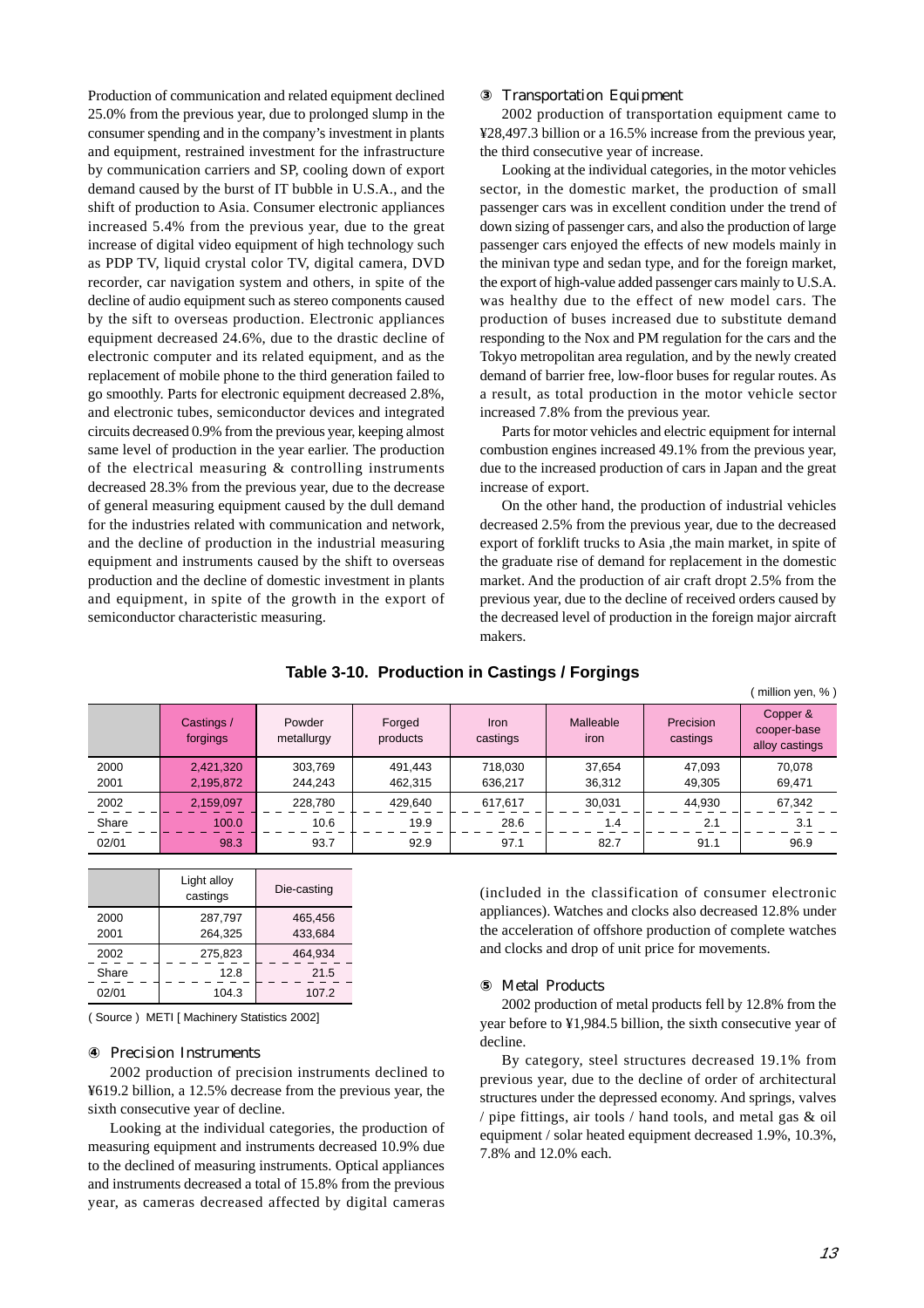Production of communication and related equipment declined 25.0% from the previous year, due to prolonged slump in the consumer spending and in the company's investment in plants and equipment, restrained investment for the infrastructure by communication carriers and SP, cooling down of export demand caused by the burst of IT bubble in U.S.A., and the shift of production to Asia. Consumer electronic appliances increased 5.4% from the previous year, due to the great increase of digital video equipment of high technology such as PDP TV, liquid crystal color TV, digital camera, DVD recorder, car navigation system and others, in spite of the decline of audio equipment such as stereo components caused by the sift to overseas production. Electronic appliances equipment decreased 24.6%, due to the drastic decline of electronic computer and its related equipment, and as the replacement of mobile phone to the third generation failed to go smoothly. Parts for electronic equipment decreased 2.8%, and electronic tubes, semiconductor devices and integrated circuits decreased 0.9% from the previous year, keeping almost same level of production in the year earlier. The production of the electrical measuring & controlling instruments decreased 28.3% from the previous year, due to the decrease of general measuring equipment caused by the dull demand for the industries related with communication and network, and the decline of production in the industrial measuring equipment and instruments caused by the shift to overseas production and the decline of domestic investment in plants and equipment, in spite of the growth in the export of semiconductor characteristic measuring.

### ③ Transportation Equipment

2002 production of transportation equipment came to ¥28,497.3 billion or a 16.5% increase from the previous year, the third consecutive year of increase.

Looking at the individual categories, in the motor vehicles sector, in the domestic market, the production of small passenger cars was in excellent condition under the trend of down sizing of passenger cars, and also the production of large passenger cars enjoyed the effects of new models mainly in the minivan type and sedan type, and for the foreign market, the export of high-value added passenger cars mainly to U.S.A. was healthy due to the effect of new model cars. The production of buses increased due to substitute demand responding to the Nox and PM regulation for the cars and the Tokyo metropolitan area regulation, and by the newly created demand of barrier free, low-floor buses for regular routes. As a result, as total production in the motor vehicle sector increased 7.8% from the previous year.

Parts for motor vehicles and electric equipment for internal combustion engines increased 49.1% from the previous year, due to the increased production of cars in Japan and the great increase of export.

On the other hand, the production of industrial vehicles decreased 2.5% from the previous year, due to the decreased export of forklift trucks to Asia ,the main market, in spite of the graduate rise of demand for replacement in the domestic market. And the production of air craft dropt 2.5% from the previous year, due to the decline of received orders caused by the decreased level of production in the foreign major aircraft makers.

**Table 3-10. Production in Castings / Forgings**

( million yen, % )

| | Castings / forgings | Powder metallurgy | Forged products | Iron castings | Malleable iron | Precision castings | Copper & cooper-base alloy castings |
|---|---|---|---|---|---|---|---|
| 2000 | 2,421,320 | 303,769 | 491,443 | 718,030 | 37,654 | 47,093 | 70,078 |
| 2001 | 2,195,872 | 244,243 | 462,315 | 636,217 | 36,312 | 49,305 | 69,471 |
| 2002 | 2,159,097 | 228,780 | 429,640 | 617,617 | 30,031 | 44,930 | 67,342 |
| Share | 100.0 | 10.6 | 19.9 | 28.6 | 1.4 | 2.1 | 3.1 |
| 02/01 | 98.3 | 93.7 | 92.9 | 97.1 | 82.7 | 91.1 | 96.9 |

| | Light alloy castings | Die-casting |
|---|---|---|
| 2000 | 287,797 | 465,456 |
| 2001 | 264,325 | 433,684 |
| 2002 | 275,823 | 464,934 |
| Share | 12.8 | 21.5 |
| 02/01 | 104.3 | 107.2 |

( Source ) METI [ Machinery Statistics 2002]

### ④ Precision Instruments

2002 production of precision instruments declined to ¥619.2 billion, a 12.5% decrease from the previous year, the sixth consecutive year of decline.

Looking at the individual categories, the production of measuring equipment and instruments decreased 10.9% due to the declined of measuring instruments. Optical appliances and instruments decreased a total of 15.8% from the previous year, as cameras decreased affected by digital cameras (included in the classification of consumer electronic appliances). Watches and clocks also decreased 12.8% under the acceleration of offshore production of complete watches and clocks and drop of unit price for movements.

### ⑤ Metal Products

2002 production of metal products fell by 12.8% from the year before to ¥1,984.5 billion, the sixth consecutive year of decline.

By category, steel structures decreased 19.1% from previous year, due to the decline of order of architectural structures under the depressed economy. And springs, valves / pipe fittings, air tools / hand tools, and metal gas & oil equipment / solar heated equipment decreased 1.9%, 10.3%, 7.8% and 12.0% each.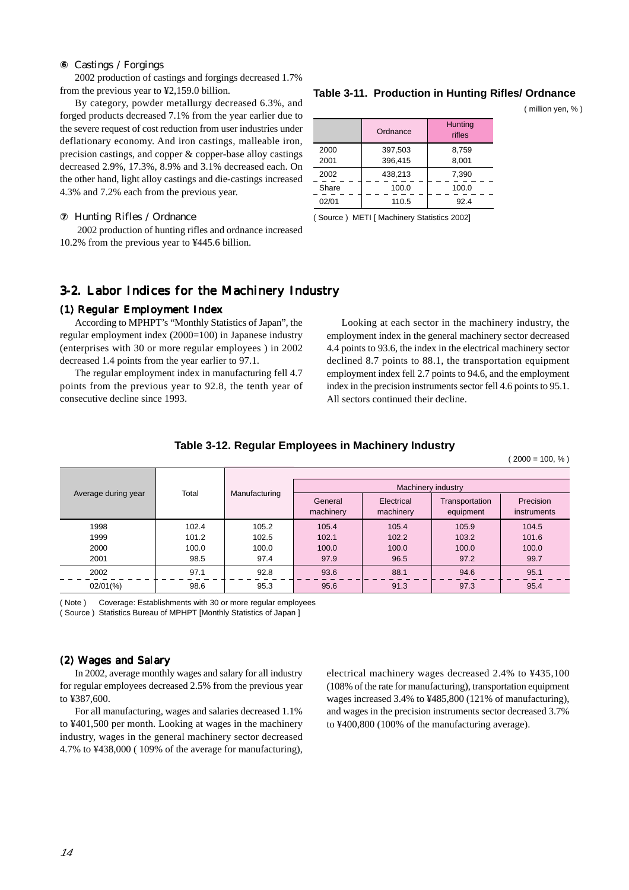⑥ Castings / Forgings

2002 production of castings and forgings decreased 1.7% from the previous year to ¥2,159.0 billion.

By category, powder metallurgy decreased 6.3%, and forged products decreased 7.1% from the year earlier due to the severe request of cost reduction from user industries under deflationary economy. And iron castings, malleable iron, precision castings, and copper & copper-base alloy castings decreased 2.9%, 17.3%, 8.9% and 3.1% decreased each. On the other hand, light alloy castings and die-castings increased 4.3% and 7.2% each from the previous year.

⑦ Hunting Rifles / Ordnance

2002 production of hunting rifles and ordnance increased 10.2% from the previous year to ¥445.6 billion.

**Table 3-11. Production in Hunting Rifles/ Ordnance**

( million yen, % )

| | Ordnance | Hunting rifles |
|---|---|---|
| 2000 | 397,503 | 8,759 |
| 2001 | 396,415 | 8,001 |
| 2002 | 438,213 | 7,390 |
| Share | 100.0 | 100.0 |
| 02/01 | 110.5 | 92.4 |

( Source ) METI [ Machinery Statistics 2002]

## 3-2. Labor Indices for the Machinery Industry

### (1) Regular Employment Index

According to MPHPT's "Monthly Statistics of Japan", the regular employment index (2000=100) in Japanese industry (enterprises with 30 or more regular employees ) in 2002 decreased 1.4 points from the year earlier to 97.1.

The regular employment index in manufacturing fell 4.7 points from the previous year to 92.8, the tenth year of consecutive decline since 1993.

Looking at each sector in the machinery industry, the employment index in the general machinery sector decreased 4.4 points to 93.6, the index in the electrical machinery sector declined 8.7 points to 88.1, the transportation equipment employment index fell 2.7 points to 94.6, and the employment index in the precision instruments sector fell 4.6 points to 95.1. All sectors continued their decline.

**Table 3-12. Regular Employees in Machinery Industry**

( 2000 = 100, % )

| Average during year | Total | Manufacturing | Machinery industry | | | |
|---|---|---|---|---|---|---|
| | | | General machinery | Electrical machinery | Transportation equipment | Precision instruments |
| 1998 | 102.4 | 105.2 | 105.4 | 105.4 | 105.9 | 104.5 |
| 1999 | 101.2 | 102.5 | 102.1 | 102.2 | 103.2 | 101.6 |
| 2000 | 100.0 | 100.0 | 100.0 | 100.0 | 100.0 | 100.0 |
| 2001 | 98.5 | 97.4 | 97.9 | 96.5 | 97.2 | 99.7 |
| 2002 | 97.1 | 92.8 | 93.6 | 88.1 | 94.6 | 95.1 |
| 02/01(%) | 98.6 | 95.3 | 95.6 | 91.3 | 97.3 | 95.4 |

( Note ) Coverage: Establishments with 30 or more regular employees

( Source ) Statistics Bureau of MPHPT [Monthly Statistics of Japan ]

### (2) Wages and Salary

In 2002, average monthly wages and salary for all industry for regular employees decreased 2.5% from the previous year to ¥387,600.

For all manufacturing, wages and salaries decreased 1.1% to ¥401,500 per month. Looking at wages in the machinery industry, wages in the general machinery sector decreased 4.7% to ¥438,000 ( 109% of the average for manufacturing), electrical machinery wages decreased 2.4% to ¥435,100 (108% of the rate for manufacturing), transportation equipment wages increased 3.4% to ¥485,800 (121% of manufacturing), and wages in the precision instruments sector decreased 3.7% to ¥400,800 (100% of the manufacturing average).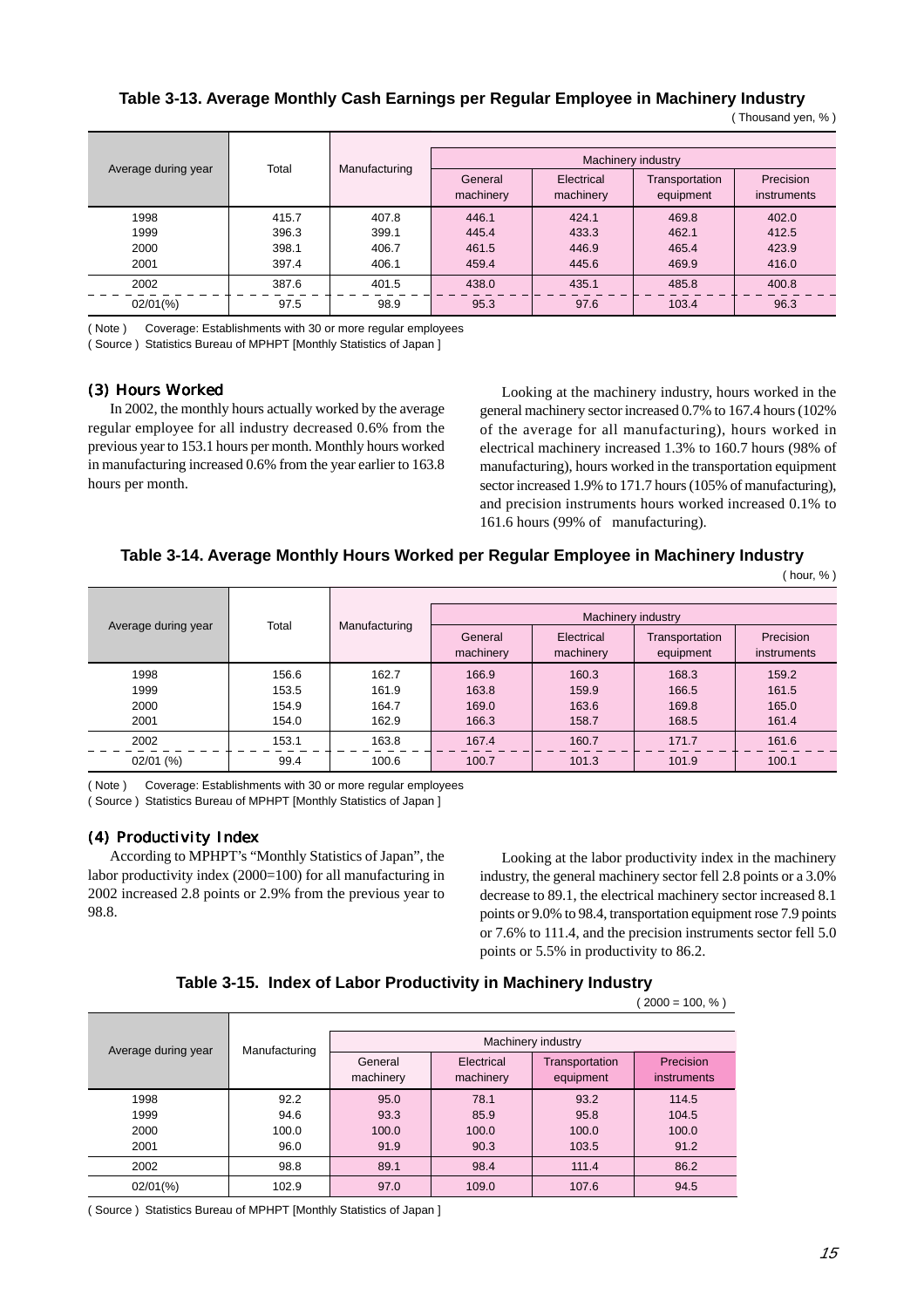**Table 3-13. Average Monthly Cash Earnings per Regular Employee in Machinery Industry**

( Thousand yen, % )

| Average during year | Total | Manufacturing | Machinery industry | | | |
|---|---|---|---|---|---|---|
| | | | General machinery | Electrical machinery | Transportation equipment | Precision instruments |
| 1998 | 415.7 | 407.8 | 446.1 | 424.1 | 469.8 | 402.0 |
| 1999 | 396.3 | 399.1 | 445.4 | 433.3 | 462.1 | 412.5 |
| 2000 | 398.1 | 406.7 | 461.5 | 446.9 | 465.4 | 423.9 |
| 2001 | 397.4 | 406.1 | 459.4 | 445.6 | 469.9 | 416.0 |
| 2002 | 387.6 | 401.5 | 438.0 | 435.1 | 485.8 | 400.8 |
| 02/01(%) | 97.5 | 98.9 | 95.3 | 97.6 | 103.4 | 96.3 |

( Note ) Coverage: Establishments with 30 or more regular employees

( Source ) Statistics Bureau of MPHPT [Monthly Statistics of Japan ]

### (3) Hours Worked

In 2002, the monthly hours actually worked by the average regular employee for all industry decreased 0.6% from the previous year to 153.1 hours per month. Monthly hours worked in manufacturing increased 0.6% from the year earlier to 163.8 hours per month.

Looking at the machinery industry, hours worked in the general machinery sector increased 0.7% to 167.4 hours (102% of the average for all manufacturing), hours worked in electrical machinery increased 1.3% to 160.7 hours (98% of manufacturing), hours worked in the transportation equipment sector increased 1.9% to 171.7 hours (105% of manufacturing), and precision instruments hours worked increased 0.1% to 161.6 hours (99% of manufacturing).

**Table 3-14. Average Monthly Hours Worked per Regular Employee in Machinery Industry**

( hour, % )

| Average during year | Total | Manufacturing | Machinery industry | | | |
|---|---|---|---|---|---|---|
| | | | General machinery | Electrical machinery | Transportation equipment | Precision instruments |
| 1998 | 156.6 | 162.7 | 166.9 | 160.3 | 168.3 | 159.2 |
| 1999 | 153.5 | 161.9 | 163.8 | 159.9 | 166.5 | 161.5 |
| 2000 | 154.9 | 164.7 | 169.0 | 163.6 | 169.8 | 165.0 |
| 2001 | 154.0 | 162.9 | 166.3 | 158.7 | 168.5 | 161.4 |
| 2002 | 153.1 | 163.8 | 167.4 | 160.7 | 171.7 | 161.6 |
| 02/01 (%) | 99.4 | 100.6 | 100.7 | 101.3 | 101.9 | 100.1 |

( Note ) Coverage: Establishments with 30 or more regular employees

( Source ) Statistics Bureau of MPHPT [Monthly Statistics of Japan ]

### (4) Productivity Index

According to MPHPT's "Monthly Statistics of Japan", the labor productivity index (2000=100) for all manufacturing in 2002 increased 2.8 points or 2.9% from the previous year to 98.8.

Looking at the labor productivity index in the machinery industry, the general machinery sector fell 2.8 points or a 3.0% decrease to 89.1, the electrical machinery sector increased 8.1 points or 9.0% to 98.4, transportation equipment rose 7.9 points or 7.6% to 111.4, and the precision instruments sector fell 5.0 points or 5.5% in productivity to 86.2.

**Table 3-15. Index of Labor Productivity in Machinery Industry**

( 2000 = 100, % )

| Average during year | Manufacturing | Machinery industry | | | |
|---|---|---|---|---|---|
| | | General machinery | Electrical machinery | Transportation equipment | Precision instruments |
| 1998 | 92.2 | 95.0 | 78.1 | 93.2 | 114.5 |
| 1999 | 94.6 | 93.3 | 85.9 | 95.8 | 104.5 |
| 2000 | 100.0 | 100.0 | 100.0 | 100.0 | 100.0 |
| 2001 | 96.0 | 91.9 | 90.3 | 103.5 | 91.2 |
| 2002 | 98.8 | 89.1 | 98.4 | 111.4 | 86.2 |
| 02/01(%) | 102.9 | 97.0 | 109.0 | 107.6 | 94.5 |

( Source ) Statistics Bureau of MPHPT [Monthly Statistics of Japan ]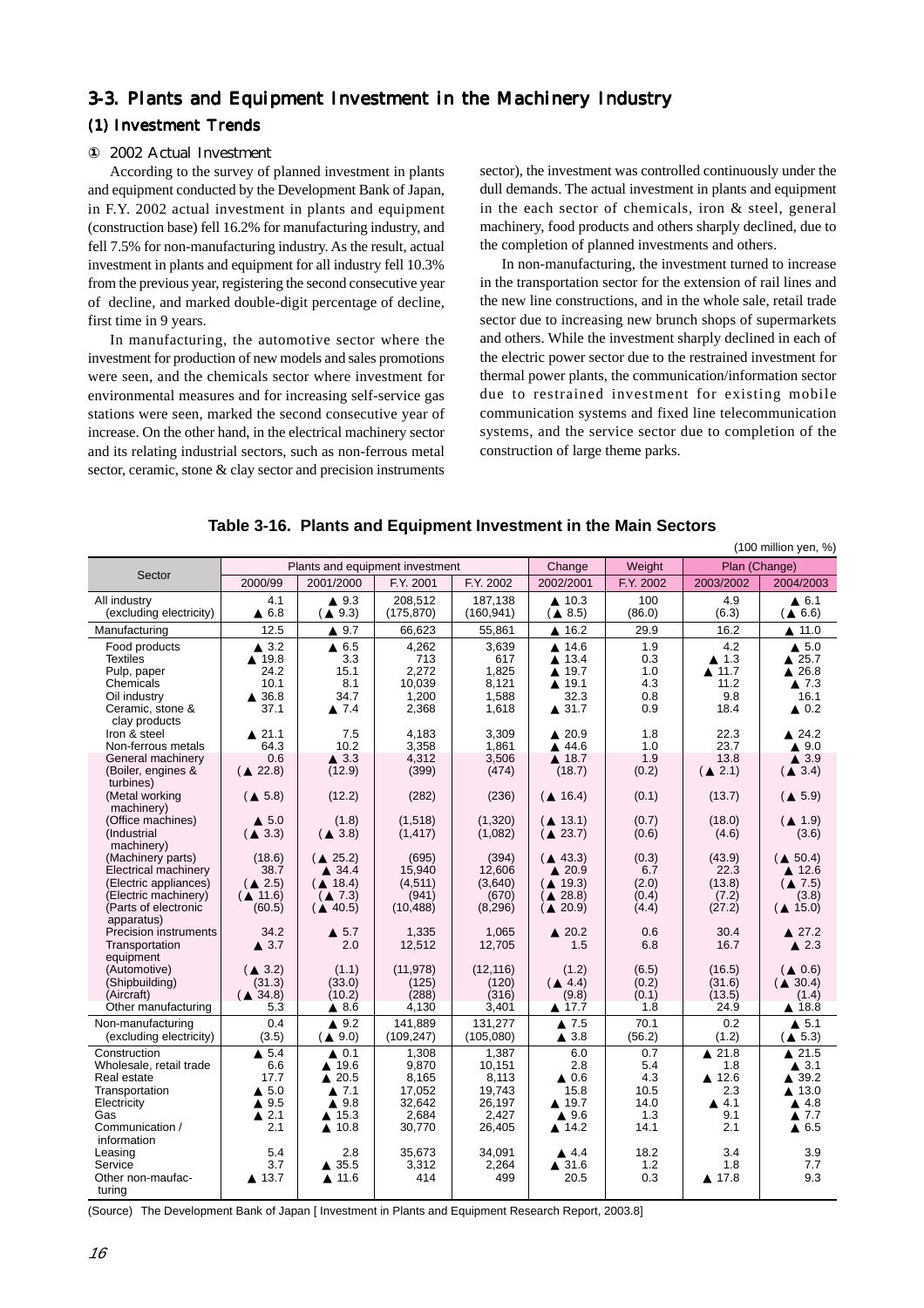# 3-3. Plants and Equipment Investment in the Machinery Industry

## (1) Investment Trends

### ① 2002 Actual Investment

According to the survey of planned investment in plants and equipment conducted by the Development Bank of Japan, in F.Y. 2002 actual investment in plants and equipment (construction base) fell 16.2% for manufacturing industry, and fell 7.5% for non-manufacturing industry. As the result, actual investment in plants and equipment for all industry fell 10.3% from the previous year, registering the second consecutive year of decline, and marked double-digit percentage of decline, first time in 9 years.

In manufacturing, the automotive sector where the investment for production of new models and sales promotions were seen, and the chemicals sector where investment for environmental measures and for increasing self-service gas stations were seen, marked the second consecutive year of increase. On the other hand, in the electrical machinery sector and its relating industrial sectors, such as non-ferrous metal sector, ceramic, stone & clay sector and precision instruments sector), the investment was controlled continuously under the dull demands. The actual investment in plants and equipment in the each sector of chemicals, iron & steel, general machinery, food products and others sharply declined, due to the completion of planned investments and others.

In non-manufacturing, the investment turned to increase in the transportation sector for the extension of rail lines and the new line constructions, and in the whole sale, retail trade sector due to increasing new brunch shops of supermarkets and others. While the investment sharply declined in each of the electric power sector due to the restrained investment for thermal power plants, the communication/information sector due to restrained investment for existing mobile communication systems and fixed line telecommunication systems, and the service sector due to completion of the construction of large theme parks.

**Table 3-16. Plants and Equipment Investment in the Main Sectors**

(100 million yen, %)

| Sector | Plants and equipment investment | | | | Change | Weight | Plan (Change) | |
|---|---|---|---|---|---|---|---|---|
| | 2000/99 | 2001/2000 | F.Y. 2001 | F.Y. 2002 | 2002/2001 | F.Y. 2002 | 2003/2002 | 2004/2003 |
| All industry (excluding electricity) | 4.1<br>▲ 6.8 | ▲ 9.3<br>(▲ 9.3) | 208,512<br>(175,870) | 187,138<br>(160,941) | ▲ 10.3<br>(▲ 8.5) | 100<br>(86.0) | 4.9<br>(6.3) | ▲ 6.1<br>(▲ 6.6) |
| Manufacturing | 12.5 | ▲ 9.7 | 66,623 | 55,861 | ▲ 16.2 | 29.9 | 16.2 | ▲ 11.0 |
| Food products | ▲ 3.2 | ▲ 6.5 | 4,262 | 3,639 | ▲ 14.6 | 1.9 | 4.2 | ▲ 5.0 |
| Textiles | ▲ 19.8 | 3.3 | 713 | 617 | ▲ 13.4 | 0.3 | ▲ 1.3 | ▲ 25.7 |
| Pulp, paper | 24.2 | 15.1 | 2,272 | 1,825 | ▲ 19.7 | 1.0 | ▲ 11.7 | ▲ 26.8 |
| Chemicals | 10.1 | 8.1 | 10,039 | 8,121 | ▲ 19.1 | 4.3 | 11.2 | ▲ 7.3 |
| Oil industry | ▲ 36.8 | 34.7 | 1,200 | 1,588 | 32.3 | 0.8 | 9.8 | 16.1 |
| Ceramic, stone & clay products | 37.1 | ▲ 7.4 | 2,368 | 1,618 | ▲ 31.7 | 0.9 | 18.4 | ▲ 0.2 |
| Iron & steel | ▲ 21.1 | 7.5 | 4,183 | 3,309 | ▲ 20.9 | 1.8 | 22.3 | ▲ 24.2 |
| Non-ferrous metals | 64.3 | 10.2 | 3,358 | 1,861 | ▲ 44.6 | 1.0 | 23.7 | ▲ 9.0 |
| General machinery | 0.6 | ▲ 3.3 | 4,312 | 3,506 | ▲ 18.7 | 1.9 | 13.8 | ▲ 3.9 |
| (Boiler, engines & turbines) | (▲ 22.8) | (12.9) | (399) | (474) | (18.7) | (0.2) | (▲ 2.1) | (▲ 3.4) |
| (Metal working machinery) | (▲ 5.8) | (12.2) | (282) | (236) | (▲ 16.4) | (0.1) | (13.7) | (▲ 5.9) |
| (Office machines) | ▲ 5.0 | (1.8) | (1,518) | (1,320) | (▲ 13.1) | (0.7) | (18.0) | (▲ 1.9) |
| (Industrial machinery) | (▲ 3.3) | (▲ 3.8) | (1,417) | (1,082) | (▲ 23.7) | (0.6) | (4.6) | (3.6) |
| (Machinery parts) | (18.6) | (▲ 25.2) | (695) | (394) | (▲ 43.3) | (0.3) | (43.9) | (▲ 50.4) |
| Electrical machinery | 38.7 | ▲ 34.4 | 15,940 | 12,606 | ▲ 20.9 | 6.7 | 22.3 | ▲ 12.6 |
| (Electric appliances) | (▲ 2.5) | (▲ 18.4) | (4,511) | (3,640) | (▲ 19.3) | (2.0) | (13.8) | (▲ 7.5) |
| (Electric machinery) | (▲ 11.6) | (▲ 7.3) | (941) | (670) | (▲ 28.8) | (0.4) | (7.2) | (3.8) |
| (Parts of electronic apparatus) | (60.5) | (▲ 40.5) | (10,488) | (8,296) | (▲ 20.9) | (4.4) | (27.2) | (▲ 15.0) |
| Precision instruments | 34.2 | ▲ 5.7 | 1,335 | 1,065 | ▲ 20.2 | 0.6 | 30.4 | ▲ 27.2 |
| Transportation equipment | ▲ 3.7 | 2.0 | 12,512 | 12,705 | 1.5 | 6.8 | 16.7 | ▲ 2.3 |
| (Automotive) | (▲ 3.2) | (1.1) | (11,978) | (12,116) | (1.2) | (6.5) | (16.5) | (▲ 0.6) |
| (Shipbuilding) | (31.3) | (33.0) | (125) | (120) | (▲ 4.4) | (0.2) | (31.6) | (▲ 30.4) |
| (Aircraft) | (▲ 34.8) | (10.2) | (288) | (316) | (9.8) | (0.1) | (13.5) | (1.4) |
| Other manufacturing | 5.3 | ▲ 8.6 | 4,130 | 3,401 | ▲ 17.7 | 1.8 | 24.9 | ▲ 18.8 |
| Non-manufacturing (excluding electricity) | 0.4<br>(3.5) | ▲ 9.2<br>(▲ 9.0) | 141,889<br>(109,247) | 131,277<br>(105,080) | ▲ 7.5<br>▲ 3.8 | 70.1<br>(56.2) | 0.2<br>(1.2) | ▲ 5.1<br>(▲ 5.3) |
| Construction | ▲ 5.4 | ▲ 0.1 | 1,308 | 1,387 | 6.0 | 0.7 | ▲ 21.8 | ▲ 21.5 |
| Wholesale, retail trade | 6.6 | ▲ 19.6 | 9,870 | 10,151 | 2.8 | 5.4 | 1.8 | ▲ 3.1 |
| Real estate | 17.7 | ▲ 20.5 | 8,165 | 8,113 | ▲ 0.6 | 4.3 | ▲ 12.6 | ▲ 39.2 |
| Transportation | ▲ 5.0 | ▲ 7.1 | 17,052 | 19,743 | 15.8 | 10.5 | 2.3 | ▲ 13.0 |
| Electricity | ▲ 9.5 | ▲ 9.8 | 32,642 | 26,197 | ▲ 19.7 | 14.0 | ▲ 4.1 | ▲ 4.8 |
| Gas | ▲ 2.1 | ▲ 15.3 | 2,684 | 2,427 | ▲ 9.6 | 1.3 | 9.1 | ▲ 7.7 |
| Communication / information | 2.1 | ▲ 10.8 | 30,770 | 26,405 | ▲ 14.2 | 14.1 | 2.1 | ▲ 6.5 |
| Leasing | 5.4 | 2.8 | 35,673 | 34,091 | ▲ 4.4 | 18.2 | 3.4 | 3.9 |
| Service | 3.7 | ▲ 35.5 | 3,312 | 2,264 | ▲ 31.6 | 1.2 | 1.8 | 7.7 |
| Other non-maufacturing | ▲ 13.7 | ▲ 11.6 | 414 | 499 | 20.5 | 0.3 | ▲ 17.8 | 9.3 |

(Source) The Development Bank of Japan [ Investment in Plants and Equipment Research Report, 2003.8]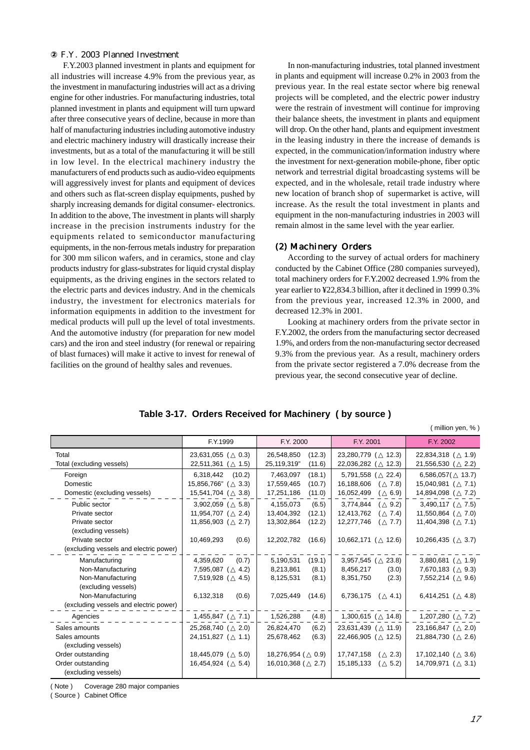### ② F.Y. 2003 Planned Investment

F.Y.2003 planned investment in plants and equipment for all industries will increase 4.9% from the previous year, as the investment in manufacturing industries will act as a driving engine for other industries. For manufacturing industries, total planned investment in plants and equipment will turn upward after three consecutive years of decline, because in more than half of manufacturing industries including automotive industry and electric machinery industry will drastically increase their investments, but as a total of the manufacturing it will be still in low level. In the electrical machinery industry the manufacturers of end products such as audio-video equipments will aggressively invest for plants and equipment of devices and others such as flat-screen display equipments, pushed by sharply increasing demands for digital consumer- electronics. In addition to the above, The investment in plants will sharply increase in the precision instruments industry for the equipments related to semiconductor manufacturing equipments, in the non-ferrous metals industry for preparation for 300 mm silicon wafers, and in ceramics, stone and clay products industry for glass-substrates for liquid crystal display equipments, as the driving engines in the sectors related to the electric parts and devices industry. And in the chemicals industry, the investment for electronics materials for information equipments in addition to the investment for medical products will pull up the level of total investments. And the automotive industry (for preparation for new model cars) and the iron and steel industry (for renewal or repairing of blast furnaces) will make it active to invest for renewal of facilities on the ground of healthy sales and revenues.

In non-manufacturing industries, total planned investment in plants and equipment will increase 0.2% in 2003 from the previous year. In the real estate sector where big renewal projects will be completed, and the electric power industry were the restrain of investment will continue for improving their balance sheets, the investment in plants and equipment will drop. On the other hand, plants and equipment investment in the leasing industry in there the increase of demands is expected, in the communication/information industry where the investment for next-generation mobile-phone, fiber optic network and terrestrial digital broadcasting systems will be expected, and in the wholesale, retail trade industry where new location of branch shop of supermarket is active, will increase. As the result the total investment in plants and equipment in the non-manufacturing industries in 2003 will remain almost in the same level with the year earlier.

### (2) Machinery Orders

According to the survey of actual orders for machinery conducted by the Cabinet Office (280 companies surveyed), total machinery orders for F.Y.2002 decreased 1.9% from the year earlier to ¥22,834.3 billion, after it declined in 1999 0.3% from the previous year, increased 12.3% in 2000, and decreased 12.3% in 2001.

Looking at machinery orders from the private sector in F.Y.2002, the orders from the manufacturing sector decreased 1.9%, and orders from the non-manufacturing sector decreased 9.3% from the previous year. As a result, machinery orders from the private sector registered a 7.0% decrease from the previous year, the second consecutive year of decline.

**Table 3-17. Orders Received for Machinery ( by source )**

( million yen, % )

| | F.Y.1999 | F.Y. 2000 | F.Y. 2001 | F.Y. 2002 |
|---|---|---|---|---|
| Total | 23,631,055 (△ 0.3) | 26,548,850 (12.3) | 23,280,779 (△ 12.3) | 22,834,318 (△ 1.9) |
| Total (excluding vessels) | 22,511,361 (△ 1.5) | 25,119,319" (11.6) | 22,036,282 (△ 12.3) | 21,556,530 (△ 2.2) |
| Foreign | 6,318,442 (10.2) | 7,463,097 (18.1) | 5,791,558 (△ 22.4) | 6,586,057(△ 13.7) |
| Domestic | 15,856,766" (△ 3.3) | 17,559,465 (10.7) | 16,188,606 (△ 7.8) | 15,040,981 (△ 7.1) |
| Domestic (excluding vessels) | 15,541,704 (△ 3.8) | 17,251,186 (11.0) | 16,052,499 (△ 6.9) | 14,894,098 (△ 7.2) |
| Public sector | 3,902,059 (△ 5.8) | 4,155,073 (6.5) | 3,774,844 (△ 9.2) | 3,490,117 (△ 7.5) |
| Private sector | 11,954,707 (△ 2.4) | 13,404,392 (12.1) | 12,413,762 (△ 7.4) | 11,550,864 (△ 7.0) |
| Private sector (excluding vessels) | 11,856,903 (△ 2.7) | 13,302,864 (12.2) | 12,277,746 (△ 7.7) | 11,404,398 (△ 7.1) |
| Private sector (excluding vessels and electric power) | 10,469,293 (0.6) | 12,202,782 (16.6) | 10,662,171 (△ 12.6) | 10,266,435 (△ 3.7) |
| Manufacturing | 4,359,620 (0.7) | 5,190,531 (19.1) | 3,957,545 (△ 23.8) | 3,880,681 (△ 1.9) |
| Non-Manufacturing | 7,595,087 (△ 4.2) | 8,213,861 (8.1) | 8,456,217 (3.0) | 7,670,183 (△ 9.3) |
| Non-Manufacturing (excluding vessels) | 7,519,928 (△ 4.5) | 8,125,531 (8.1) | 8,351,750 (2.3) | 7,552,214 (△ 9.6) |
| Non-Manufacturing (excluding vessels and electric power) | 6,132,318 (0.6) | 7,025,449 (14.6) | 6,736,175 (△ 4.1) | 6,414,251 (△ 4.8) |
| Agencies | 1,455,847 (△ 7.1) | 1,526,288 (4.8) | 1,300,615 (△ 14.8) | 1,207,280 (△ 7.2) |
| Sales amounts | 25,268,740 (△ 2.0) | 26,824,470 (6.2) | 23,631,439 (△ 11.9) | 23,166,847 (△ 2.0) |
| Sales amounts (excluding vessels) | 24,151,827 (△ 1.1) | 25,678,462 (6.3) | 22,466,905 (△ 12.5) | 21,884,730 (△ 2.6) |
| Order outstanding | 18,445,079 (△ 5.0) | 18,276,954 (△ 0.9) | 17,747,158 (△ 2.3) | 17,102,140 (△ 3.6) |
| Order outstanding (excluding vessels) | 16,454,924 (△ 5.4) | 16,010,368 (△ 2.7) | 15,185,133 (△ 5.2) | 14,709,971 (△ 3.1) |

( Note ) Coverage 280 major companies

( Source ) Cabinet Office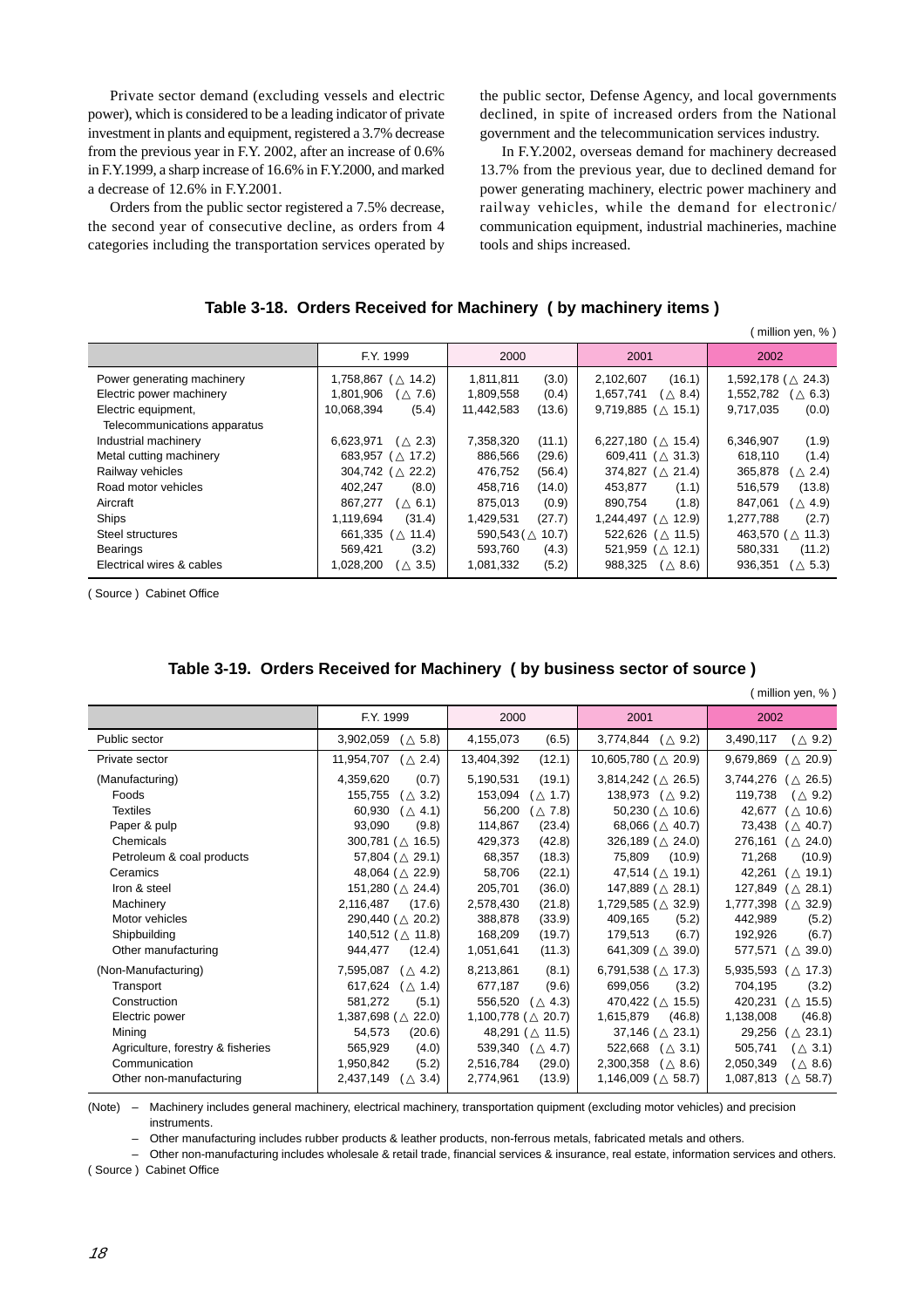Private sector demand (excluding vessels and electric power), which is considered to be a leading indicator of private investment in plants and equipment, registered a 3.7% decrease from the previous year in F.Y. 2002, after an increase of 0.6% in F.Y.1999, a sharp increase of 16.6% in F.Y.2000, and marked a decrease of 12.6% in F.Y.2001.

Orders from the public sector registered a 7.5% decrease, the second year of consecutive decline, as orders from 4 categories including the transportation services operated by the public sector, Defense Agency, and local governments declined, in spite of increased orders from the National government and the telecommunication services industry.

In F.Y.2002, overseas demand for machinery decreased 13.7% from the previous year, due to declined demand for power generating machinery, electric power machinery and railway vehicles, while the demand for electronic/ communication equipment, industrial machineries, machine tools and ships increased.

### Table 3-18. Orders Received for Machinery ( by machinery items )

( million yen, % )

| | F.Y. 1999 | 2000 | 2001 | 2002 |
|---|---|---|---|---|
| Power generating machinery | 1,758,867 (△ 14.2) | 1,811,811 (3.0) | 2,102,607 (16.1) | 1,592,178 (△ 24.3) |
| Electric power machinery | 1,801,906 (△ 7.6) | 1,809,558 (0.4) | 1,657,741 (△ 8.4) | 1,552,782 (△ 6.3) |
| Electric equipment, Telecommunications apparatus | 10,068,394 (5.4) | 11,442,583 (13.6) | 9,719,885 (△ 15.1) | 9,717,035 (0.0) |
| Industrial machinery | 6,623,971 (△ 2.3) | 7,358,320 (11.1) | 6,227,180 (△ 15.4) | 6,346,907 (1.9) |
| Metal cutting machinery | 683,957 (△ 17.2) | 886,566 (29.6) | 609,411 (△ 31.3) | 618,110 (1.4) |
| Railway vehicles | 304,742 (△ 22.2) | 476,752 (56.4) | 374,827 (△ 21.4) | 365,878 (△ 2.4) |
| Road motor vehicles | 402,247 (8.0) | 458,716 (14.0) | 453,877 (1.1) | 516,579 (13.8) |
| Aircraft | 867,277 (△ 6.1) | 875,013 (0.9) | 890,754 (1.8) | 847,061 (△ 4.9) |
| Ships | 1,119,694 (31.4) | 1,429,531 (27.7) | 1,244,497 (△ 12.9) | 1,277,788 (2.7) |
| Steel structures | 661,335 (△ 11.4) | 590,543 (△ 10.7) | 522,626 (△ 11.5) | 463,570 (△ 11.3) |
| Bearings | 569,421 (3.2) | 593,760 (4.3) | 521,959 (△ 12.1) | 580,331 (11.2) |
| Electrical wires & cables | 1,028,200 (△ 3.5) | 1,081,332 (5.2) | 988,325 (△ 8.6) | 936,351 (△ 5.3) |

( Source ) Cabinet Office

### Table 3-19. Orders Received for Machinery ( by business sector of source )

( million yen, % )

| | F.Y. 1999 | 2000 | 2001 | 2002 |
|---|---|---|---|---|
| Public sector | 3,902,059 (△ 5.8) | 4,155,073 (6.5) | 3,774,844 (△ 9.2) | 3,490,117 (△ 9.2) |
| Private sector | 11,954,707 (△ 2.4) | 13,404,392 (12.1) | 10,605,780 (△ 20.9) | 9,679,869 (△ 20.9) |
| (Manufacturing) | 4,359,620 (0.7) | 5,190,531 (19.1) | 3,814,242 (△ 26.5) | 3,744,276 (△ 26.5) |
| Foods | 155,755 (△ 3.2) | 153,094 (△ 1.7) | 138,973 (△ 9.2) | 119,738 (△ 9.2) |
| Textiles | 60,930 (△ 4.1) | 56,200 (△ 7.8) | 50,230 (△ 10.6) | 42,677 (△ 10.6) |
| Paper & pulp | 93,090 (9.8) | 114,867 (23.4) | 68,066 (△ 40.7) | 73,438 (△ 40.7) |
| Chemicals | 300,781 (△ 16.5) | 429,373 (42.8) | 326,189 (△ 24.0) | 276,161 (△ 24.0) |
| Petroleum & coal products | 57,804 (△ 29.1) | 68,357 (18.3) | 75,809 (10.9) | 71,268 (10.9) |
| Ceramics | 48,064 (△ 22.9) | 58,706 (22.1) | 47,514 (△ 19.1) | 42,261 (△ 19.1) |
| Iron & steel | 151,280 (△ 24.4) | 205,701 (36.0) | 147,889 (△ 28.1) | 127,849 (△ 28.1) |
| Machinery | 2,116,487 (17.6) | 2,578,430 (21.8) | 1,729,585 (△ 32.9) | 1,777,398 (△ 32.9) |
| Motor vehicles | 290,440 (△ 20.2) | 388,878 (33.9) | 409,165 (5.2) | 442,989 (5.2) |
| Shipbuilding | 140,512 (△ 11.8) | 168,209 (19.7) | 179,513 (6.7) | 192,926 (6.7) |
| Other manufacturing | 944,477 (12.4) | 1,051,641 (11.3) | 641,309 (△ 39.0) | 577,571 (△ 39.0) |
| (Non-Manufacturing) | 7,595,087 (△ 4.2) | 8,213,861 (8.1) | 6,791,538 (△ 17.3) | 5,935,593 (△ 17.3) |
| Transport | 617,624 (△ 1.4) | 677,187 (9.6) | 699,056 (3.2) | 704,195 (3.2) |
| Construction | 581,272 (5.1) | 556,520 (△ 4.3) | 470,422 (△ 15.5) | 420,231 (△ 15.5) |
| Electric power | 1,387,698 (△ 22.0) | 1,100,778 (△ 20.7) | 1,615,879 (46.8) | 1,138,008 (46.8) |
| Mining | 54,573 (20.6) | 48,291 (△ 11.5) | 37,146 (△ 23.1) | 29,256 (△ 23.1) |
| Agriculture, forestry & fisheries | 565,929 (4.0) | 539,340 (△ 4.7) | 522,668 (△ 3.1) | 505,741 (△ 3.1) |
| Communication | 1,950,842 (5.2) | 2,516,784 (29.0) | 2,300,358 (△ 8.6) | 2,050,349 (△ 8.6) |
| Other non-manufacturing | 2,437,149 (△ 3.4) | 2,774,961 (13.9) | 1,146,009 (△ 58.7) | 1,087,813 (△ 58.7) |

(Note) – Machinery includes general machinery, electrical machinery, transportation quipment (excluding motor vehicles) and precision instruments.

– Other manufacturing includes rubber products & leather products, non-ferrous metals, fabricated metals and others.

– Other non-manufacturing includes wholesale & retail trade, financial services & insurance, real estate, information services and others.

( Source ) Cabinet Office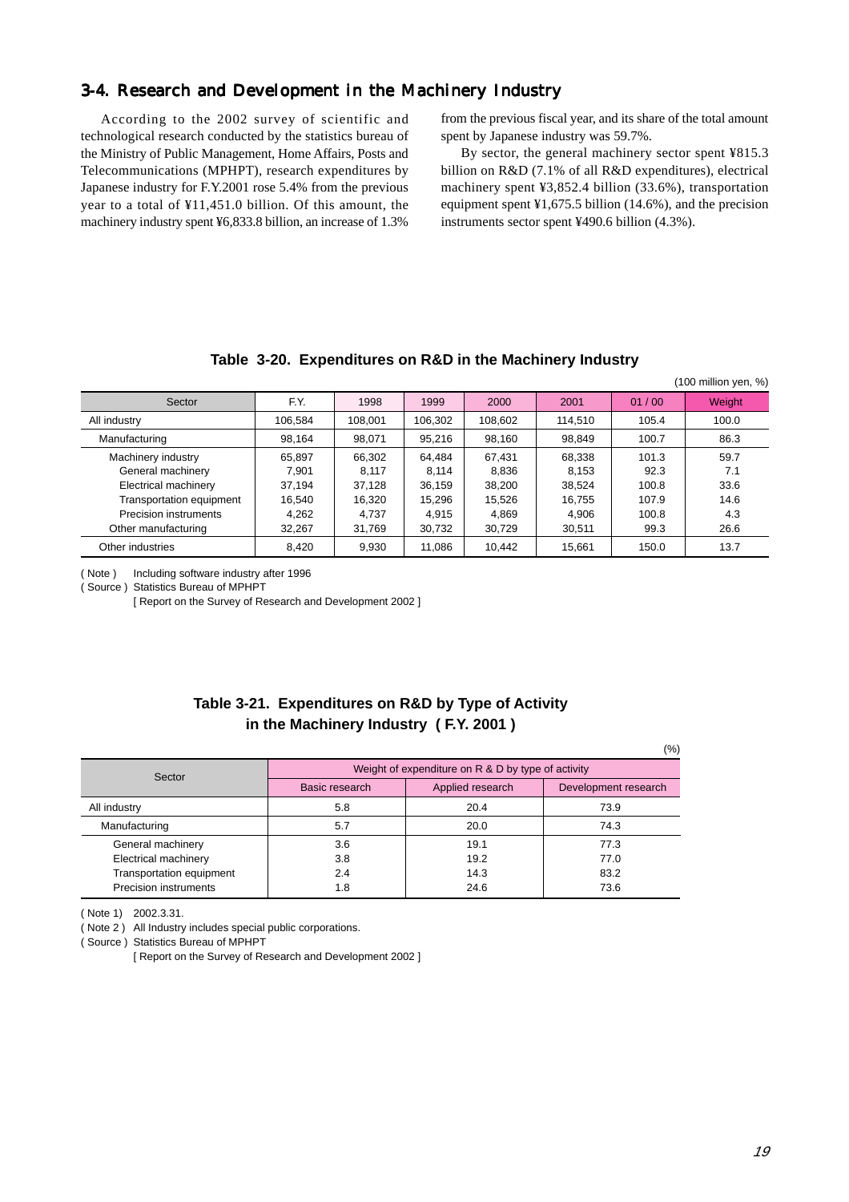## 3-4. Research and Development in the Machinery Industry

According to the 2002 survey of scientific and technological research conducted by the statistics bureau of the Ministry of Public Management, Home Affairs, Posts and Telecommunications (MPHPT), research expenditures by Japanese industry for F.Y.2001 rose 5.4% from the previous year to a total of ¥11,451.0 billion. Of this amount, the machinery industry spent ¥6,833.8 billion, an increase of 1.3% from the previous fiscal year, and its share of the total amount spent by Japanese industry was 59.7%.

By sector, the general machinery sector spent ¥815.3 billion on R&D (7.1% of all R&D expenditures), electrical machinery spent ¥3,852.4 billion (33.6%), transportation equipment spent ¥1,675.5 billion (14.6%), and the precision instruments sector spent ¥490.6 billion (4.3%).

**Table 3-20. Expenditures on R&D in the Machinery Industry**

(100 million yen, %)

| Sector | F.Y. | 1998 | 1999 | 2000 | 2001 | 01 / 00 | Weight |
|---|---|---|---|---|---|---|---|
| All industry | 106,584 | 108,001 | 106,302 | 108,602 | 114,510 | 105.4 | 100.0 |
| Manufacturing | 98,164 | 98,071 | 95,216 | 98,160 | 98,849 | 100.7 | 86.3 |
| Machinery industry | 65,897 | 66,302 | 64,484 | 67,431 | 68,338 | 101.3 | 59.7 |
| General machinery | 7,901 | 8,117 | 8,114 | 8,836 | 8,153 | 92.3 | 7.1 |
| Electrical machinery | 37,194 | 37,128 | 36,159 | 38,200 | 38,524 | 100.8 | 33.6 |
| Transportation equipment | 16,540 | 16,320 | 15,296 | 15,526 | 16,755 | 107.9 | 14.6 |
| Precision instruments | 4,262 | 4,737 | 4,915 | 4,869 | 4,906 | 100.8 | 4.3 |
| Other manufacturing | 32,267 | 31,769 | 30,732 | 30,729 | 30,511 | 99.3 | 26.6 |
| Other industries | 8,420 | 9,930 | 11,086 | 10,442 | 15,661 | 150.0 | 13.7 |

( Note ) Including software industry after 1996
( Source ) Statistics Bureau of MPHPT
[ Report on the Survey of Research and Development 2002 ]

**Table 3-21. Expenditures on R&D by Type of Activity in the Machinery Industry ( F.Y. 2001 )**

(%)

| Sector | Weight of expenditure on R & D by type of activity | | |
|---|---|---|---|
| | Basic research | Applied research | Development research |
| All industry | 5.8 | 20.4 | 73.9 |
| Manufacturing | 5.7 | 20.0 | 74.3 |
| General machinery | 3.6 | 19.1 | 77.3 |
| Electrical machinery | 3.8 | 19.2 | 77.0 |
| Transportation equipment | 2.4 | 14.3 | 83.2 |
| Precision instruments | 1.8 | 24.6 | 73.6 |

( Note 1) 2002.3.31.
( Note 2 ) All Industry includes special public corporations.
( Source ) Statistics Bureau of MPHPT
[ Report on the Survey of Research and Development 2002 ]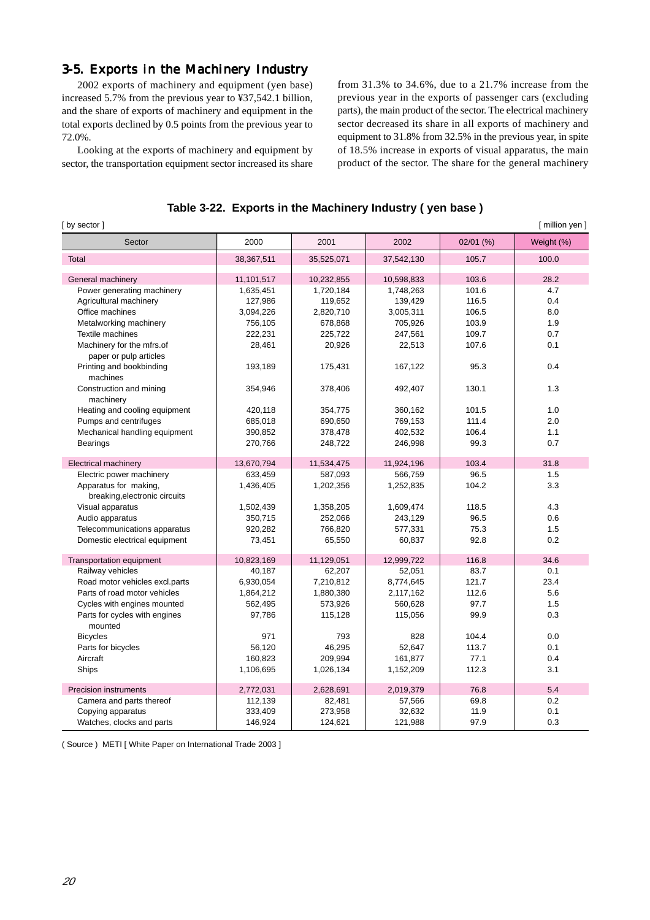## 3-5. Exports in the Machinery Industry

2002 exports of machinery and equipment (yen base) increased 5.7% from the previous year to ¥37,542.1 billion, and the share of exports of machinery and equipment in the total exports declined by 0.5 points from the previous year to 72.0%.

Looking at the exports of machinery and equipment by sector, the transportation equipment sector increased its share from 31.3% to 34.6%, due to a 21.7% increase from the previous year in the exports of passenger cars (excluding parts), the main product of the sector. The electrical machinery sector decreased its share in all exports of machinery and equipment to 31.8% from 32.5% in the previous year, in spite of 18.5% increase in exports of visual apparatus, the main product of the sector. The share for the general machinery

**Table 3-22. Exports in the Machinery Industry ( yen base )**

[ by sector ] [ million yen ]

| Sector | 2000 | 2001 | 2002 | 02/01 (%) | Weight (%) |
|---|---|---|---|---|---|
| Total | 38,367,511 | 35,525,071 | 37,542,130 | 105.7 | 100.0 |
| General machinery | 11,101,517 | 10,232,855 | 10,598,833 | 103.6 | 28.2 |
| Power generating machinery | 1,635,451 | 1,720,184 | 1,748,263 | 101.6 | 4.7 |
| Agricultural machinery | 127,986 | 119,652 | 139,429 | 116.5 | 0.4 |
| Office machines | 3,094,226 | 2,820,710 | 3,005,311 | 106.5 | 8.0 |
| Metalworking machinery | 756,105 | 678,868 | 705,926 | 103.9 | 1.9 |
| Textile machines | 222,231 | 225,722 | 247,561 | 109.7 | 0.7 |
| Machinery for the mfrs.of paper or pulp articles | 28,461 | 20,926 | 22,513 | 107.6 | 0.1 |
| Printing and bookbinding machines | 193,189 | 175,431 | 167,122 | 95.3 | 0.4 |
| Construction and mining machinery | 354,946 | 378,406 | 492,407 | 130.1 | 1.3 |
| Heating and cooling equipment | 420,118 | 354,775 | 360,162 | 101.5 | 1.0 |
| Pumps and centrifuges | 685,018 | 690,650 | 769,153 | 111.4 | 2.0 |
| Mechanical handling equipment | 390,852 | 378,478 | 402,532 | 106.4 | 1.1 |
| Bearings | 270,766 | 248,722 | 246,998 | 99.3 | 0.7 |
| Electrical machinery | 13,670,794 | 11,534,475 | 11,924,196 | 103.4 | 31.8 |
| Electric power machinery | 633,459 | 587,093 | 566,759 | 96.5 | 1.5 |
| Apparatus for making, breaking,electronic circuits | 1,436,405 | 1,202,356 | 1,252,835 | 104.2 | 3.3 |
| Visual apparatus | 1,502,439 | 1,358,205 | 1,609,474 | 118.5 | 4.3 |
| Audio apparatus | 350,715 | 252,066 | 243,129 | 96.5 | 0.6 |
| Telecommunications apparatus | 920,282 | 766,820 | 577,331 | 75.3 | 1.5 |
| Domestic electrical equipment | 73,451 | 65,550 | 60,837 | 92.8 | 0.2 |
| Transportation equipment | 10,823,169 | 11,129,051 | 12,999,722 | 116.8 | 34.6 |
| Railway vehicles | 40,187 | 62,207 | 52,051 | 83.7 | 0.1 |
| Road motor vehicles excl.parts | 6,930,054 | 7,210,812 | 8,774,645 | 121.7 | 23.4 |
| Parts of road motor vehicles | 1,864,212 | 1,880,380 | 2,117,162 | 112.6 | 5.6 |
| Cycles with engines mounted | 562,495 | 573,926 | 560,628 | 97.7 | 1.5 |
| Parts for cycles with engines mounted | 97,786 | 115,128 | 115,056 | 99.9 | 0.3 |
| Bicycles | 971 | 793 | 828 | 104.4 | 0.0 |
| Parts for bicycles | 56,120 | 46,295 | 52,647 | 113.7 | 0.1 |
| Aircraft | 160,823 | 209,994 | 161,877 | 77.1 | 0.4 |
| Ships | 1,106,695 | 1,026,134 | 1,152,209 | 112.3 | 3.1 |
| Precision instruments | 2,772,031 | 2,628,691 | 2,019,379 | 76.8 | 5.4 |
| Camera and parts thereof | 112,139 | 82,481 | 57,566 | 69.8 | 0.2 |
| Copying apparatus | 333,409 | 273,958 | 32,632 | 11.9 | 0.1 |
| Watches, clocks and parts | 146,924 | 124,621 | 121,988 | 97.9 | 0.3 |

( Source ) METI [ White Paper on International Trade 2003 ]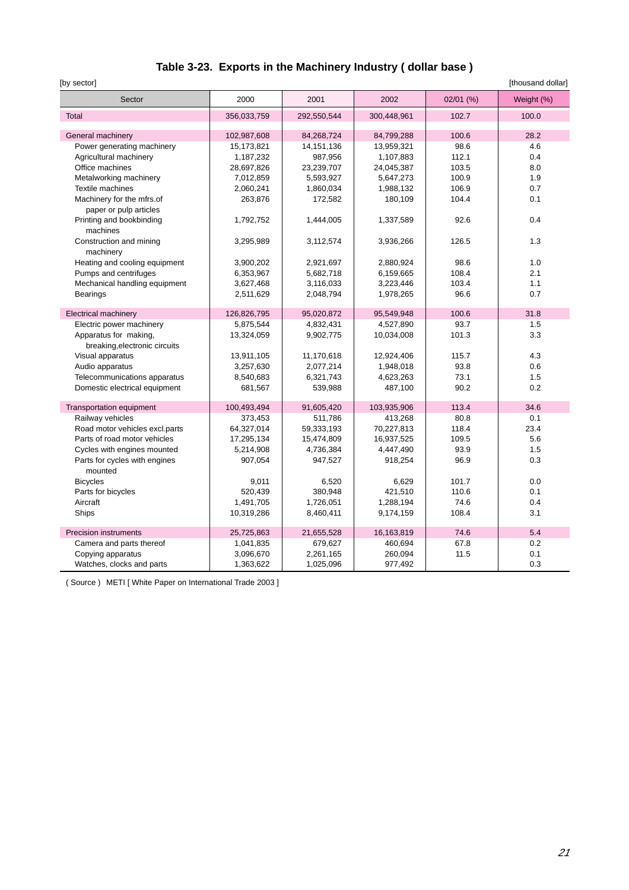# Table 3-23. Exports in the Machinery Industry ( dollar base )

[by sector] [thousand dollar]

| Sector | 2000 | 2001 | 2002 | 02/01 (%) | Weight (%) |
|---|---|---|---|---|---|
| Total | 356,033,759 | 292,550,544 | 300,448,961 | 102.7 | 100.0 |
| General machinery | 102,987,608 | 84,268,724 | 84,799,288 | 100.6 | 28.2 |
| Power generating machinery | 15,173,821 | 14,151,136 | 13,959,321 | 98.6 | 4.6 |
| Agricultural machinery | 1,187,232 | 987,956 | 1,107,883 | 112.1 | 0.4 |
| Office machines | 28,697,826 | 23,239,707 | 24,045,387 | 103.5 | 8.0 |
| Metalworking machinery | 7,012,859 | 5,593,927 | 5,647,273 | 100.9 | 1.9 |
| Textile machines | 2,060,241 | 1,860,034 | 1,988,132 | 106.9 | 0.7 |
| Machinery for the mfrs.of paper or pulp articles | 263,876 | 172,582 | 180,109 | 104.4 | 0.1 |
| Printing and bookbinding machines | 1,792,752 | 1,444,005 | 1,337,589 | 92.6 | 0.4 |
| Construction and mining machinery | 3,295,989 | 3,112,574 | 3,936,266 | 126.5 | 1.3 |
| Heating and cooling equipment | 3,900,202 | 2,921,697 | 2,880,924 | 98.6 | 1.0 |
| Pumps and centrifuges | 6,353,967 | 5,682,718 | 6,159,665 | 108.4 | 2.1 |
| Mechanical handling equipment | 3,627,468 | 3,116,033 | 3,223,446 | 103.4 | 1.1 |
| Bearings | 2,511,629 | 2,048,794 | 1,978,265 | 96.6 | 0.7 |
| Electrical machinery | 126,826,795 | 95,020,872 | 95,549,948 | 100.6 | 31.8 |
| Electric power machinery | 5,875,544 | 4,832,431 | 4,527,890 | 93.7 | 1.5 |
| Apparatus for making, breaking,electronic circuits | 13,324,059 | 9,902,775 | 10,034,008 | 101.3 | 3.3 |
| Visual apparatus | 13,911,105 | 11,170,618 | 12,924,406 | 115.7 | 4.3 |
| Audio apparatus | 3,257,630 | 2,077,214 | 1,948,018 | 93.8 | 0.6 |
| Telecommunications apparatus | 8,540,683 | 6,321,743 | 4,623,263 | 73.1 | 1.5 |
| Domestic electrical equipment | 681,567 | 539,988 | 487,100 | 90.2 | 0.2 |
| Transportation equipment | 100,493,494 | 91,605,420 | 103,935,906 | 113.4 | 34.6 |
| Railway vehicles | 373,453 | 511,786 | 413,268 | 80.8 | 0.1 |
| Road motor vehicles excl.parts | 64,327,014 | 59,333,193 | 70,227,813 | 118.4 | 23.4 |
| Parts of road motor vehicles | 17,295,134 | 15,474,809 | 16,937,525 | 109.5 | 5.6 |
| Cycles with engines mounted | 5,214,908 | 4,736,384 | 4,447,490 | 93.9 | 1.5 |
| Parts for cycles with engines mounted | 907,054 | 947,527 | 918,254 | 96.9 | 0.3 |
| Bicycles | 9,011 | 6,520 | 6,629 | 101.7 | 0.0 |
| Parts for bicycles | 520,439 | 380,948 | 421,510 | 110.6 | 0.1 |
| Aircraft | 1,491,705 | 1,726,051 | 1,288,194 | 74.6 | 0.4 |
| Ships | 10,319,286 | 8,460,411 | 9,174,159 | 108.4 | 3.1 |
| Precision instruments | 25,725,863 | 21,655,528 | 16,163,819 | 74.6 | 5.4 |
| Camera and parts thereof | 1,041,835 | 679,627 | 460,694 | 67.8 | 0.2 |
| Copying apparatus | 3,096,670 | 2,261,165 | 260,094 | 11.5 | 0.1 |
| Watches, clocks and parts | 1,363,622 | 1,025,096 | 977,492 | | 0.3 |

( Source ) METI [ White Paper on International Trade 2003 ]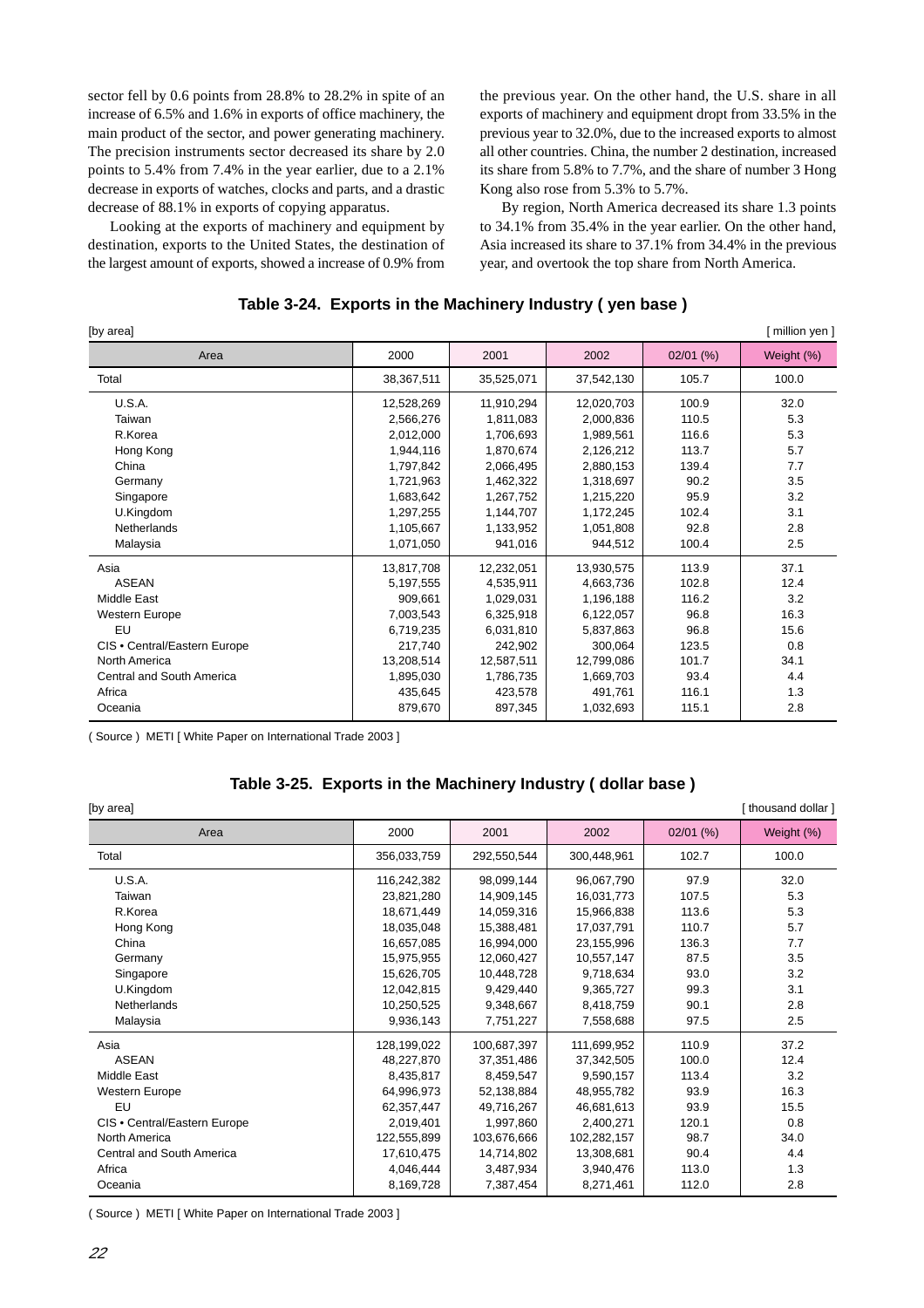sector fell by 0.6 points from 28.8% to 28.2% in spite of an increase of 6.5% and 1.6% in exports of office machinery, the main product of the sector, and power generating machinery. The precision instruments sector decreased its share by 2.0 points to 5.4% from 7.4% in the year earlier, due to a 2.1% decrease in exports of watches, clocks and parts, and a drastic decrease of 88.1% in exports of copying apparatus.

Looking at the exports of machinery and equipment by destination, exports to the United States, the destination of the largest amount of exports, showed a increase of 0.9% from the previous year. On the other hand, the U.S. share in all exports of machinery and equipment dropt from 33.5% in the previous year to 32.0%, due to the increased exports to almost all other countries. China, the number 2 destination, increased its share from 5.8% to 7.7%, and the share of number 3 Hong Kong also rose from 5.3% to 5.7%.

By region, North America decreased its share 1.3 points to 34.1% from 35.4% in the year earlier. On the other hand, Asia increased its share to 37.1% from 34.4% in the previous year, and overtook the top share from North America.

### Table 3-24. Exports in the Machinery Industry ( yen base )

[by area] [ million yen ]

| Area | 2000 | 2001 | 2002 | 02/01 (%) | Weight (%) |
|---|---|---|---|---|---|
| Total | 38,367,511 | 35,525,071 | 37,542,130 | 105.7 | 100.0 |
| U.S.A. | 12,528,269 | 11,910,294 | 12,020,703 | 100.9 | 32.0 |
| Taiwan | 2,566,276 | 1,811,083 | 2,000,836 | 110.5 | 5.3 |
| R.Korea | 2,012,000 | 1,706,693 | 1,989,561 | 116.6 | 5.3 |
| Hong Kong | 1,944,116 | 1,870,674 | 2,126,212 | 113.7 | 5.7 |
| China | 1,797,842 | 2,066,495 | 2,880,153 | 139.4 | 7.7 |
| Germany | 1,721,963 | 1,462,322 | 1,318,697 | 90.2 | 3.5 |
| Singapore | 1,683,642 | 1,267,752 | 1,215,220 | 95.9 | 3.2 |
| U.Kingdom | 1,297,255 | 1,144,707 | 1,172,245 | 102.4 | 3.1 |
| Netherlands | 1,105,667 | 1,133,952 | 1,051,808 | 92.8 | 2.8 |
| Malaysia | 1,071,050 | 941,016 | 944,512 | 100.4 | 2.5 |
| Asia | 13,817,708 | 12,232,051 | 13,930,575 | 113.9 | 37.1 |
| ASEAN | 5,197,555 | 4,535,911 | 4,663,736 | 102.8 | 12.4 |
| Middle East | 909,661 | 1,029,031 | 1,196,188 | 116.2 | 3.2 |
| Western Europe | 7,003,543 | 6,325,918 | 6,122,057 | 96.8 | 16.3 |
| EU | 6,719,235 | 6,031,810 | 5,837,863 | 96.8 | 15.6 |
| CIS • Central/Eastern Europe | 217,740 | 242,902 | 300,064 | 123.5 | 0.8 |
| North America | 13,208,514 | 12,587,511 | 12,799,086 | 101.7 | 34.1 |
| Central and South America | 1,895,030 | 1,786,735 | 1,669,703 | 93.4 | 4.4 |
| Africa | 435,645 | 423,578 | 491,761 | 116.1 | 1.3 |
| Oceania | 879,670 | 897,345 | 1,032,693 | 115.1 | 2.8 |

( Source ) METI [ White Paper on International Trade 2003 ]

### Table 3-25. Exports in the Machinery Industry ( dollar base )

[by area] [ thousand dollar ]

| Area | 2000 | 2001 | 2002 | 02/01 (%) | Weight (%) |
|---|---|---|---|---|---|
| Total | 356,033,759 | 292,550,544 | 300,448,961 | 102.7 | 100.0 |
| U.S.A. | 116,242,382 | 98,099,144 | 96,067,790 | 97.9 | 32.0 |
| Taiwan | 23,821,280 | 14,909,145 | 16,031,773 | 107.5 | 5.3 |
| R.Korea | 18,671,449 | 14,059,316 | 15,966,838 | 113.6 | 5.3 |
| Hong Kong | 18,035,048 | 15,388,481 | 17,037,791 | 110.7 | 5.7 |
| China | 16,657,085 | 16,994,000 | 23,155,996 | 136.3 | 7.7 |
| Germany | 15,975,955 | 12,060,427 | 10,557,147 | 87.5 | 3.5 |
| Singapore | 15,626,705 | 10,448,728 | 9,718,634 | 93.0 | 3.2 |
| U.Kingdom | 12,042,815 | 9,429,440 | 9,365,727 | 99.3 | 3.1 |
| Netherlands | 10,250,525 | 9,348,667 | 8,418,759 | 90.1 | 2.8 |
| Malaysia | 9,936,143 | 7,751,227 | 7,558,688 | 97.5 | 2.5 |
| Asia | 128,199,022 | 100,687,397 | 111,699,952 | 110.9 | 37.2 |
| ASEAN | 48,227,870 | 37,351,486 | 37,342,505 | 100.0 | 12.4 |
| Middle East | 8,435,817 | 8,459,547 | 9,590,157 | 113.4 | 3.2 |
| Western Europe | 64,996,973 | 52,138,884 | 48,955,782 | 93.9 | 16.3 |
| EU | 62,357,447 | 49,716,267 | 46,681,613 | 93.9 | 15.5 |
| CIS • Central/Eastern Europe | 2,019,401 | 1,997,860 | 2,400,271 | 120.1 | 0.8 |
| North America | 122,555,899 | 103,676,666 | 102,282,157 | 98.7 | 34.0 |
| Central and South America | 17,610,475 | 14,714,802 | 13,308,681 | 90.4 | 4.4 |
| Africa | 4,046,444 | 3,487,934 | 3,940,476 | 113.0 | 1.3 |
| Oceania | 8,169,728 | 7,387,454 | 8,271,461 | 112.0 | 2.8 |

( Source ) METI [ White Paper on International Trade 2003 ]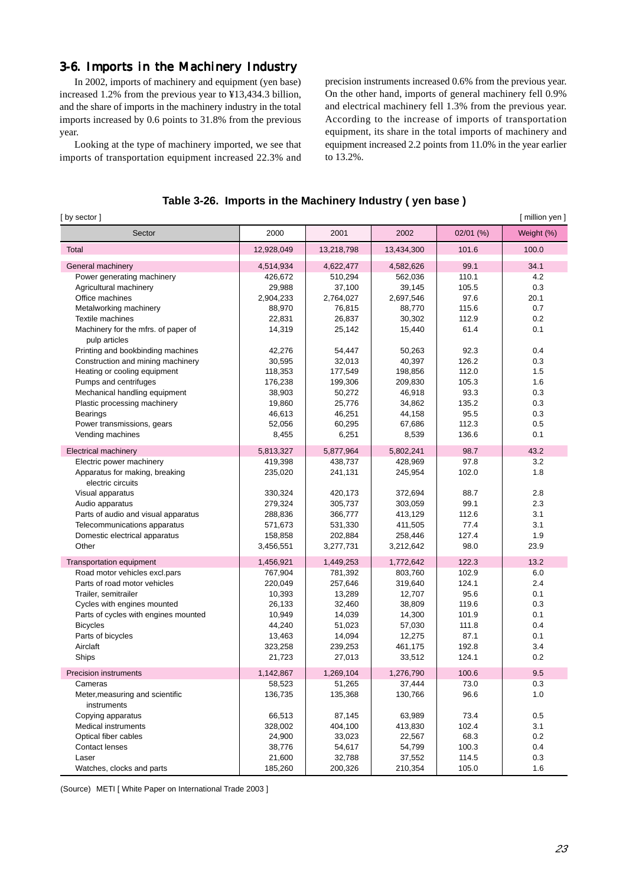## 3-6. Imports in the Machinery Industry

In 2002, imports of machinery and equipment (yen base) increased 1.2% from the previous year to ¥13,434.3 billion, and the share of imports in the machinery industry in the total imports increased by 0.6 points to 31.8% from the previous year.

Looking at the type of machinery imported, we see that imports of transportation equipment increased 22.3% and precision instruments increased 0.6% from the previous year. On the other hand, imports of general machinery fell 0.9% and electrical machinery fell 1.3% from the previous year. According to the increase of imports of transportation equipment, its share in the total imports of machinery and equipment increased 2.2 points from 11.0% in the year earlier to 13.2%.

**Table 3-26. Imports in the Machinery Industry ( yen base )**

[ by sector ] [ million yen ]

| Sector | 2000 | 2001 | 2002 | 02/01 (%) | Weight (%) |
|---|---|---|---|---|---|
| Total | 12,928,049 | 13,218,798 | 13,434,300 | 101.6 | 100.0 |
| General machinery | 4,514,934 | 4,622,477 | 4,582,626 | 99.1 | 34.1 |
| Power generating machinery | 426,672 | 510,294 | 562,036 | 110.1 | 4.2 |
| Agricultural machinery | 29,988 | 37,100 | 39,145 | 105.5 | 0.3 |
| Office machines | 2,904,233 | 2,764,027 | 2,697,546 | 97.6 | 20.1 |
| Metalworking machinery | 88,970 | 76,815 | 88,770 | 115.6 | 0.7 |
| Textile machines | 22,831 | 26,837 | 30,302 | 112.9 | 0.2 |
| Machinery for the mfrs. of paper of pulp articles | 14,319 | 25,142 | 15,440 | 61.4 | 0.1 |
| Printing and bookbinding machines | 42,276 | 54,447 | 50,263 | 92.3 | 0.4 |
| Construction and mining machinery | 30,595 | 32,013 | 40,397 | 126.2 | 0.3 |
| Heating or cooling equipment | 118,353 | 177,549 | 198,856 | 112.0 | 1.5 |
| Pumps and centrifuges | 176,238 | 199,306 | 209,830 | 105.3 | 1.6 |
| Mechanical handling equipment | 38,903 | 50,272 | 46,918 | 93.3 | 0.3 |
| Plastic processing machinery | 19,860 | 25,776 | 34,862 | 135.2 | 0.3 |
| Bearings | 46,613 | 46,251 | 44,158 | 95.5 | 0.3 |
| Power transmissions, gears | 52,056 | 60,295 | 67,686 | 112.3 | 0.5 |
| Vending machines | 8,455 | 6,251 | 8,539 | 136.6 | 0.1 |
| Electrical machinery | 5,813,327 | 5,877,964 | 5,802,241 | 98.7 | 43.2 |
| Electric power machinery | 419,398 | 438,737 | 428,969 | 97.8 | 3.2 |
| Apparatus for making, breaking electric circuits | 235,020 | 241,131 | 245,954 | 102.0 | 1.8 |
| Visual apparatus | 330,324 | 420,173 | 372,694 | 88.7 | 2.8 |
| Audio apparatus | 279,324 | 305,737 | 303,059 | 99.1 | 2.3 |
| Parts of audio and visual apparatus | 288,836 | 366,777 | 413,129 | 112.6 | 3.1 |
| Telecommunications apparatus | 571,673 | 531,330 | 411,505 | 77.4 | 3.1 |
| Domestic electrical apparatus | 158,858 | 202,884 | 258,446 | 127.4 | 1.9 |
| Other | 3,456,551 | 3,277,731 | 3,212,642 | 98.0 | 23.9 |
| Transportation equipment | 1,456,921 | 1,449,253 | 1,772,642 | 122.3 | 13.2 |
| Road motor vehicles excl.pars | 767,904 | 781,392 | 803,760 | 102.9 | 6.0 |
| Parts of road motor vehicles | 220,049 | 257,646 | 319,640 | 124.1 | 2.4 |
| Trailer, semitrailer | 10,393 | 13,289 | 12,707 | 95.6 | 0.1 |
| Cycles with engines mounted | 26,133 | 32,460 | 38,809 | 119.6 | 0.3 |
| Parts of cycles with engines mounted | 10,949 | 14,039 | 14,300 | 101.9 | 0.1 |
| Bicycles | 44,240 | 51,023 | 57,030 | 111.8 | 0.4 |
| Parts of bicycles | 13,463 | 14,094 | 12,275 | 87.1 | 0.1 |
| Aircraft | 323,258 | 239,253 | 461,175 | 192.8 | 3.4 |
| Ships | 21,723 | 27,013 | 33,512 | 124.1 | 0.2 |
| Precision instruments | 1,142,867 | 1,269,104 | 1,276,790 | 100.6 | 9.5 |
| Cameras | 58,523 | 51,265 | 37,444 | 73.0 | 0.3 |
| Meter,measuring and scientific instruments | 136,735 | 135,368 | 130,766 | 96.6 | 1.0 |
| Copying apparatus | 66,513 | 87,145 | 63,989 | 73.4 | 0.5 |
| Medical instruments | 328,002 | 404,100 | 413,830 | 102.4 | 3.1 |
| Optical fiber cables | 24,900 | 33,023 | 22,567 | 68.3 | 0.2 |
| Contact lenses | 38,776 | 54,617 | 54,799 | 100.3 | 0.4 |
| Laser | 21,600 | 32,788 | 37,552 | 114.5 | 0.3 |
| Watches, clocks and parts | 185,260 | 200,326 | 210,354 | 105.0 | 1.6 |

(Source) METI [ White Paper on International Trade 2003 ]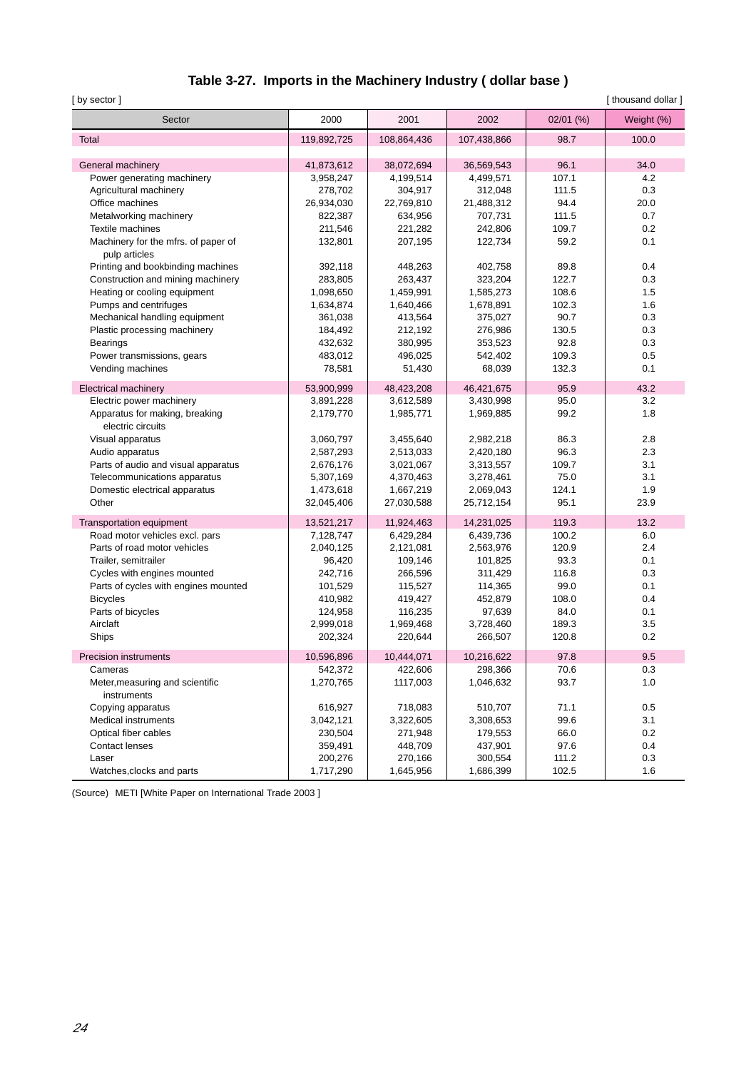## Table 3-27. Imports in the Machinery Industry ( dollar base )

[ by sector ] [ thousand dollar ]

| Sector | 2000 | 2001 | 2002 | 02/01 (%) | Weight (%) |
|---|---|---|---|---|---|
| Total | 119,892,725 | 108,864,436 | 107,438,866 | 98.7 | 100.0 |
| General machinery | 41,873,612 | 38,072,694 | 36,569,543 | 96.1 | 34.0 |
| Power generating machinery | 3,958,247 | 4,199,514 | 4,499,571 | 107.1 | 4.2 |
| Agricultural machinery | 278,702 | 304,917 | 312,048 | 111.5 | 0.3 |
| Office machines | 26,934,030 | 22,769,810 | 21,488,312 | 94.4 | 20.0 |
| Metalworking machinery | 822,387 | 634,956 | 707,731 | 111.5 | 0.7 |
| Textile machines | 211,546 | 221,282 | 242,806 | 109.7 | 0.2 |
| Machinery for the mfrs. of paper of pulp articles | 132,801 | 207,195 | 122,734 | 59.2 | 0.1 |
| Printing and bookbinding machines | 392,118 | 448,263 | 402,758 | 89.8 | 0.4 |
| Construction and mining machinery | 283,805 | 263,437 | 323,204 | 122.7 | 0.3 |
| Heating or cooling equipment | 1,098,650 | 1,459,991 | 1,585,273 | 108.6 | 1.5 |
| Pumps and centrifuges | 1,634,874 | 1,640,466 | 1,678,891 | 102.3 | 1.6 |
| Mechanical handling equipment | 361,038 | 413,564 | 375,027 | 90.7 | 0.3 |
| Plastic processing machinery | 184,492 | 212,192 | 276,986 | 130.5 | 0.3 |
| Bearings | 432,632 | 380,995 | 353,523 | 92.8 | 0.3 |
| Power transmissions, gears | 483,012 | 496,025 | 542,402 | 109.3 | 0.5 |
| Vending machines | 78,581 | 51,430 | 68,039 | 132.3 | 0.1 |
| Electrical machinery | 53,900,999 | 48,423,208 | 46,421,675 | 95.9 | 43.2 |
| Electric power machinery | 3,891,228 | 3,612,589 | 3,430,998 | 95.0 | 3.2 |
| Apparatus for making, breaking electric circuits | 2,179,770 | 1,985,771 | 1,969,885 | 99.2 | 1.8 |
| Visual apparatus | 3,060,797 | 3,455,640 | 2,982,218 | 86.3 | 2.8 |
| Audio apparatus | 2,587,293 | 2,513,033 | 2,420,180 | 96.3 | 2.3 |
| Parts of audio and visual apparatus | 2,676,176 | 3,021,067 | 3,313,557 | 109.7 | 3.1 |
| Telecommunications apparatus | 5,307,169 | 4,370,463 | 3,278,461 | 75.0 | 3.1 |
| Domestic electrical apparatus | 1,473,618 | 1,667,219 | 2,069,043 | 124.1 | 1.9 |
| Other | 32,045,406 | 27,030,588 | 25,712,154 | 95.1 | 23.9 |
| Transportation equipment | 13,521,217 | 11,924,463 | 14,231,025 | 119.3 | 13.2 |
| Road motor vehicles excl. pars | 7,128,747 | 6,429,284 | 6,439,736 | 100.2 | 6.0 |
| Parts of road motor vehicles | 2,040,125 | 2,121,081 | 2,563,976 | 120.9 | 2.4 |
| Trailer, semitrailer | 96,420 | 109,146 | 101,825 | 93.3 | 0.1 |
| Cycles with engines mounted | 242,716 | 266,596 | 311,429 | 116.8 | 0.3 |
| Parts of cycles with engines mounted | 101,529 | 115,527 | 114,365 | 99.0 | 0.1 |
| Bicycles | 410,982 | 419,427 | 452,879 | 108.0 | 0.4 |
| Parts of bicycles | 124,958 | 116,235 | 97,639 | 84.0 | 0.1 |
| Aircraft | 2,999,018 | 1,969,468 | 3,728,460 | 189.3 | 3.5 |
| Ships | 202,324 | 220,644 | 266,507 | 120.8 | 0.2 |
| Precision instruments | 10,596,896 | 10,444,071 | 10,216,622 | 97.8 | 9.5 |
| Cameras | 542,372 | 422,606 | 298,366 | 70.6 | 0.3 |
| Meter,measuring and scientific instruments | 1,270,765 | 1117,003 | 1,046,632 | 93.7 | 1.0 |
| Copying apparatus | 616,927 | 718,083 | 510,707 | 71.1 | 0.5 |
| Medical instruments | 3,042,121 | 3,322,605 | 3,308,653 | 99.6 | 3.1 |
| Optical fiber cables | 230,504 | 271,948 | 179,553 | 66.0 | 0.2 |
| Contact lenses | 359,491 | 448,709 | 437,901 | 97.6 | 0.4 |
| Laser | 200,276 | 270,166 | 300,554 | 111.2 | 0.3 |
| Watches,clocks and parts | 1,717,290 | 1,645,956 | 1,686,399 | 102.5 | 1.6 |

(Source) METI [White Paper on International Trade 2003 ]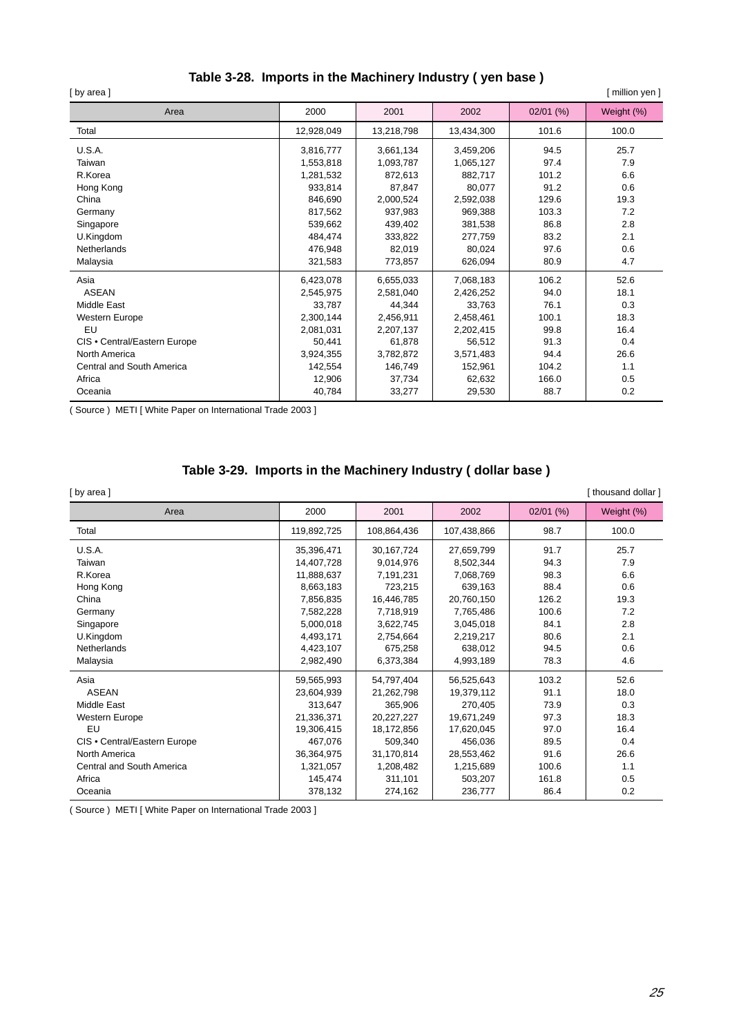## Table 3-28. Imports in the Machinery Industry ( yen base )

[ by area ] [ million yen ]

| Area | 2000 | 2001 | 2002 | 02/01 (%) | Weight (%) |
|---|---|---|---|---|---|
| Total | 12,928,049 | 13,218,798 | 13,434,300 | 101.6 | 100.0 |
| U.S.A. | 3,816,777 | 3,661,134 | 3,459,206 | 94.5 | 25.7 |
| Taiwan | 1,553,818 | 1,093,787 | 1,065,127 | 97.4 | 7.9 |
| R.Korea | 1,281,532 | 872,613 | 882,717 | 101.2 | 6.6 |
| Hong Kong | 933,814 | 87,847 | 80,077 | 91.2 | 0.6 |
| China | 846,690 | 2,000,524 | 2,592,038 | 129.6 | 19.3 |
| Germany | 817,562 | 937,983 | 969,388 | 103.3 | 7.2 |
| Singapore | 539,662 | 439,402 | 381,538 | 86.8 | 2.8 |
| U.Kingdom | 484,474 | 333,822 | 277,759 | 83.2 | 2.1 |
| Netherlands | 476,948 | 82,019 | 80,024 | 97.6 | 0.6 |
| Malaysia | 321,583 | 773,857 | 626,094 | 80.9 | 4.7 |
| Asia | 6,423,078 | 6,655,033 | 7,068,183 | 106.2 | 52.6 |
| ASEAN | 2,545,975 | 2,581,040 | 2,426,252 | 94.0 | 18.1 |
| Middle East | 33,787 | 44,344 | 33,763 | 76.1 | 0.3 |
| Western Europe | 2,300,144 | 2,456,911 | 2,458,461 | 100.1 | 18.3 |
| EU | 2,081,031 | 2,207,137 | 2,202,415 | 99.8 | 16.4 |
| CIS • Central/Eastern Europe | 50,441 | 61,878 | 56,512 | 91.3 | 0.4 |
| North America | 3,924,355 | 3,782,872 | 3,571,483 | 94.4 | 26.6 |
| Central and South America | 142,554 | 146,749 | 152,961 | 104.2 | 1.1 |
| Africa | 12,906 | 37,734 | 62,632 | 166.0 | 0.5 |
| Oceania | 40,784 | 33,277 | 29,530 | 88.7 | 0.2 |

( Source ) METI [ White Paper on International Trade 2003 ]

## Table 3-29. Imports in the Machinery Industry ( dollar base )

[ by area ] [ thousand dollar ]

| Area | 2000 | 2001 | 2002 | 02/01 (%) | Weight (%) |
|---|---|---|---|---|---|
| Total | 119,892,725 | 108,864,436 | 107,438,866 | 98.7 | 100.0 |
| U.S.A. | 35,396,471 | 30,167,724 | 27,659,799 | 91.7 | 25.7 |
| Taiwan | 14,407,728 | 9,014,976 | 8,502,344 | 94.3 | 7.9 |
| R.Korea | 11,888,637 | 7,191,231 | 7,068,769 | 98.3 | 6.6 |
| Hong Kong | 8,663,183 | 723,215 | 639,163 | 88.4 | 0.6 |
| China | 7,856,835 | 16,446,785 | 20,760,150 | 126.2 | 19.3 |
| Germany | 7,582,228 | 7,718,919 | 7,765,486 | 100.6 | 7.2 |
| Singapore | 5,000,018 | 3,622,745 | 3,045,018 | 84.1 | 2.8 |
| U.Kingdom | 4,493,171 | 2,754,664 | 2,219,217 | 80.6 | 2.1 |
| Netherlands | 4,423,107 | 675,258 | 638,012 | 94.5 | 0.6 |
| Malaysia | 2,982,490 | 6,373,384 | 4,993,189 | 78.3 | 4.6 |
| Asia | 59,565,993 | 54,797,404 | 56,525,643 | 103.2 | 52.6 |
| ASEAN | 23,604,939 | 21,262,798 | 19,379,112 | 91.1 | 18.0 |
| Middle East | 313,647 | 365,906 | 270,405 | 73.9 | 0.3 |
| Western Europe | 21,336,371 | 20,227,227 | 19,671,249 | 97.3 | 18.3 |
| EU | 19,306,415 | 18,172,856 | 17,620,045 | 97.0 | 16.4 |
| CIS • Central/Eastern Europe | 467,076 | 509,340 | 456,036 | 89.5 | 0.4 |
| North America | 36,364,975 | 31,170,814 | 28,553,462 | 91.6 | 26.6 |
| Central and South America | 1,321,057 | 1,208,482 | 1,215,689 | 100.6 | 1.1 |
| Africa | 145,474 | 311,101 | 503,207 | 161.8 | 0.5 |
| Oceania | 378,132 | 274,162 | 236,777 | 86.4 | 0.2 |

( Source ) METI [ White Paper on International Trade 2003 ]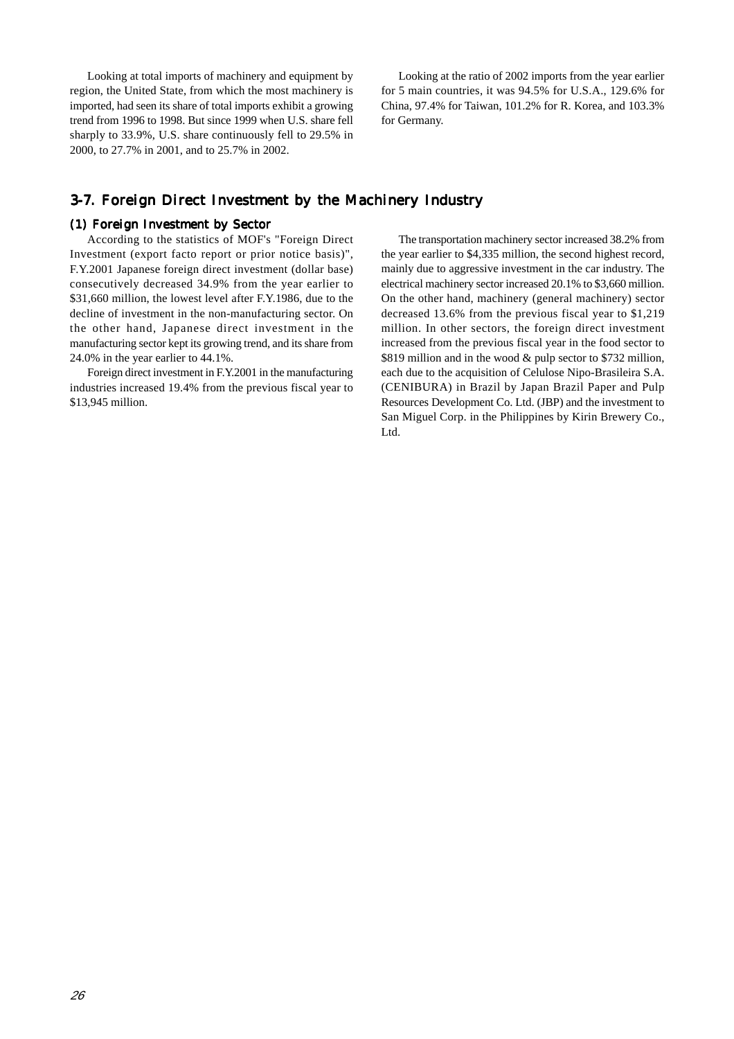Looking at total imports of machinery and equipment by region, the United State, from which the most machinery is imported, had seen its share of total imports exhibit a growing trend from 1996 to 1998. But since 1999 when U.S. share fell sharply to 33.9%, U.S. share continuously fell to 29.5% in 2000, to 27.7% in 2001, and to 25.7% in 2002.

Looking at the ratio of 2002 imports from the year earlier for 5 main countries, it was 94.5% for U.S.A., 129.6% for China, 97.4% for Taiwan, 101.2% for R. Korea, and 103.3% for Germany.

## 3-7. Foreign Direct Investment by the Machinery Industry

### (1) Foreign Investment by Sector

According to the statistics of MOF's "Foreign Direct Investment (export facto report or prior notice basis)", F.Y.2001 Japanese foreign direct investment (dollar base) consecutively decreased 34.9% from the year earlier to $31,660 million, the lowest level after F.Y.1986, due to the decline of investment in the non-manufacturing sector. On the other hand, Japanese direct investment in the manufacturing sector kept its growing trend, and its share from 24.0% in the year earlier to 44.1%.

Foreign direct investment in F.Y.2001 in the manufacturing industries increased 19.4% from the previous fiscal year to $13,945 million.

The transportation machinery sector increased 38.2% from the year earlier to $4,335 million, the second highest record, mainly due to aggressive investment in the car industry. The electrical machinery sector increased 20.1% to $3,660 million. On the other hand, machinery (general machinery) sector decreased 13.6% from the previous fiscal year to $1,219 million. In other sectors, the foreign direct investment increased from the previous fiscal year in the food sector to $819 million and in the wood & pulp sector to $732 million, each due to the acquisition of Celulose Nipo-Brasileira S.A. (CENIBURA) in Brazil by Japan Brazil Paper and Pulp Resources Development Co. Ltd. (JBP) and the investment to San Miguel Corp. in the Philippines by Kirin Brewery Co., Ltd.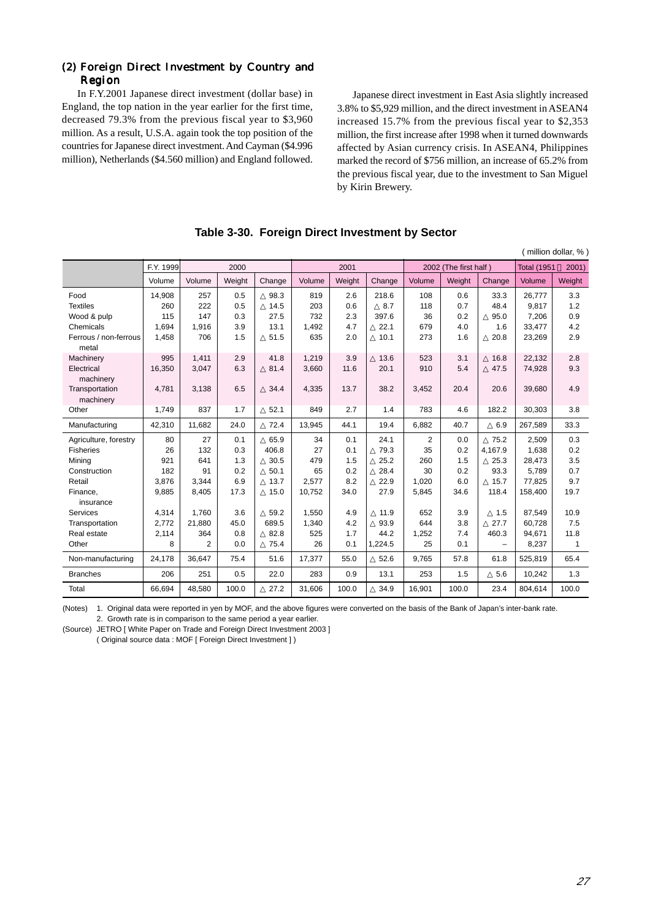### (2) Foreign Direct Investment by Country and Region

In F.Y.2001 Japanese direct investment (dollar base) in England, the top nation in the year earlier for the first time, decreased 79.3% from the previous fiscal year to $3,960 million. As a result, U.S.A. again took the top position of the countries for Japanese direct investment. And Cayman ($4.996 million), Netherlands ($4.560 million) and England followed.

Japanese direct investment in East Asia slightly increased 3.8% to $5,929 million, and the direct investment in ASEAN4 increased 15.7% from the previous fiscal year to $2,353 million, the first increase after 1998 when it turned downwards affected by Asian currency crisis. In ASEAN4, Philippines marked the record of $756 million, an increase of 65.2% from the previous fiscal year, due to the investment to San Miguel by Kirin Brewery.

**Table 3-30. Foreign Direct Investment by Sector**

( million dollar, % )

| | F.Y. 1999 | 2000 | | | 2001 | | | 2002 (The first half ) | | | Total (1951 – 2001) | |
|---|---|---|---|---|---|---|---|---|---|---|---|---|
| | Volume | Volume | Weight | Change | Volume | Weight | Change | Volume | Weight | Change | Volume | Weight |
| Food | 14,908 | 257 | 0.5 | △ 98.3 | 819 | 2.6 | 218.6 | 108 | 0.6 | 33.3 | 26,777 | 3.3 |
| Textiles | 260 | 222 | 0.5 | △ 14.5 | 203 | 0.6 | △ 8.7 | 118 | 0.7 | 48.4 | 9,817 | 1.2 |
| Wood & pulp | 115 | 147 | 0.3 | 27.5 | 732 | 2.3 | 397.6 | 36 | 0.2 | △ 95.0 | 7,206 | 0.9 |
| Chemicals | 1,694 | 1,916 | 3.9 | 13.1 | 1,492 | 4.7 | △ 22.1 | 679 | 4.0 | 1.6 | 33,477 | 4.2 |
| Ferrous / non-ferrous metal | 1,458 | 706 | 1.5 | △ 51.5 | 635 | 2.0 | △ 10.1 | 273 | 1.6 | △ 20.8 | 23,269 | 2.9 |
| Machinery | 995 | 1,411 | 2.9 | 41.8 | 1,219 | 3.9 | △ 13.6 | 523 | 3.1 | △ 16.8 | 22,132 | 2.8 |
| Electrical machinery | 16,350 | 3,047 | 6.3 | △ 81.4 | 3,660 | 11.6 | 20.1 | 910 | 5.4 | △ 47.5 | 74,928 | 9.3 |
| Transportation machinery | 4,781 | 3,138 | 6.5 | △ 34.4 | 4,335 | 13.7 | 38.2 | 3,452 | 20.4 | 20.6 | 39,680 | 4.9 |
| Other | 1,749 | 837 | 1.7 | △ 52.1 | 849 | 2.7 | 1.4 | 783 | 4.6 | 182.2 | 30,303 | 3.8 |
| Manufacturing | 42,310 | 11,682 | 24.0 | △ 72.4 | 13,945 | 44.1 | 19.4 | 6,882 | 40.7 | △ 6.9 | 267,589 | 33.3 |
| Agriculture, forestry | 80 | 27 | 0.1 | △ 65.9 | 34 | 0.1 | 24.1 | 2 | 0.0 | △ 75.2 | 2,509 | 0.3 |
| Fisheries | 26 | 132 | 0.3 | 406.8 | 27 | 0.1 | △ 79.3 | 35 | 0.2 | 4,167.9 | 1,638 | 0.2 |
| Mining | 921 | 641 | 1.3 | △ 30.5 | 479 | 1.5 | △ 25.2 | 260 | 1.5 | △ 25.3 | 28,473 | 3.5 |
| Construction | 182 | 91 | 0.2 | △ 50.1 | 65 | 0.2 | △ 28.4 | 30 | 0.2 | 93.3 | 5,789 | 0.7 |
| Retail | 3,876 | 3,344 | 6.9 | △ 13.7 | 2,577 | 8.2 | △ 22.9 | 1,020 | 6.0 | △ 15.7 | 77,825 | 9.7 |
| Finance, insurance | 9,885 | 8,405 | 17.3 | △ 15.0 | 10,752 | 34.0 | 27.9 | 5,845 | 34.6 | 118.4 | 158,400 | 19.7 |
| Services | 4,314 | 1,760 | 3.6 | △ 59.2 | 1,550 | 4.9 | △ 11.9 | 652 | 3.9 | △ 1.5 | 87,549 | 10.9 |
| Transportation | 2,772 | 21,880 | 45.0 | 689.5 | 1,340 | 4.2 | △ 93.9 | 644 | 3.8 | △ 27.7 | 60,728 | 7.5 |
| Real estate | 2,114 | 364 | 0.8 | △ 82.8 | 525 | 1.7 | 44.2 | 1,252 | 7.4 | 460.3 | 94,671 | 11.8 |
| Other | 8 | 2 | 0.0 | △ 75.4 | 26 | 0.1 | 1,224.5 | 25 | 0.1 | – | 8,237 | 1 |
| Non-manufacturing | 24,178 | 36,647 | 75.4 | 51.6 | 17,377 | 55.0 | △ 52.6 | 9,765 | 57.8 | 61.8 | 525,819 | 65.4 |
| Branches | 206 | 251 | 0.5 | 22.0 | 283 | 0.9 | 13.1 | 253 | 1.5 | △ 5.6 | 10,242 | 1.3 |
| Total | 66,694 | 48,580 | 100.0 | △ 27.2 | 31,606 | 100.0 | △ 34.9 | 16,901 | 100.0 | 23.4 | 804,614 | 100.0 |

(Notes) 1. Original data were reported in yen by MOF, and the above figures were converted on the basis of the Bank of Japan's inter-bank rate.
2. Growth rate is in comparison to the same period a year earlier.

(Source) JETRO [ White Paper on Trade and Foreign Direct Investment 2003 ]
( Original source data : MOF [ Foreign Direct Investment ] )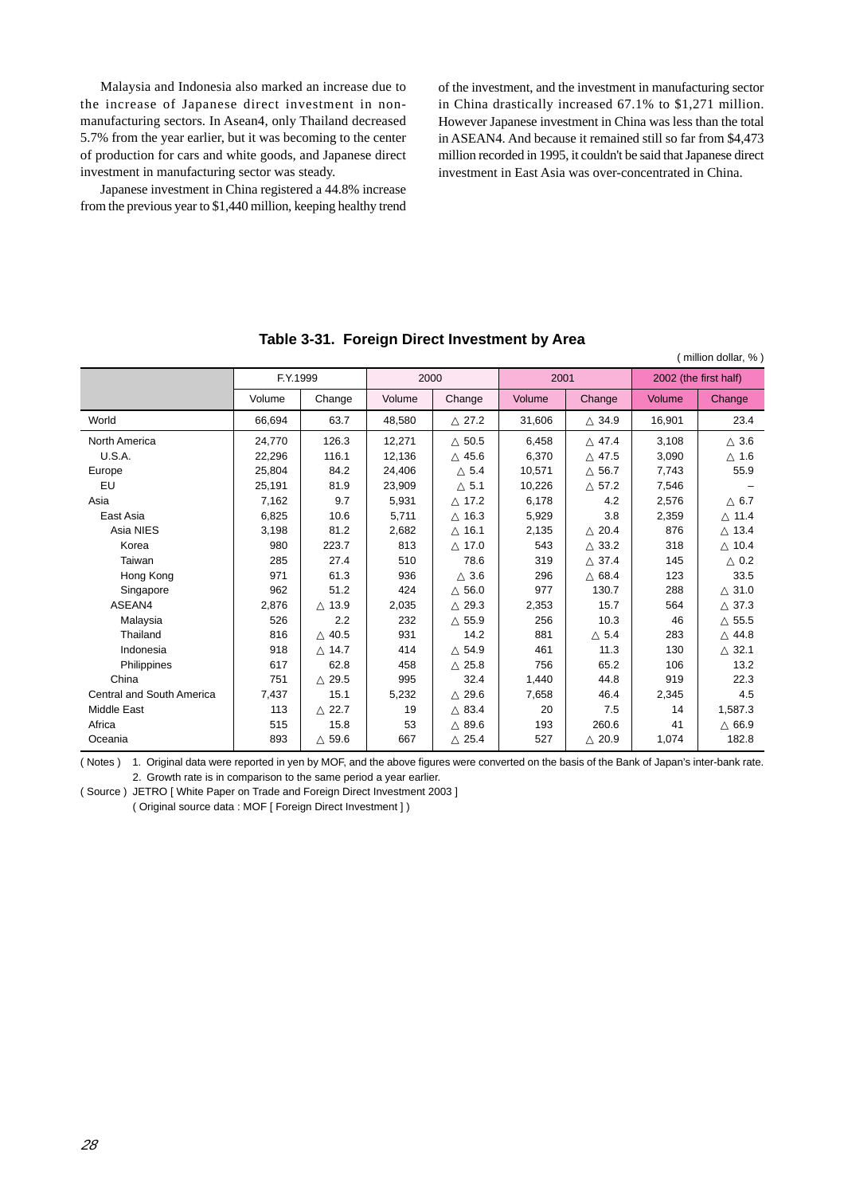Malaysia and Indonesia also marked an increase due to the increase of Japanese direct investment in non-manufacturing sectors. In Asean4, only Thailand decreased 5.7% from the year earlier, but it was becoming to the center of production for cars and white goods, and Japanese direct investment in manufacturing sector was steady.

Japanese investment in China registered a 44.8% increase from the previous year to $1,440 million, keeping healthy trend of the investment, and the investment in manufacturing sector in China drastically increased 67.1% to $1,271 million. However Japanese investment in China was less than the total in ASEAN4. And because it remained still so far from $4,473 million recorded in 1995, it couldn't be said that Japanese direct investment in East Asia was over-concentrated in China.

**Table 3-31. Foreign Direct Investment by Area**

( million dollar, % )

| | F.Y.1999 | | 2000 | | 2001 | | 2002 (the first half) | |
|---|---|---|---|---|---|---|---|---|
| | Volume | Change | Volume | Change | Volume | Change | Volume | Change |
| World | 66,694 | 63.7 | 48,580 | △ 27.2 | 31,606 | △ 34.9 | 16,901 | 23.4 |
| North America | 24,770 | 126.3 | 12,271 | △ 50.5 | 6,458 | △ 47.4 | 3,108 | △ 3.6 |
| U.S.A. | 22,296 | 116.1 | 12,136 | △ 45.6 | 6,370 | △ 47.5 | 3,090 | △ 1.6 |
| Europe | 25,804 | 84.2 | 24,406 | △ 5.4 | 10,571 | △ 56.7 | 7,743 | 55.9 |
| EU | 25,191 | 81.9 | 23,909 | △ 5.1 | 10,226 | △ 57.2 | 7,546 | – |
| Asia | 7,162 | 9.7 | 5,931 | △ 17.2 | 6,178 | 4.2 | 2,576 | △ 6.7 |
| East Asia | 6,825 | 10.6 | 5,711 | △ 16.3 | 5,929 | 3.8 | 2,359 | △ 11.4 |
| Asia NIES | 3,198 | 81.2 | 2,682 | △ 16.1 | 2,135 | △ 20.4 | 876 | △ 13.4 |
| Korea | 980 | 223.7 | 813 | △ 17.0 | 543 | △ 33.2 | 318 | △ 10.4 |
| Taiwan | 285 | 27.4 | 510 | 78.6 | 319 | △ 37.4 | 145 | △ 0.2 |
| Hong Kong | 971 | 61.3 | 936 | △ 3.6 | 296 | △ 68.4 | 123 | 33.5 |
| Singapore | 962 | 51.2 | 424 | △ 56.0 | 977 | 130.7 | 288 | △ 31.0 |
| ASEAN4 | 2,876 | △ 13.9 | 2,035 | △ 29.3 | 2,353 | 15.7 | 564 | △ 37.3 |
| Malaysia | 526 | 2.2 | 232 | △ 55.9 | 256 | 10.3 | 46 | △ 55.5 |
| Thailand | 816 | △ 40.5 | 931 | 14.2 | 881 | △ 5.4 | 283 | △ 44.8 |
| Indonesia | 918 | △ 14.7 | 414 | △ 54.9 | 461 | 11.3 | 130 | △ 32.1 |
| Philippines | 617 | 62.8 | 458 | △ 25.8 | 756 | 65.2 | 106 | 13.2 |
| China | 751 | △ 29.5 | 995 | 32.4 | 1,440 | 44.8 | 919 | 22.3 |
| Central and South America | 7,437 | 15.1 | 5,232 | △ 29.6 | 7,658 | 46.4 | 2,345 | 4.5 |
| Middle East | 113 | △ 22.7 | 19 | △ 83.4 | 20 | 7.5 | 14 | 1,587.3 |
| Africa | 515 | 15.8 | 53 | △ 89.6 | 193 | 260.6 | 41 | △ 66.9 |
| Oceania | 893 | △ 59.6 | 667 | △ 25.4 | 527 | △ 20.9 | 1,074 | 182.8 |

( Notes ) 1. Original data were reported in yen by MOF, and the above figures were converted on the basis of the Bank of Japan's inter-bank rate.
2. Growth rate is in comparison to the same period a year earlier.

( Source ) JETRO [ White Paper on Trade and Foreign Direct Investment 2003 ]
( Original source data : MOF [ Foreign Direct Investment ] )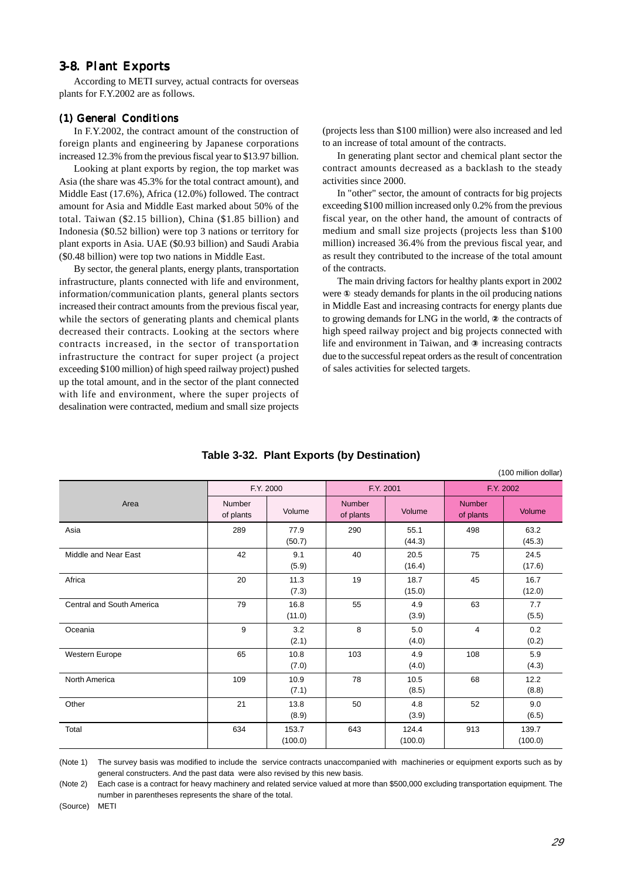## 3-8. Plant Exports

According to METI survey, actual contracts for overseas plants for F.Y.2002 are as follows.

### (1) General Conditions

In F.Y.2002, the contract amount of the construction of foreign plants and engineering by Japanese corporations increased 12.3% from the previous fiscal year to $13.97 billion.

Looking at plant exports by region, the top market was Asia (the share was 45.3% for the total contract amount), and Middle East (17.6%), Africa (12.0%) followed. The contract amount for Asia and Middle East marked about 50% of the total. Taiwan ($2.15 billion), China ($1.85 billion) and Indonesia ($0.52 billion) were top 3 nations or territory for plant exports in Asia. UAE ($0.93 billion) and Saudi Arabia ($0.48 billion) were top two nations in Middle East.

By sector, the general plants, energy plants, transportation infrastructure, plants connected with life and environment, information/communication plants, general plants sectors increased their contract amounts from the previous fiscal year, while the sectors of generating plants and chemical plants decreased their contracts. Looking at the sectors where contracts increased, in the sector of transportation infrastructure the contract for super project (a project exceeding $100 million) of high speed railway project) pushed up the total amount, and in the sector of the plant connected with life and environment, where the super projects of desalination were contracted, medium and small size projects (projects less than $100 million) were also increased and led to an increase of total amount of the contracts.

In generating plant sector and chemical plant sector the contract amounts decreased as a backlash to the steady activities since 2000.

In "other" sector, the amount of contracts for big projects exceeding $100 million increased only 0.2% from the previous fiscal year, on the other hand, the amount of contracts of medium and small size projects (projects less than $100 million) increased 36.4% from the previous fiscal year, and as result they contributed to the increase of the total amount of the contracts.

The main driving factors for healthy plants export in 2002 were ① steady demands for plants in the oil producing nations in Middle East and increasing contracts for energy plants due to growing demands for LNG in the world, ② the contracts of high speed railway project and big projects connected with life and environment in Taiwan, and ③ increasing contracts due to the successful repeat orders as the result of concentration of sales activities for selected targets.

**Table 3-32. Plant Exports (by Destination)**

(100 million dollar)

| Area | F.Y. 2000 | | F.Y. 2001 | | F.Y. 2002 | |
|---|---|---|---|---|---|---|
| | Number of plants | Volume | Number of plants | Volume | Number of plants | Volume |
| Asia | 289 | 77.9 (50.7) | 290 | 55.1 (44.3) | 498 | 63.2 (45.3) |
| Middle and Near East | 42 | 9.1 (5.9) | 40 | 20.5 (16.4) | 75 | 24.5 (17.6) |
| Africa | 20 | 11.3 (7.3) | 19 | 18.7 (15.0) | 45 | 16.7 (12.0) |
| Central and South America | 79 | 16.8 (11.0) | 55 | 4.9 (3.9) | 63 | 7.7 (5.5) |
| Oceania | 9 | 3.2 (2.1) | 8 | 5.0 (4.0) | 4 | 0.2 (0.2) |
| Western Europe | 65 | 10.8 (7.0) | 103 | 4.9 (4.0) | 108 | 5.9 (4.3) |
| North America | 109 | 10.9 (7.1) | 78 | 10.5 (8.5) | 68 | 12.2 (8.8) |
| Other | 21 | 13.8 (8.9) | 50 | 4.8 (3.9) | 52 | 9.0 (6.5) |
| Total | 634 | 153.7 (100.0) | 643 | 124.4 (100.0) | 913 | 139.7 (100.0) |

(Note 1) The survey basis was modified to include the service contracts unaccompanied with machineries or equipment exports such as by general constructers. And the past data were also revised by this new basis.

(Note 2) Each case is a contract for heavy machinery and related service valued at more than $500,000 excluding transportation equipment. The number in parentheses represents the share of the total.

(Source) METI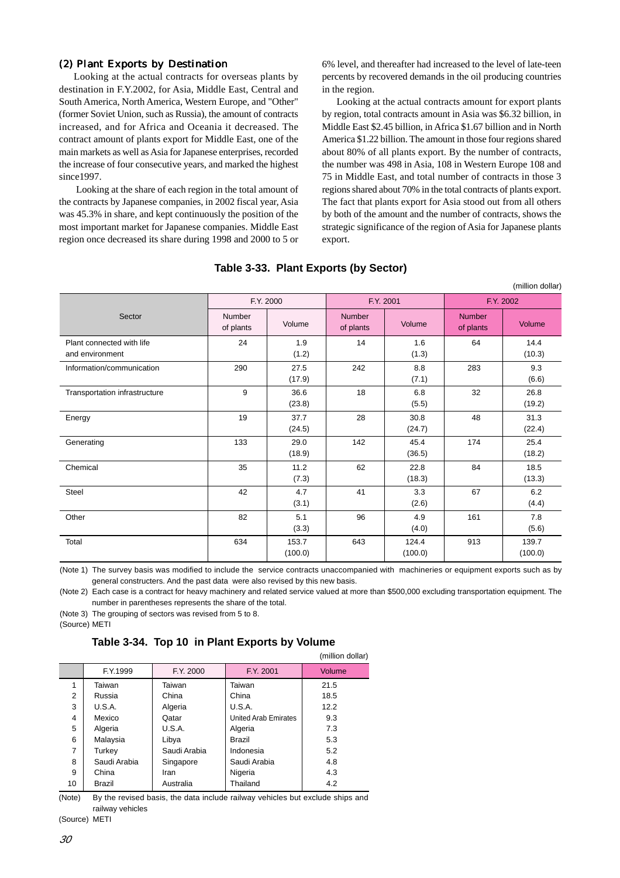### (2) Plant Exports by Destination

Looking at the actual contracts for overseas plants by destination in F.Y.2002, for Asia, Middle East, Central and South America, North America, Western Europe, and "Other" (former Soviet Union, such as Russia), the amount of contracts increased, and for Africa and Oceania it decreased. The contract amount of plants export for Middle East, one of the main markets as well as Asia for Japanese enterprises, recorded the increase of four consecutive years, and marked the highest since1997.

Looking at the share of each region in the total amount of the contracts by Japanese companies, in 2002 fiscal year, Asia was 45.3% in share, and kept continuously the position of the most important market for Japanese companies. Middle East region once decreased its share during 1998 and 2000 to 5 or 6% level, and thereafter had increased to the level of late-teen percents by recovered demands in the oil producing countries in the region.

Looking at the actual contracts amount for export plants by region, total contracts amount in Asia was $6.32 billion, in Middle East $2.45 billion, in Africa $1.67 billion and in North America $1.22 billion. The amount in those four regions shared about 80% of all plants export. By the number of contracts, the number was 498 in Asia, 108 in Western Europe 108 and 75 in Middle East, and total number of contracts in those 3 regions shared about 70% in the total contracts of plants export. The fact that plants export for Asia stood out from all others by both of the amount and the number of contracts, shows the strategic significance of the region of Asia for Japanese plants export.

**Table 3-33. Plant Exports (by Sector)**

(million dollar)

| Sector | F.Y. 2000 | | F.Y. 2001 | | F.Y. 2002 | |
|---|---|---|---|---|---|---|
| | Number of plants | Volume | Number of plants | Volume | Number of plants | Volume |
| Plant connected with life and environment | 24 | 1.9 (1.2) | 14 | 1.6 (1.3) | 64 | 14.4 (10.3) |
| Information/communication | 290 | 27.5 (17.9) | 242 | 8.8 (7.1) | 283 | 9.3 (6.6) |
| Transportation infrastructure | 9 | 36.6 (23.8) | 18 | 6.8 (5.5) | 32 | 26.8 (19.2) |
| Energy | 19 | 37.7 (24.5) | 28 | 30.8 (24.7) | 48 | 31.3 (22.4) |
| Generating | 133 | 29.0 (18.9) | 142 | 45.4 (36.5) | 174 | 25.4 (18.2) |
| Chemical | 35 | 11.2 (7.3) | 62 | 22.8 (18.3) | 84 | 18.5 (13.3) |
| Steel | 42 | 4.7 (3.1) | 41 | 3.3 (2.6) | 67 | 6.2 (4.4) |
| Other | 82 | 5.1 (3.3) | 96 | 4.9 (4.0) | 161 | 7.8 (5.6) |
| Total | 634 | 153.7 (100.0) | 643 | 124.4 (100.0) | 913 | 139.7 (100.0) |

(Note 1) The survey basis was modified to include the service contracts unaccompanied with machineries or equipment exports such as by general constructers. And the past data were also revised by this new basis.

(Note 2) Each case is a contract for heavy machinery and related service valued at more than $500,000 excluding transportation equipment. The number in parentheses represents the share of the total.

(Note 3) The grouping of sectors was revised from 5 to 8.

(Source) METI

**Table 3-34. Top 10 in Plant Exports by Volume**

(million dollar)

| | F.Y.1999 | F.Y. 2000 | F.Y. 2001 | Volume |
|---|---|---|---|---|
| 1 | Taiwan | Taiwan | Taiwan | 21.5 |
| 2 | Russia | China | China | 18.5 |
| 3 | U.S.A. | Algeria | U.S.A. | 12.2 |
| 4 | Mexico | Qatar | United Arab Emirates | 9.3 |
| 5 | Algeria | U.S.A. | Algeria | 7.3 |
| 6 | Malaysia | Libya | Brazil | 5.3 |
| 7 | Turkey | Saudi Arabia | Indonesia | 5.2 |
| 8 | Saudi Arabia | Singapore | Saudi Arabia | 4.8 |
| 9 | China | Iran | Nigeria | 4.3 |
| 10 | Brazil | Australia | Thailand | 4.2 |

(Note) By the revised basis, the data include railway vehicles but exclude ships and railway vehicles

(Source) METI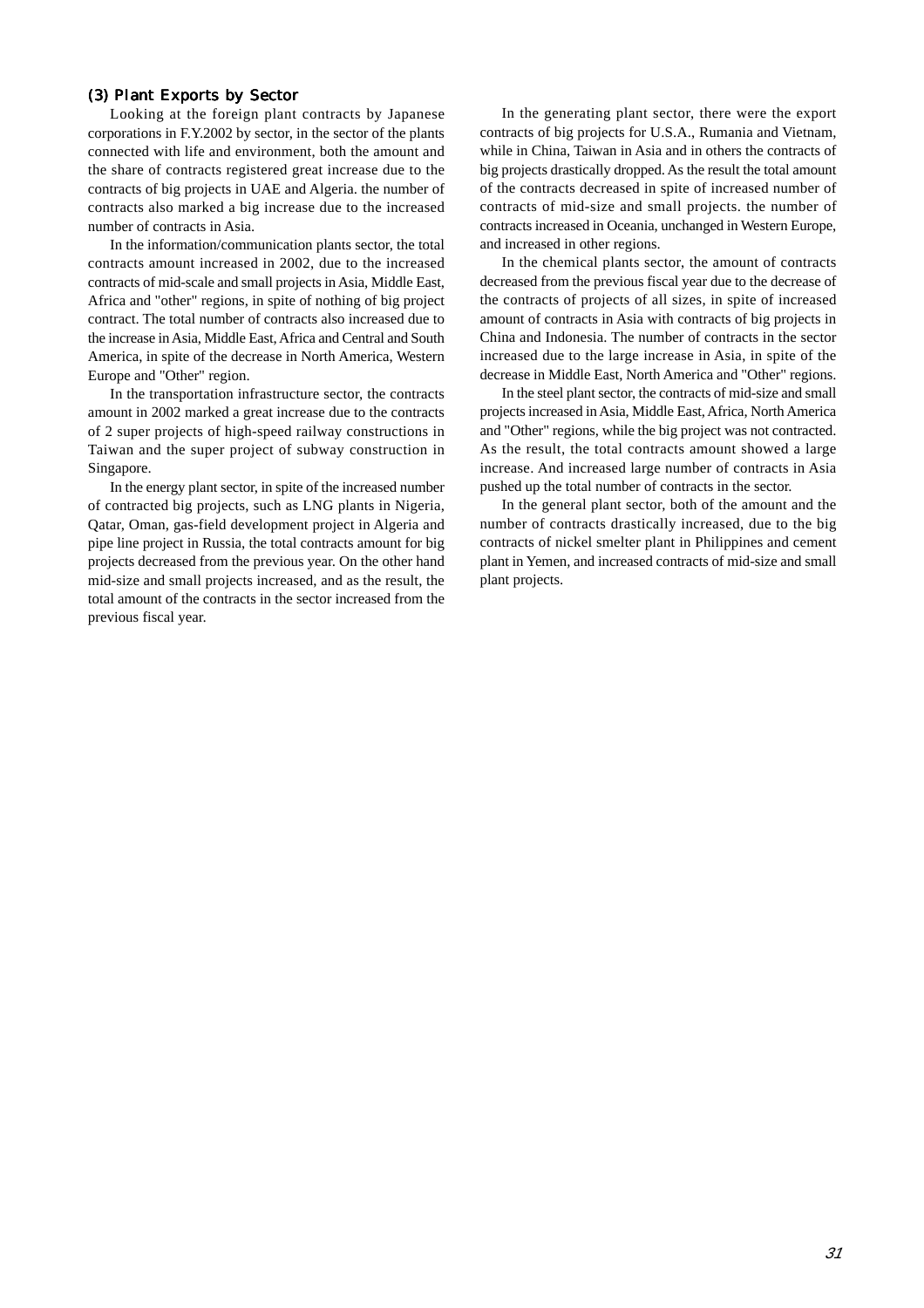### (3) Plant Exports by Sector

Looking at the foreign plant contracts by Japanese corporations in F.Y.2002 by sector, in the sector of the plants connected with life and environment, both the amount and the share of contracts registered great increase due to the contracts of big projects in UAE and Algeria. the number of contracts also marked a big increase due to the increased number of contracts in Asia.

In the information/communication plants sector, the total contracts amount increased in 2002, due to the increased contracts of mid-scale and small projects in Asia, Middle East, Africa and "other" regions, in spite of nothing of big project contract. The total number of contracts also increased due to the increase in Asia, Middle East, Africa and Central and South America, in spite of the decrease in North America, Western Europe and "Other" region.

In the transportation infrastructure sector, the contracts amount in 2002 marked a great increase due to the contracts of 2 super projects of high-speed railway constructions in Taiwan and the super project of subway construction in Singapore.

In the energy plant sector, in spite of the increased number of contracted big projects, such as LNG plants in Nigeria, Qatar, Oman, gas-field development project in Algeria and pipe line project in Russia, the total contracts amount for big projects decreased from the previous year. On the other hand mid-size and small projects increased, and as the result, the total amount of the contracts in the sector increased from the previous fiscal year.

In the generating plant sector, there were the export contracts of big projects for U.S.A., Rumania and Vietnam, while in China, Taiwan in Asia and in others the contracts of big projects drastically dropped. As the result the total amount of the contracts decreased in spite of increased number of contracts of mid-size and small projects. the number of contracts increased in Oceania, unchanged in Western Europe, and increased in other regions.

In the chemical plants sector, the amount of contracts decreased from the previous fiscal year due to the decrease of the contracts of projects of all sizes, in spite of increased amount of contracts in Asia with contracts of big projects in China and Indonesia. The number of contracts in the sector increased due to the large increase in Asia, in spite of the decrease in Middle East, North America and "Other" regions.

In the steel plant sector, the contracts of mid-size and small projects increased in Asia, Middle East, Africa, North America and "Other" regions, while the big project was not contracted. As the result, the total contracts amount showed a large increase. And increased large number of contracts in Asia pushed up the total number of contracts in the sector.

In the general plant sector, both of the amount and the number of contracts drastically increased, due to the big contracts of nickel smelter plant in Philippines and cement plant in Yemen, and increased contracts of mid-size and small plant projects.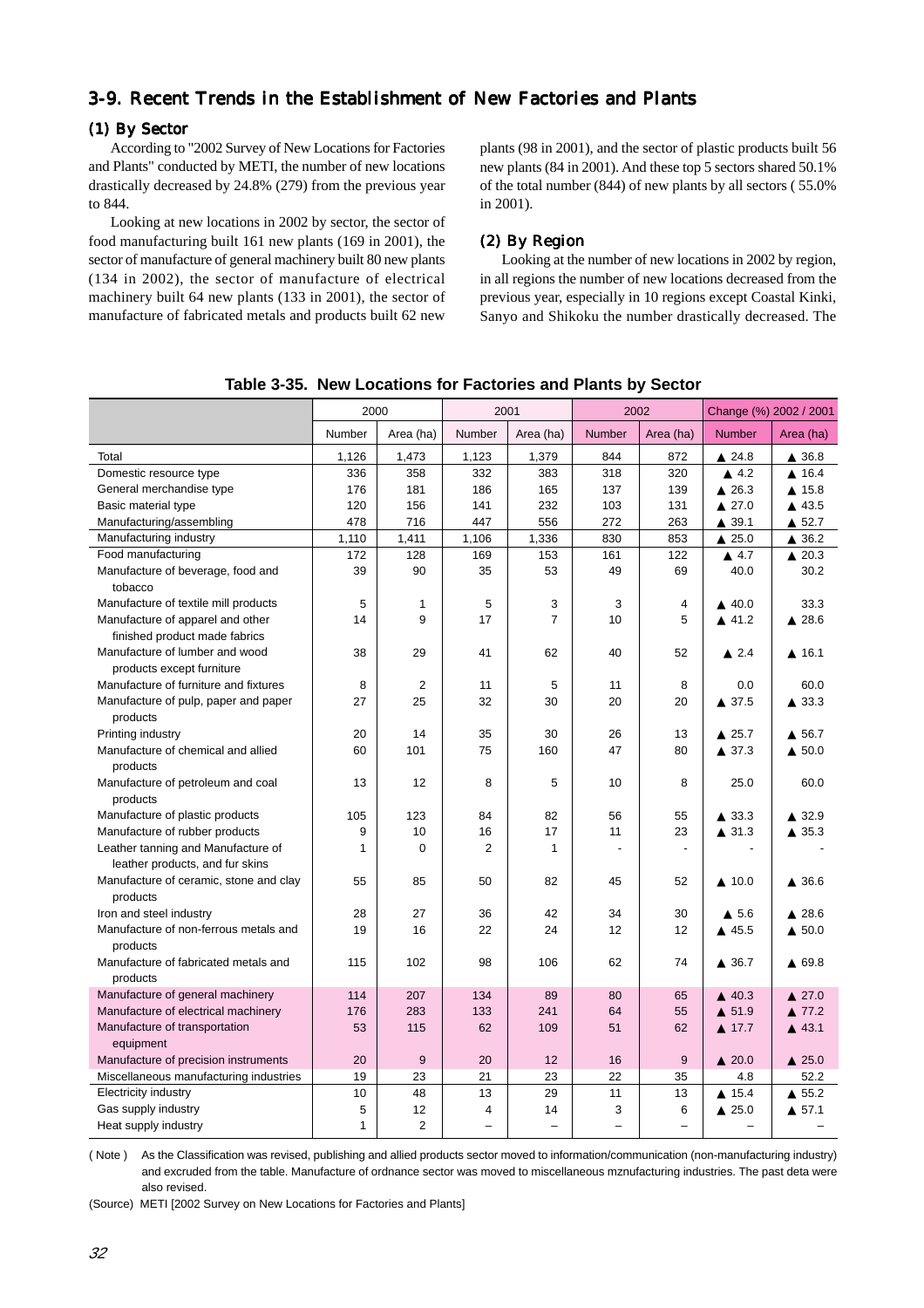## 3-9. Recent Trends in the Establishment of New Factories and Plants

### (1) By Sector

According to "2002 Survey of New Locations for Factories and Plants" conducted by METI, the number of new locations drastically decreased by 24.8% (279) from the previous year to 844.

Looking at new locations in 2002 by sector, the sector of food manufacturing built 161 new plants (169 in 2001), the sector of manufacture of general machinery built 80 new plants (134 in 2002), the sector of manufacture of electrical machinery built 64 new plants (133 in 2001), the sector of manufacture of fabricated metals and products built 62 new plants (98 in 2001), and the sector of plastic products built 56 new plants (84 in 2001). And these top 5 sectors shared 50.1% of the total number (844) of new plants by all sectors ( 55.0% in 2001).

### (2) By Region

Looking at the number of new locations in 2002 by region, in all regions the number of new locations decreased from the previous year, especially in 10 regions except Coastal Kinki, Sanyo and Shikoku the number drastically decreased. The

**Table 3-35. New Locations for Factories and Plants by Sector**

| | 2000 | | 2001 | | 2002 | | Change (%) 2002 / 2001 | |
|---|---|---|---|---|---|---|---|---|
| | Number | Area (ha) | Number | Area (ha) | Number | Area (ha) | Number | Area (ha) |
| Total | 1,126 | 1,473 | 1,123 | 1,379 | 844 | 872 | ▲ 24.8 | ▲ 36.8 |
| Domestic resource type | 336 | 358 | 332 | 383 | 318 | 320 | ▲ 4.2 | ▲ 16.4 |
| General merchandise type | 176 | 181 | 186 | 165 | 137 | 139 | ▲ 26.3 | ▲ 15.8 |
| Basic material type | 120 | 156 | 141 | 232 | 103 | 131 | ▲ 27.0 | ▲ 43.5 |
| Manufacturing/assembling | 478 | 716 | 447 | 556 | 272 | 263 | ▲ 39.1 | ▲ 52.7 |
| Manufacturing industry | 1,110 | 1,411 | 1,106 | 1,336 | 830 | 853 | ▲ 25.0 | ▲ 36.2 |
| Food manufacturing | 172 | 128 | 169 | 153 | 161 | 122 | ▲ 4.7 | ▲ 20.3 |
| Manufacture of beverage, food and tobacco | 39 | 90 | 35 | 53 | 49 | 69 | 40.0 | 30.2 |
| Manufacture of textile mill products | 5 | 1 | 5 | 3 | 3 | 4 | ▲ 40.0 | 33.3 |
| Manufacture of apparel and other finished product made fabrics | 14 | 9 | 17 | 7 | 10 | 5 | ▲ 41.2 | ▲ 28.6 |
| Manufacture of lumber and wood products except furniture | 38 | 29 | 41 | 62 | 40 | 52 | ▲ 2.4 | ▲ 16.1 |
| Manufacture of furniture and fixtures | 8 | 2 | 11 | 5 | 11 | 8 | 0.0 | 60.0 |
| Manufacture of pulp, paper and paper products | 27 | 25 | 32 | 30 | 20 | 20 | ▲ 37.5 | ▲ 33.3 |
| Printing industry | 20 | 14 | 35 | 30 | 26 | 13 | ▲ 25.7 | ▲ 56.7 |
| Manufacture of chemical and allied products | 60 | 101 | 75 | 160 | 47 | 80 | ▲ 37.3 | ▲ 50.0 |
| Manufacture of petroleum and coal products | 13 | 12 | 8 | 5 | 10 | 8 | 25.0 | 60.0 |
| Manufacture of plastic products | 105 | 123 | 84 | 82 | 56 | 55 | ▲ 33.3 | ▲ 32.9 |
| Manufacture of rubber products | 9 | 10 | 16 | 17 | 11 | 23 | ▲ 31.3 | ▲ 35.3 |
| Leather tanning and Manufacture of leather products, and fur skins | 1 | 0 | 2 | 1 | - | - | - | - |
| Manufacture of ceramic, stone and clay products | 55 | 85 | 50 | 82 | 45 | 52 | ▲ 10.0 | ▲ 36.6 |
| Iron and steel industry | 28 | 27 | 36 | 42 | 34 | 30 | ▲ 5.6 | ▲ 28.6 |
| Manufacture of non-ferrous metals and products | 19 | 16 | 22 | 24 | 12 | 12 | ▲ 45.5 | ▲ 50.0 |
| Manufacture of fabricated metals and products | 115 | 102 | 98 | 106 | 62 | 74 | ▲ 36.7 | ▲ 69.8 |
| Manufacture of general machinery | 114 | 207 | 134 | 89 | 80 | 65 | ▲ 40.3 | ▲ 27.0 |
| Manufacture of electrical machinery | 176 | 283 | 133 | 241 | 64 | 55 | ▲ 51.9 | ▲ 77.2 |
| Manufacture of transportation equipment | 53 | 115 | 62 | 109 | 51 | 62 | ▲ 17.7 | ▲ 43.1 |
| Manufacture of precision instruments | 20 | 9 | 20 | 12 | 16 | 9 | ▲ 20.0 | ▲ 25.0 |
| Miscellaneous manufacturing industries | 19 | 23 | 21 | 23 | 22 | 35 | 4.8 | 52.2 |
| Electricity industry | 10 | 48 | 13 | 29 | 11 | 13 | ▲ 15.4 | ▲ 55.2 |
| Gas supply industry | 5 | 12 | 4 | 14 | 3 | 6 | ▲ 25.0 | ▲ 57.1 |
| Heat supply industry | 1 | 2 | – | – | – | – | – | – |

( Note ) As the Classification was revised, publishing and allied products sector moved to information/communication (non-manufacturing industry) and excruded from the table. Manufacture of ordnance sector was moved to miscellaneous mznufacturing industries. The past deta were also revised.

(Source) METI [2002 Survey on New Locations for Factories and Plants]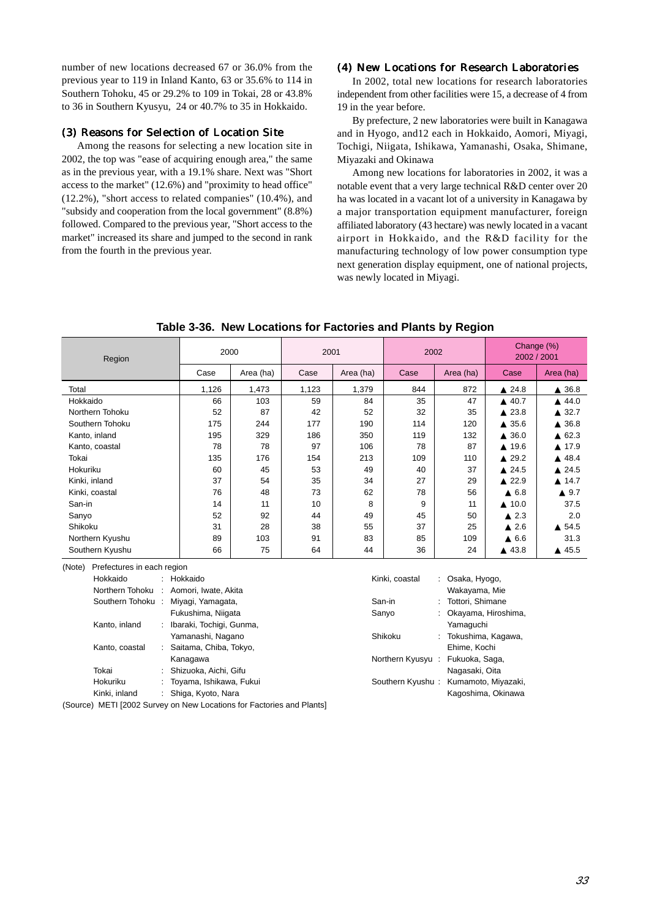number of new locations decreased 67 or 36.0% from the previous year to 119 in Inland Kanto, 63 or 35.6% to 114 in Southern Tohoku, 45 or 29.2% to 109 in Tokai, 28 or 43.8% to 36 in Southern Kyusyu, 24 or 40.7% to 35 in Hokkaido.

### (3) Reasons for Selection of Location Site

Among the reasons for selecting a new location site in 2002, the top was "ease of acquiring enough area," the same as in the previous year, with a 19.1% share. Next was "Short access to the market" (12.6%) and "proximity to head office" (12.2%), "short access to related companies" (10.4%), and "subsidy and cooperation from the local government" (8.8%) followed. Compared to the previous year, "Short access to the market" increased its share and jumped to the second in rank from the fourth in the previous year.

### (4) New Locations for Research Laboratories

In 2002, total new locations for research laboratories independent from other facilities were 15, a decrease of 4 from 19 in the year before.

By prefecture, 2 new laboratories were built in Kanagawa and in Hyogo, and12 each in Hokkaido, Aomori, Miyagi, Tochigi, Niigata, Ishikawa, Yamanashi, Osaka, Shimane, Miyazaki and Okinawa

Among new locations for laboratories in 2002, it was a notable event that a very large technical R&D center over 20 ha was located in a vacant lot of a university in Kanagawa by a major transportation equipment manufacturer, foreign affiliated laboratory (43 hectare) was newly located in a vacant airport in Hokkaido, and the R&D facility for the manufacturing technology of low power consumption type next generation display equipment, one of national projects, was newly located in Miyagi.

**Table 3-36. New Locations for Factories and Plants by Region**

| Region | 2000 | | 2001 | | 2002 | | Change (%) 2002 / 2001 | |
|---|---|---|---|---|---|---|---|---|
| | Case | Area (ha) | Case | Area (ha) | Case | Area (ha) | Case | Area (ha) |
| Total | 1,126 | 1,473 | 1,123 | 1,379 | 844 | 872 | ▲ 24.8 | ▲ 36.8 |
| Hokkaido | 66 | 103 | 59 | 84 | 35 | 47 | ▲ 40.7 | ▲ 44.0 |
| Northern Tohoku | 52 | 87 | 42 | 52 | 32 | 35 | ▲ 23.8 | ▲ 32.7 |
| Southern Tohoku | 175 | 244 | 177 | 190 | 114 | 120 | ▲ 35.6 | ▲ 36.8 |
| Kanto, inland | 195 | 329 | 186 | 350 | 119 | 132 | ▲ 36.0 | ▲ 62.3 |
| Kanto, coastal | 78 | 78 | 97 | 106 | 78 | 87 | ▲ 19.6 | ▲ 17.9 |
| Tokai | 135 | 176 | 154 | 213 | 109 | 110 | ▲ 29.2 | ▲ 48.4 |
| Hokuriku | 60 | 45 | 53 | 49 | 40 | 37 | ▲ 24.5 | ▲ 24.5 |
| Kinki, inland | 37 | 54 | 35 | 34 | 27 | 29 | ▲ 22.9 | ▲ 14.7 |
| Kinki, coastal | 76 | 48 | 73 | 62 | 78 | 56 | ▲ 6.8 | ▲ 9.7 |
| San-in | 14 | 11 | 10 | 8 | 9 | 11 | ▲ 10.0 | 37.5 |
| Sanyo | 52 | 92 | 44 | 49 | 45 | 50 | ▲ 2.3 | 2.0 |
| Shikoku | 31 | 28 | 38 | 55 | 37 | 25 | ▲ 2.6 | ▲ 54.5 |
| Northern Kyushu | 89 | 103 | 91 | 83 | 85 | 109 | ▲ 6.6 | 31.3 |
| Southern Kyushu | 66 | 75 | 64 | 44 | 36 | 24 | ▲ 43.8 | ▲ 45.5 |

(Note) Prefectures in each region

- Hokkaido : Hokkaido
- Northern Tohoku : Aomori, Iwate, Akita
- Southern Tohoku : Miyagi, Yamagata, Fukushima, Niigata
- Kanto, inland : Ibaraki, Tochigi, Gunma, Yamanashi, Nagano
- Kanto, coastal : Saitama, Chiba, Tokyo, Kanagawa
- Tokai : Shizuoka, Aichi, Gifu
- Hokuriku : Toyama, Ishikawa, Fukui
- Kinki, inland : Shiga, Kyoto, Nara
- Kinki, coastal : Osaka, Hyogo, Wakayama, Mie
- San-in : Tottori, Shimane
- Sanyo : Okayama, Hiroshima, Yamaguchi
- Shikoku : Tokushima, Kagawa, Ehime, Kochi
- Northern Kyusyu : Fukuoka, Saga, Nagasaki, Oita
- Southern Kyushu : Kumamoto, Miyazaki, Kagoshima, Okinawa

(Source) METI [2002 Survey on New Locations for Factories and Plants]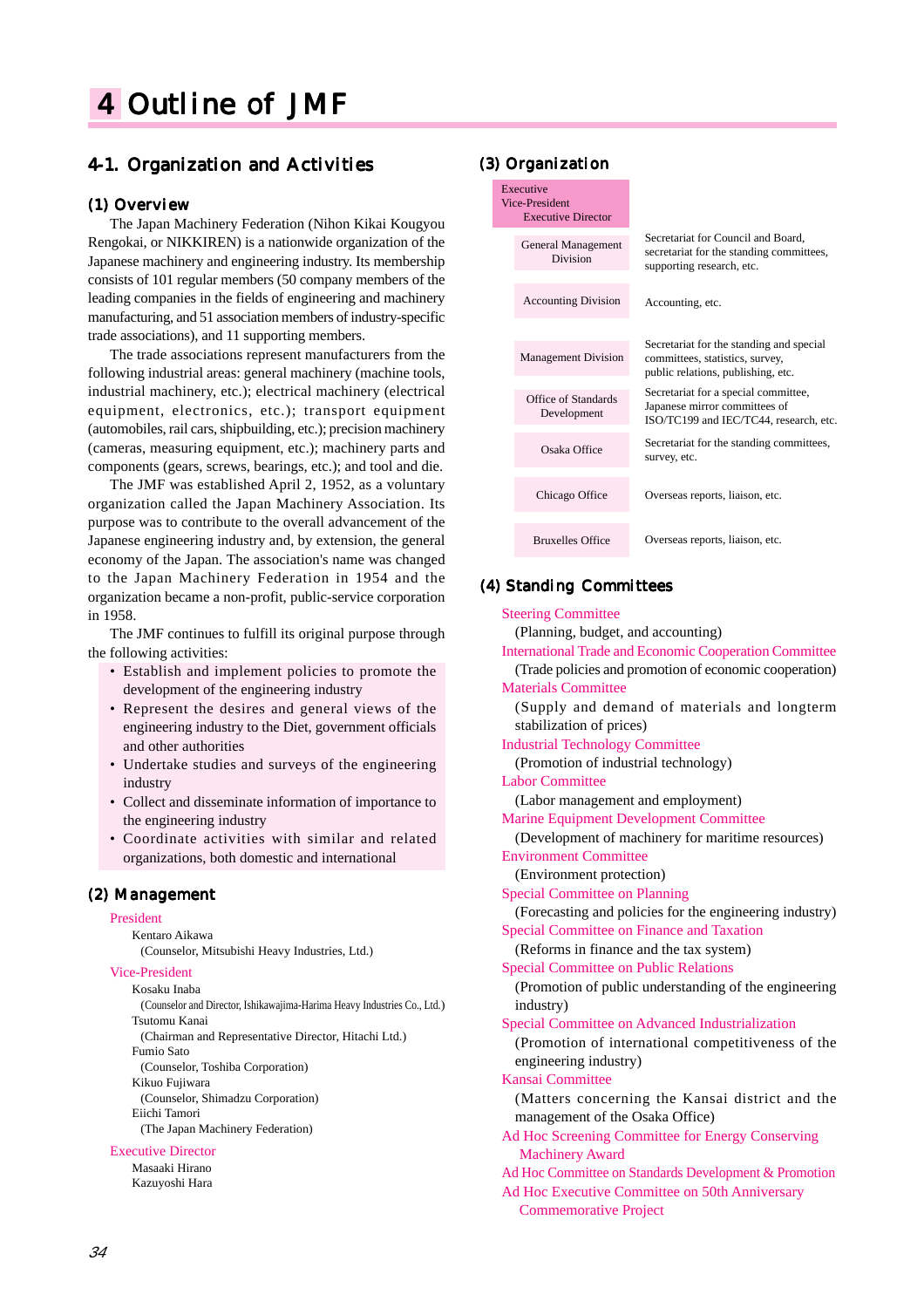# 4 Outline of JMF

## 4-1. Organization and Activities

### (1) Overview

The Japan Machinery Federation (Nihon Kikai Kougyou Rengokai, or NIKKIREN) is a nationwide organization of the Japanese machinery and engineering industry. Its membership consists of 101 regular members (50 company members of the leading companies in the fields of engineering and machinery manufacturing, and 51 association members of industry-specific trade associations), and 11 supporting members.

The trade associations represent manufacturers from the following industrial areas: general machinery (machine tools, industrial machinery, etc.); electrical machinery (electrical equipment, electronics, etc.); transport equipment (automobiles, rail cars, shipbuilding, etc.); precision machinery (cameras, measuring equipment, etc.); machinery parts and components (gears, screws, bearings, etc.); and tool and die.

The JMF was established April 2, 1952, as a voluntary organization called the Japan Machinery Association. Its purpose was to contribute to the overall advancement of the Japanese engineering industry and, by extension, the general economy of the Japan. The association's name was changed to the Japan Machinery Federation in 1954 and the organization became a non-profit, public-service corporation in 1958.

The JMF continues to fulfill its original purpose through the following activities:

- Establish and implement policies to promote the development of the engineering industry
- Represent the desires and general views of the engineering industry to the Diet, government officials and other authorities
- Undertake studies and surveys of the engineering industry
- Collect and disseminate information of importance to the engineering industry
- Coordinate activities with similar and related organizations, both domestic and international

### (2) Management

**President**

Kentaro Aikawa
(Counselor, Mitsubishi Heavy Industries, Ltd.)

**Vice-President**

Kosaku Inaba
(Counselor and Director, Ishikawajima-Harima Heavy Industries Co., Ltd.)
Tsutomu Kanai
(Chairman and Representative Director, Hitachi Ltd.)
Fumio Sato
(Counselor, Toshiba Corporation)
Kikuo Fujiwara
(Counselor, Shimadzu Corporation)
Eiichi Tamori
(The Japan Machinery Federation)

**Executive Director**

Masaaki Hirano
Kazuyoshi Hara

### (3) Organization

Executive
Vice-President
Executive Director

| Division | Responsibilities |
|---|---|
| General Management Division | Secretariat for Council and Board, secretariat for the standing committees, supporting research, etc. |
| Accounting Division | Accounting, etc. |
| Management Division | Secretariat for the standing and special committees, statistics, survey, public relations, publishing, etc. |
| Office of Standards Development | Secretariat for a special committee, Japanese mirror committees of ISO/TC199 and IEC/TC44, research, etc. |
| Osaka Office | Secretariat for the standing committees, survey, etc. |
| Chicago Office | Overseas reports, liaison, etc. |
| Bruxelles Office | Overseas reports, liaison, etc. |

### (4) Standing Committees

**Steering Committee**
(Planning, budget, and accounting)

**International Trade and Economic Cooperation Committee**
(Trade policies and promotion of economic cooperation)

**Materials Committee**
(Supply and demand of materials and longterm stabilization of prices)

**Industrial Technology Committee**
(Promotion of industrial technology)

**Labor Committee**
(Labor management and employment)

**Marine Equipment Development Committee**
(Development of machinery for maritime resources)

**Environment Committee**
(Environment protection)

**Special Committee on Planning**
(Forecasting and policies for the engineering industry)

**Special Committee on Finance and Taxation**
(Reforms in finance and the tax system)

**Special Committee on Public Relations**
(Promotion of public understanding of the engineering industry)

**Special Committee on Advanced Industrialization**
(Promotion of international competitiveness of the engineering industry)

**Kansai Committee**
(Matters concerning the Kansai district and the management of the Osaka Office)

**Ad Hoc Screening Committee for Energy Conserving Machinery Award**

**Ad Hoc Committee on Standards Development & Promotion**

**Ad Hoc Executive Committee on 50th Anniversary Commemorative Project**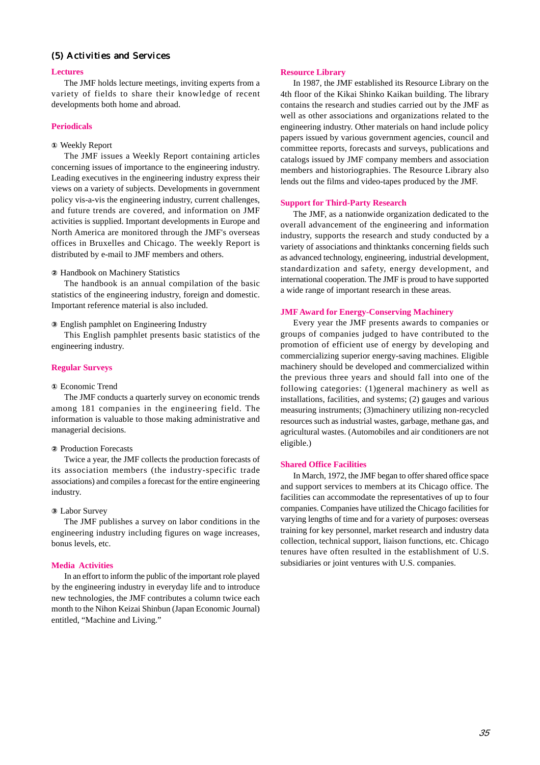## (5) Activities and Services

### Lectures

The JMF holds lecture meetings, inviting experts from a variety of fields to share their knowledge of recent developments both home and abroad.

### Periodicals

① Weekly Report

The JMF issues a Weekly Report containing articles concerning issues of importance to the engineering industry. Leading executives in the engineering industry express their views on a variety of subjects. Developments in government policy vis-a-vis the engineering industry, current challenges, and future trends are covered, and information on JMF activities is supplied. Important developments in Europe and North America are monitored through the JMF's overseas offices in Bruxelles and Chicago. The weekly Report is distributed by e-mail to JMF members and others.

② Handbook on Machinery Statistics

The handbook is an annual compilation of the basic statistics of the engineering industry, foreign and domestic. Important reference material is also included.

③ English pamphlet on Engineering Industry

This English pamphlet presents basic statistics of the engineering industry.

### Regular Surveys

① Economic Trend

The JMF conducts a quarterly survey on economic trends among 181 companies in the engineering field. The information is valuable to those making administrative and managerial decisions.

② Production Forecasts

Twice a year, the JMF collects the production forecasts of its association members (the industry-specific trade associations) and compiles a forecast for the entire engineering industry.

③ Labor Survey

The JMF publishes a survey on labor conditions in the engineering industry including figures on wage increases, bonus levels, etc.

### Media Activities

In an effort to inform the public of the important role played by the engineering industry in everyday life and to introduce new technologies, the JMF contributes a column twice each month to the Nihon Keizai Shinbun (Japan Economic Journal) entitled, “Machine and Living.”

### Resource Library

In 1987, the JMF established its Resource Library on the 4th floor of the Kikai Shinko Kaikan building. The library contains the research and studies carried out by the JMF as well as other associations and organizations related to the engineering industry. Other materials on hand include policy papers issued by various government agencies, council and committee reports, forecasts and surveys, publications and catalogs issued by JMF company members and association members and historiographies. The Resource Library also lends out the films and video-tapes produced by the JMF.

### Support for Third-Party Research

The JMF, as a nationwide organization dedicated to the overall advancement of the engineering and information industry, supports the research and study conducted by a variety of associations and thinktanks concerning fields such as advanced technology, engineering, industrial development, standardization and safety, energy development, and international cooperation. The JMF is proud to have supported a wide range of important research in these areas.

### JMF Award for Energy-Conserving Machinery

Every year the JMF presents awards to companies or groups of companies judged to have contributed to the promotion of efficient use of energy by developing and commercializing superior energy-saving machines. Eligible machinery should be developed and commercialized within the previous three years and should fall into one of the following categories: (1)general machinery as well as installations, facilities, and systems; (2) gauges and various measuring instruments; (3)machinery utilizing non-recycled resources such as industrial wastes, garbage, methane gas, and agricultural wastes. (Automobiles and air conditioners are not eligible.)

### Shared Office Facilities

In March, 1972, the JMF began to offer shared office space and support services to members at its Chicago office. The facilities can accommodate the representatives of up to four companies. Companies have utilized the Chicago facilities for varying lengths of time and for a variety of purposes: overseas training for key personnel, market research and industry data collection, technical support, liaison functions, etc. Chicago tenures have often resulted in the establishment of U.S. subsidiaries or joint ventures with U.S. companies.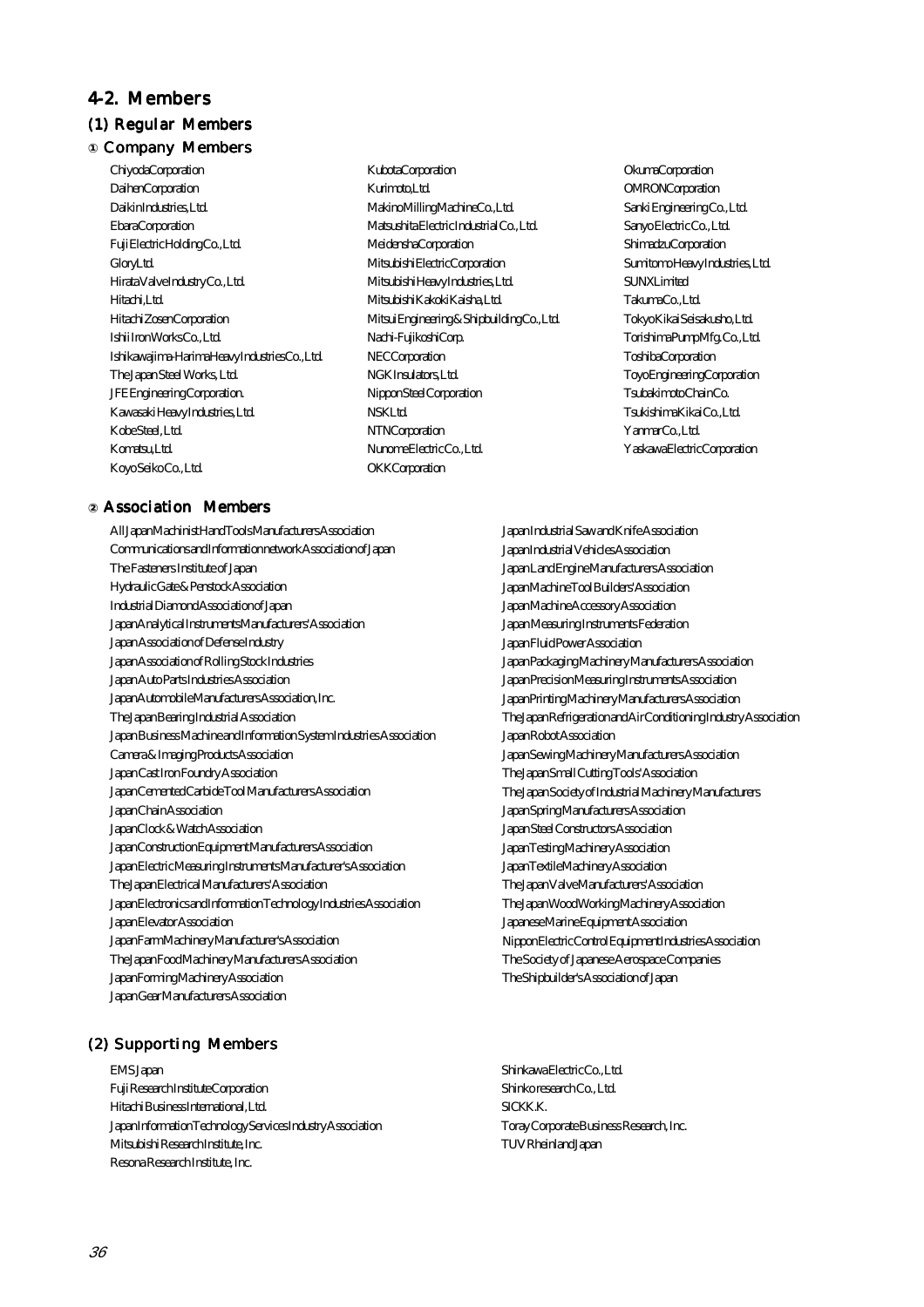# 4-2. Members

## (1) Regular Members

### ① Company Members

Chiyoda Corporation
Daihen Corporation
Daikin Industries, Ltd.
Ebara Corporation
Fuji Electric Holding Co., Ltd.
Glory Ltd.
Hirata Valve Industry Co., Ltd.
Hitachi, Ltd.
Hitachi Zosen Corporation
Ishii Iron Works Co., Ltd.
Ishikawajima-Harima Heavy Industries Co., Ltd.
The Japan Steel Works, Ltd.
JFE Engineering Corporation.
Kawasaki Heavy Industries, Ltd.
Kobe Steel, Ltd.
Komatsu, Ltd.
Koyo Seiko Co., Ltd.
Kubota Corporation
Kurimoto, Ltd.
Makino Milling Machine Co., Ltd.
Matsushita Electric Industrial Co., Ltd.
Meidensha Corporation
Mitsubishi Electric Corporation
Mitsubishi Heavy Industries, Ltd.
Mitsubishi Kakoki Kaisha, Ltd.
Mitsui Engineering & Shipbuilding Co., Ltd.
Nachi-Fujikoshi Corp.
NEC Corporation
NGK Insulators, Ltd.
Nippon Steel Corporation
NSK Ltd.
NTN Corporation
Nunome Electric Co., Ltd.
OKK Corporation
Okuma Corporation
OMRON Corporation
Sanki Engineering Co., Ltd.
Sanyo Electric Co., Ltd.
Shimadzu Corporation
Sumitomo Heavy Industries, Ltd.
SUNX Limited
Takuma Co., Ltd.
Tokyo Kikai Seisakusho, Ltd.
Torishima Pump Mfg. Co., Ltd.
Toshiba Corporation
Toyo Engineering Corporation
Tsubakimoto Chain Co.
Tsukishima Kikai Co., Ltd.
Yanmar Co., Ltd.
Yaskawa Electric Corporation

### ② Association Members

All Japan Machinist Hand Tools Manufacturers Association
Communications and Information network Association of Japan
The Fasteners Institute of Japan
Hydraulic Gate & Penstock Association
Industrial Diamond Association of Japan
Japan Analytical Instruments Manufacturers' Association
Japan Association of Defense Industry
Japan Association of Rolling Stock Industries
Japan Auto Parts Industries Association
Japan Automobile Manufacturers Association, Inc.
The Japan Bearing Industrial Association
Japan Business Machine and Information System Industries Association
Camera & Imaging Products Association
Japan Cast Iron Foundry Association
Japan Cemented Carbide Tool Manufacturers Association
Japan Chain Association
Japan Clock & Watch Association
Japan Construction Equipment Manufacturers Association
Japan Electric Measuring Instruments Manufacturer's Association
The Japan Electrical Manufacturers' Association
Japan Electronics and Information Technology Industries Association
Japan Elevator Association
Japan Farm Machinery Manufacturer's Association
The Japan Food Machinery Manufacturers Association
Japan Forming Machinery Association
Japan Gear Manufacturers Association
Japan Industrial Saw and Knife Association
Japan Industrial Vehicles Association
Japan Land Engine Manufacturers Association
Japan Machine Tool Builders' Association
Japan Machine Accessory Association
Japan Measuring Instruments Federation
Japan Fluid Power Association
Japan Packaging Machinery Manufacturers Association
Japan Precision Measuring Instruments Association
Japan Printing Machinery Manufacturers Association
The Japan Refrigeration and Air Conditioning Industry Association
Japan Robot Association
Japan Sewing Machinery Manufacturers Association
The Japan Small Cutting Tools' Association
The Japan Society of Industrial Machinery Manufacturers
Japan Spring Manufacturers Association
Japan Steel Constructors Association
Japan Testing Machinery Association
Japan Textile Machinery Association
The Japan Valve Manufacturers' Association
The Japan Wood Working Machinery Association
Japanese Marine Equipment Association
Nippon Electric Control Equipment Industries Association
The Society of Japanese Aerospace Companies
The Shipbuilder's Association of Japan

## (2) Supporting Members

EMS Japan
Fuji Research Institute Corporation
Hitachi Business International, Ltd.
Japan Information Technology Services Industry Association
Mitsubishi Research Institute, Inc.
Resona Research Institute, Inc.
Shinkawa Electric Co., Ltd.
Shinko research Co., Ltd.
SICK K.K.
Toray Corporate Business Research, Inc.
TUV Rheinland Japan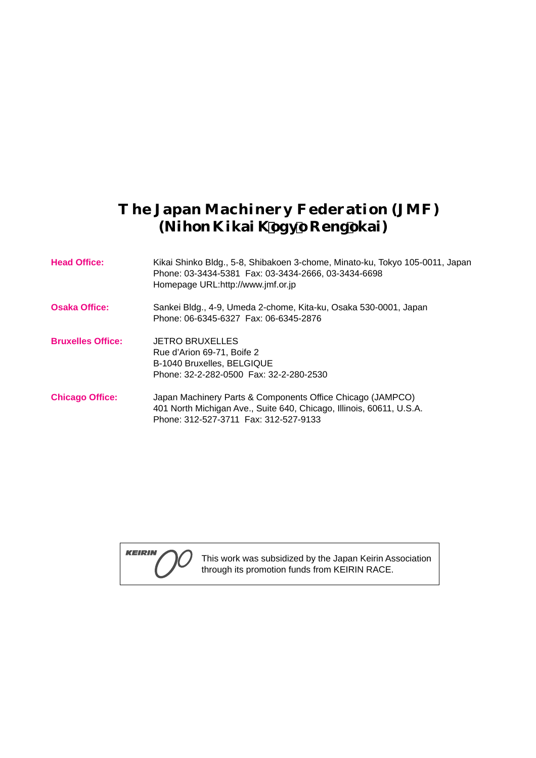# The Japan Machinery Federation (JMF)
# (Nihon Kikai Kōgyō Rengōkai)

**Head Office:** Kikai Shinko Bldg., 5-8, Shibakoen 3-chome, Minato-ku, Tokyo 105-0011, Japan
Phone: 03-3434-5381 Fax: 03-3434-2666, 03-3434-6698
Homepage URL:http://www.jmf.or.jp

**Osaka Office:** Sankei Bldg., 4-9, Umeda 2-chome, Kita-ku, Osaka 530-0001, Japan
Phone: 06-6345-6327 Fax: 06-6345-2876

**Bruxelles Office:** JETRO BRUXELLES
Rue d'Arion 69-71, Boife 2
B-1040 Bruxelles, BELGIQUE
Phone: 32-2-282-0500 Fax: 32-2-280-2530

**Chicago Office:** Japan Machinery Parts & Components Office Chicago (JAMPCO)
401 North Michigan Ave., Suite 640, Chicago, Illinois, 60611, U.S.A.
Phone: 312-527-3711 Fax: 312-527-9133

KEIRIN

This work was subsidized by the Japan Keirin Association through its promotion funds from KEIRIN RACE.